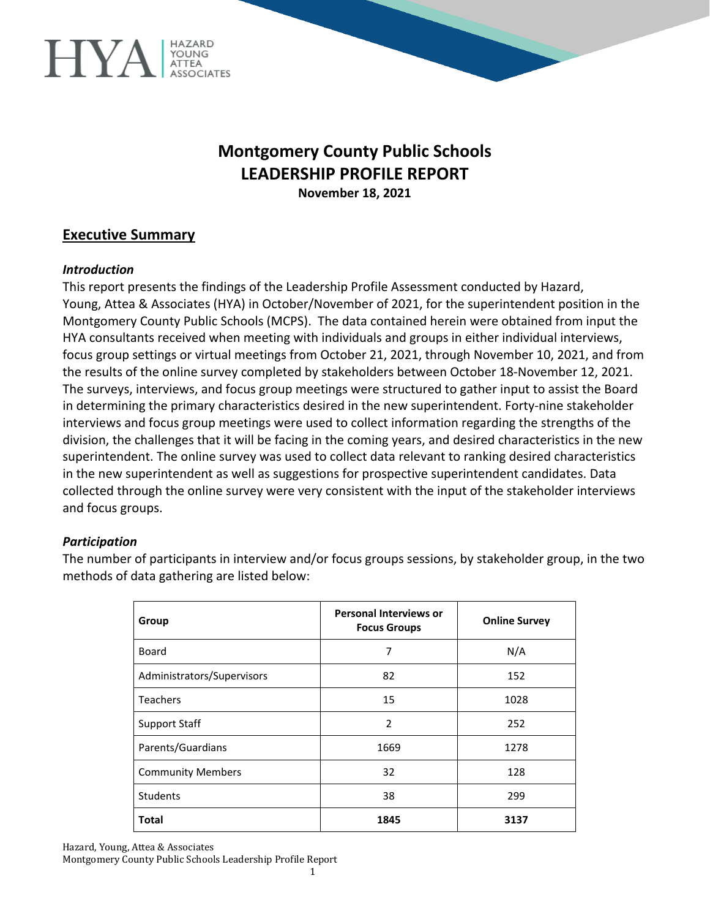# Montgomery County Public Schools
# LEADERSHIP PROFILE REPORT

**November 18, 2021**

## Executive Summary

### *Introduction*

This report presents the findings of the Leadership Profile Assessment conducted by Hazard, Young, Attea & Associates (HYA) in October/November of 2021, for the superintendent position in the Montgomery County Public Schools (MCPS). The data contained herein were obtained from input the HYA consultants received when meeting with individuals and groups in either individual interviews, focus group settings or virtual meetings from October 21, 2021, through November 10, 2021, and from the results of the online survey completed by stakeholders between October 18-November 12, 2021. The surveys, interviews, and focus group meetings were structured to gather input to assist the Board in determining the primary characteristics desired in the new superintendent. Forty-nine stakeholder interviews and focus group meetings were used to collect information regarding the strengths of the division, the challenges that it will be facing in the coming years, and desired characteristics in the new superintendent. The online survey was used to collect data relevant to ranking desired characteristics in the new superintendent as well as suggestions for prospective superintendent candidates. Data collected through the online survey were very consistent with the input of the stakeholder interviews and focus groups.

### *Participation*

The number of participants in interview and/or focus groups sessions, by stakeholder group, in the two methods of data gathering are listed below:

| Group | Personal Interviews or Focus Groups | Online Survey |
|---|---|---|
| Board | 7 | N/A |
| Administrators/Supervisors | 82 | 152 |
| Teachers | 15 | 1028 |
| Support Staff | 2 | 252 |
| Parents/Guardians | 1669 | 1278 |
| Community Members | 32 | 128 |
| Students | 38 | 299 |
| **Total** | **1845** | **3137** |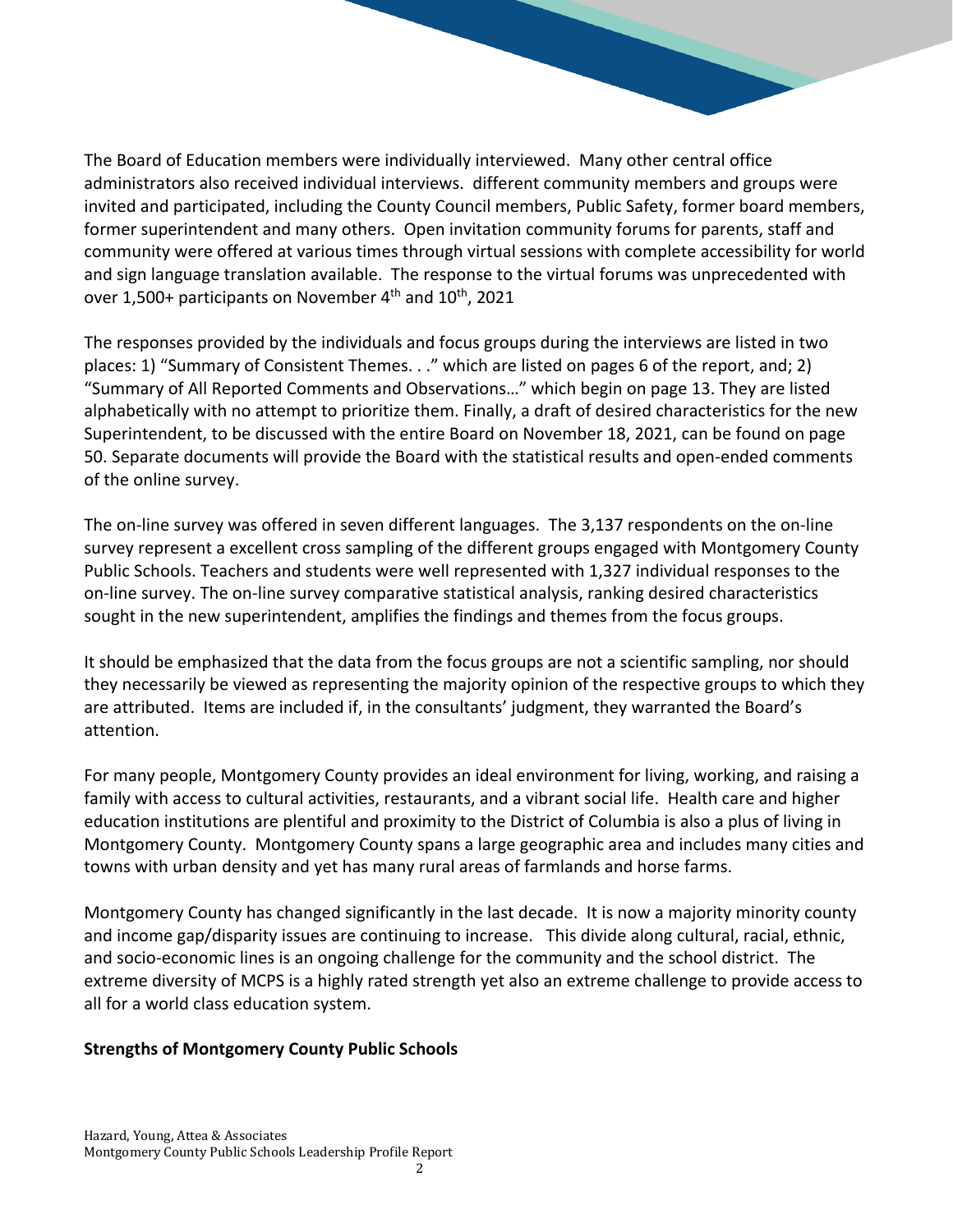The Board of Education members were individually interviewed. Many other central office administrators also received individual interviews. different community members and groups were invited and participated, including the County Council members, Public Safety, former board members, former superintendent and many others. Open invitation community forums for parents, staff and community were offered at various times through virtual sessions with complete accessibility for world and sign language translation available. The response to the virtual forums was unprecedented with over 1,500+ participants on November 4th and 10th, 2021

The responses provided by the individuals and focus groups during the interviews are listed in two places: 1) "Summary of Consistent Themes. . ." which are listed on pages 6 of the report, and; 2) "Summary of All Reported Comments and Observations…" which begin on page 13. They are listed alphabetically with no attempt to prioritize them. Finally, a draft of desired characteristics for the new Superintendent, to be discussed with the entire Board on November 18, 2021, can be found on page 50. Separate documents will provide the Board with the statistical results and open-ended comments of the online survey.

The on-line survey was offered in seven different languages. The 3,137 respondents on the on-line survey represent a excellent cross sampling of the different groups engaged with Montgomery County Public Schools. Teachers and students were well represented with 1,327 individual responses to the on-line survey. The on-line survey comparative statistical analysis, ranking desired characteristics sought in the new superintendent, amplifies the findings and themes from the focus groups.

It should be emphasized that the data from the focus groups are not a scientific sampling, nor should they necessarily be viewed as representing the majority opinion of the respective groups to which they are attributed. Items are included if, in the consultants' judgment, they warranted the Board's attention.

For many people, Montgomery County provides an ideal environment for living, working, and raising a family with access to cultural activities, restaurants, and a vibrant social life. Health care and higher education institutions are plentiful and proximity to the District of Columbia is also a plus of living in Montgomery County. Montgomery County spans a large geographic area and includes many cities and towns with urban density and yet has many rural areas of farmlands and horse farms.

Montgomery County has changed significantly in the last decade. It is now a majority minority county and income gap/disparity issues are continuing to increase. This divide along cultural, racial, ethnic, and socio-economic lines is an ongoing challenge for the community and the school district. The extreme diversity of MCPS is a highly rated strength yet also an extreme challenge to provide access to all for a world class education system.

**Strengths of Montgomery County Public Schools**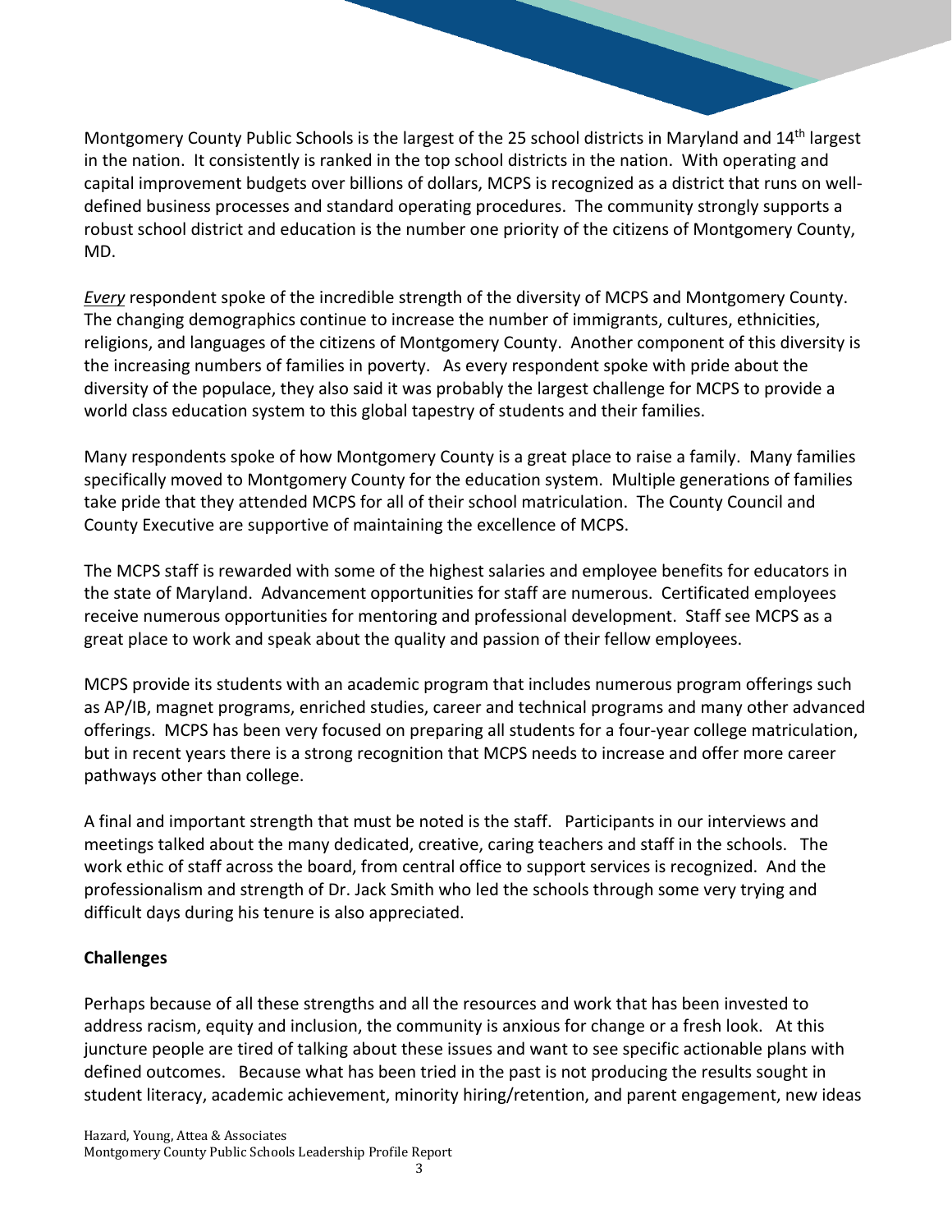Montgomery County Public Schools is the largest of the 25 school districts in Maryland and 14th largest in the nation. It consistently is ranked in the top school districts in the nation. With operating and capital improvement budgets over billions of dollars, MCPS is recognized as a district that runs on well-defined business processes and standard operating procedures. The community strongly supports a robust school district and education is the number one priority of the citizens of Montgomery County, MD.

*Every* respondent spoke of the incredible strength of the diversity of MCPS and Montgomery County. The changing demographics continue to increase the number of immigrants, cultures, ethnicities, religions, and languages of the citizens of Montgomery County. Another component of this diversity is the increasing numbers of families in poverty. As every respondent spoke with pride about the diversity of the populace, they also said it was probably the largest challenge for MCPS to provide a world class education system to this global tapestry of students and their families.

Many respondents spoke of how Montgomery County is a great place to raise a family. Many families specifically moved to Montgomery County for the education system. Multiple generations of families take pride that they attended MCPS for all of their school matriculation. The County Council and County Executive are supportive of maintaining the excellence of MCPS.

The MCPS staff is rewarded with some of the highest salaries and employee benefits for educators in the state of Maryland. Advancement opportunities for staff are numerous. Certificated employees receive numerous opportunities for mentoring and professional development. Staff see MCPS as a great place to work and speak about the quality and passion of their fellow employees.

MCPS provide its students with an academic program that includes numerous program offerings such as AP/IB, magnet programs, enriched studies, career and technical programs and many other advanced offerings. MCPS has been very focused on preparing all students for a four-year college matriculation, but in recent years there is a strong recognition that MCPS needs to increase and offer more career pathways other than college.

A final and important strength that must be noted is the staff. Participants in our interviews and meetings talked about the many dedicated, creative, caring teachers and staff in the schools. The work ethic of staff across the board, from central office to support services is recognized. And the professionalism and strength of Dr. Jack Smith who led the schools through some very trying and difficult days during his tenure is also appreciated.

**Challenges**

Perhaps because of all these strengths and all the resources and work that has been invested to address racism, equity and inclusion, the community is anxious for change or a fresh look. At this juncture people are tired of talking about these issues and want to see specific actionable plans with defined outcomes. Because what has been tried in the past is not producing the results sought in student literacy, academic achievement, minority hiring/retention, and parent engagement, new ideas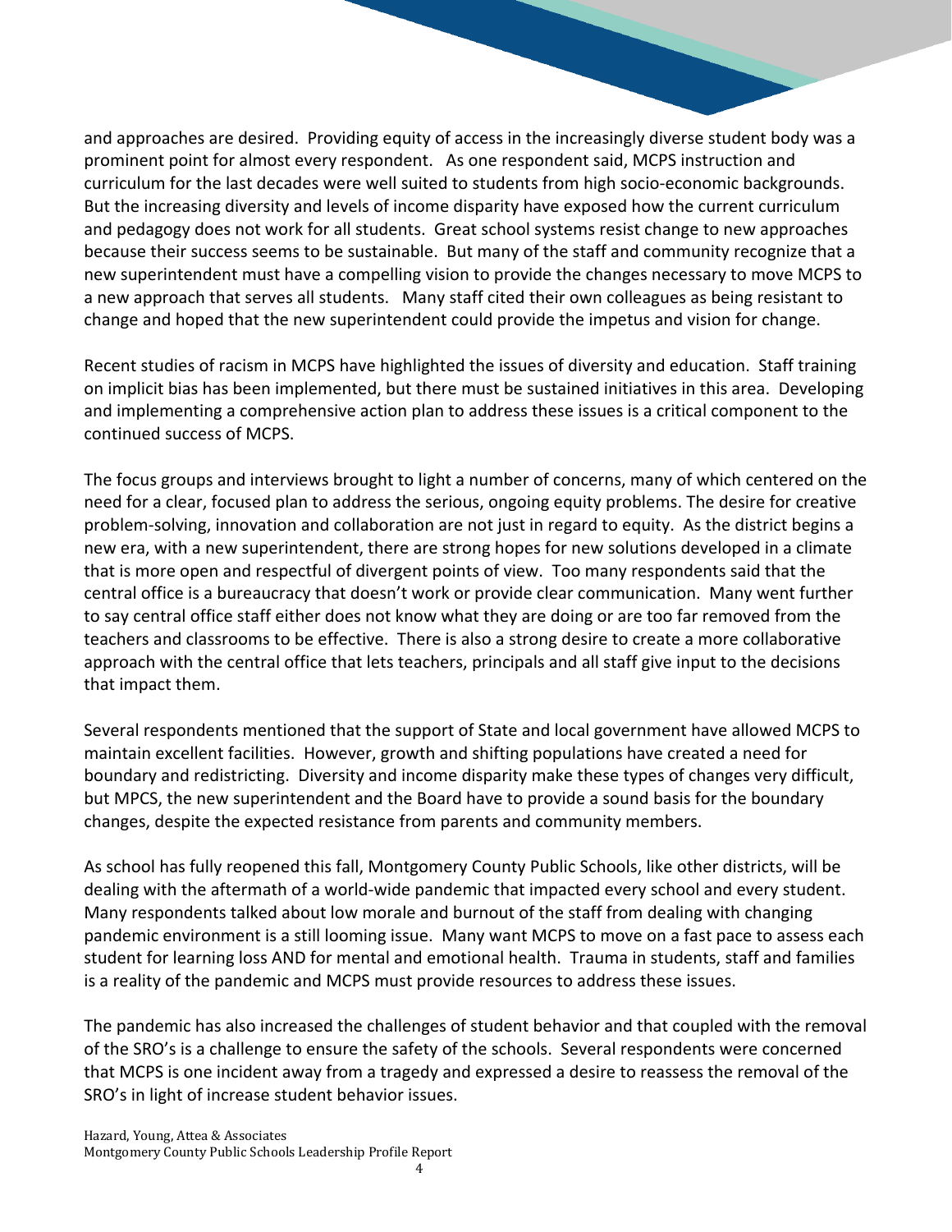and approaches are desired. Providing equity of access in the increasingly diverse student body was a prominent point for almost every respondent. As one respondent said, MCPS instruction and curriculum for the last decades were well suited to students from high socio-economic backgrounds. But the increasing diversity and levels of income disparity have exposed how the current curriculum and pedagogy does not work for all students. Great school systems resist change to new approaches because their success seems to be sustainable. But many of the staff and community recognize that a new superintendent must have a compelling vision to provide the changes necessary to move MCPS to a new approach that serves all students. Many staff cited their own colleagues as being resistant to change and hoped that the new superintendent could provide the impetus and vision for change.

Recent studies of racism in MCPS have highlighted the issues of diversity and education. Staff training on implicit bias has been implemented, but there must be sustained initiatives in this area. Developing and implementing a comprehensive action plan to address these issues is a critical component to the continued success of MCPS.

The focus groups and interviews brought to light a number of concerns, many of which centered on the need for a clear, focused plan to address the serious, ongoing equity problems. The desire for creative problem-solving, innovation and collaboration are not just in regard to equity. As the district begins a new era, with a new superintendent, there are strong hopes for new solutions developed in a climate that is more open and respectful of divergent points of view. Too many respondents said that the central office is a bureaucracy that doesn't work or provide clear communication. Many went further to say central office staff either does not know what they are doing or are too far removed from the teachers and classrooms to be effective. There is also a strong desire to create a more collaborative approach with the central office that lets teachers, principals and all staff give input to the decisions that impact them.

Several respondents mentioned that the support of State and local government have allowed MCPS to maintain excellent facilities. However, growth and shifting populations have created a need for boundary and redistricting. Diversity and income disparity make these types of changes very difficult, but MPCS, the new superintendent and the Board have to provide a sound basis for the boundary changes, despite the expected resistance from parents and community members.

As school has fully reopened this fall, Montgomery County Public Schools, like other districts, will be dealing with the aftermath of a world-wide pandemic that impacted every school and every student. Many respondents talked about low morale and burnout of the staff from dealing with changing pandemic environment is a still looming issue. Many want MCPS to move on a fast pace to assess each student for learning loss AND for mental and emotional health. Trauma in students, staff and families is a reality of the pandemic and MCPS must provide resources to address these issues.

The pandemic has also increased the challenges of student behavior and that coupled with the removal of the SRO's is a challenge to ensure the safety of the schools. Several respondents were concerned that MCPS is one incident away from a tragedy and expressed a desire to reassess the removal of the SRO's in light of increase student behavior issues.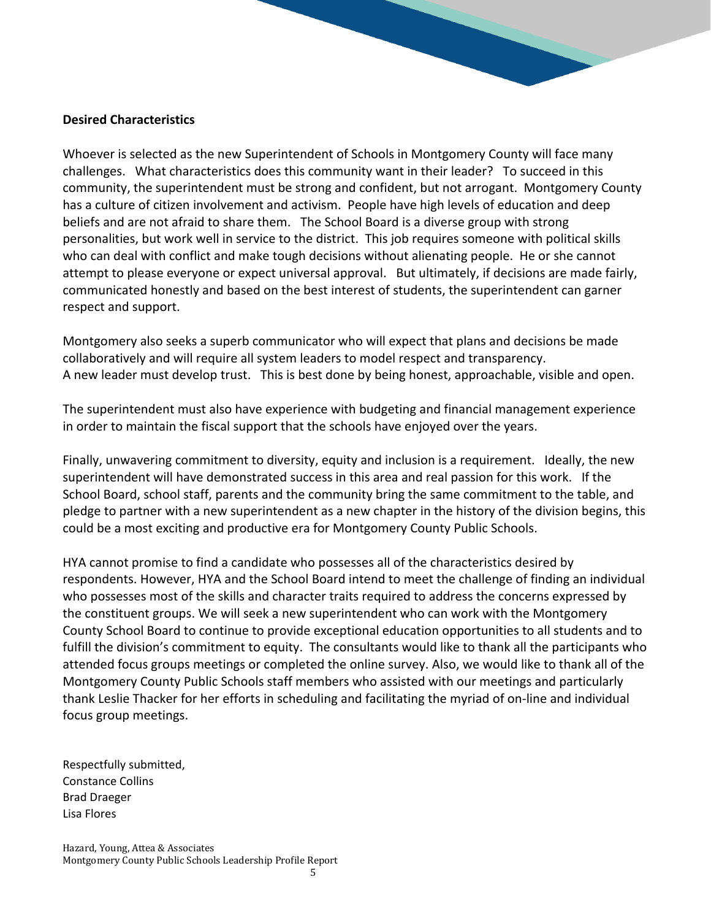**Desired Characteristics**

Whoever is selected as the new Superintendent of Schools in Montgomery County will face many challenges. What characteristics does this community want in their leader? To succeed in this community, the superintendent must be strong and confident, but not arrogant. Montgomery County has a culture of citizen involvement and activism. People have high levels of education and deep beliefs and are not afraid to share them. The School Board is a diverse group with strong personalities, but work well in service to the district. This job requires someone with political skills who can deal with conflict and make tough decisions without alienating people. He or she cannot attempt to please everyone or expect universal approval. But ultimately, if decisions are made fairly, communicated honestly and based on the best interest of students, the superintendent can garner respect and support.

Montgomery also seeks a superb communicator who will expect that plans and decisions be made collaboratively and will require all system leaders to model respect and transparency.
A new leader must develop trust. This is best done by being honest, approachable, visible and open.

The superintendent must also have experience with budgeting and financial management experience in order to maintain the fiscal support that the schools have enjoyed over the years.

Finally, unwavering commitment to diversity, equity and inclusion is a requirement. Ideally, the new superintendent will have demonstrated success in this area and real passion for this work. If the School Board, school staff, parents and the community bring the same commitment to the table, and pledge to partner with a new superintendent as a new chapter in the history of the division begins, this could be a most exciting and productive era for Montgomery County Public Schools.

HYA cannot promise to find a candidate who possesses all of the characteristics desired by respondents. However, HYA and the School Board intend to meet the challenge of finding an individual who possesses most of the skills and character traits required to address the concerns expressed by the constituent groups. We will seek a new superintendent who can work with the Montgomery County School Board to continue to provide exceptional education opportunities to all students and to fulfill the division's commitment to equity. The consultants would like to thank all the participants who attended focus groups meetings or completed the online survey. Also, we would like to thank all of the Montgomery County Public Schools staff members who assisted with our meetings and particularly thank Leslie Thacker for her efforts in scheduling and facilitating the myriad of on-line and individual focus group meetings.

Respectfully submitted,
Constance Collins
Brad Draeger
Lisa Flores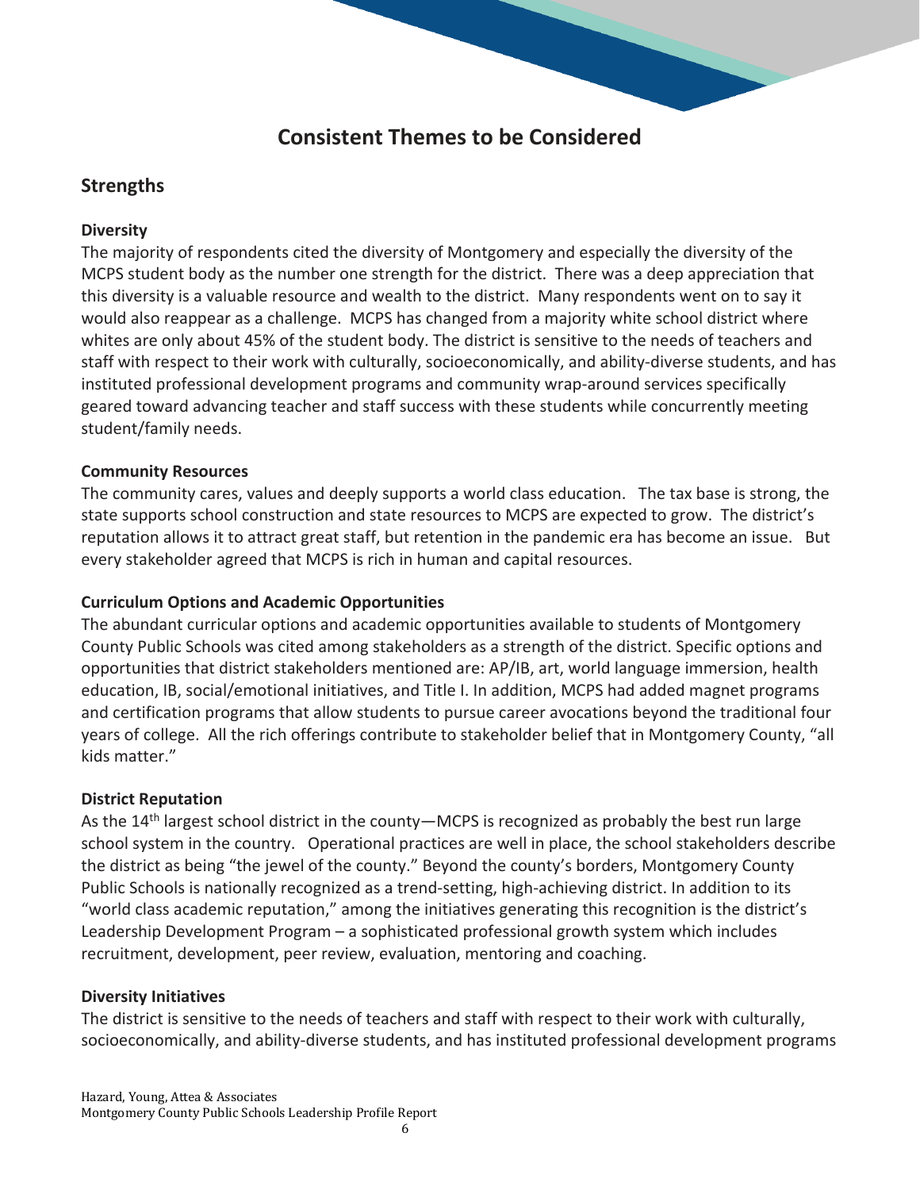# Consistent Themes to be Considered

## Strengths

### Diversity

The majority of respondents cited the diversity of Montgomery and especially the diversity of the MCPS student body as the number one strength for the district. There was a deep appreciation that this diversity is a valuable resource and wealth to the district. Many respondents went on to say it would also reappear as a challenge. MCPS has changed from a majority white school district where whites are only about 45% of the student body. The district is sensitive to the needs of teachers and staff with respect to their work with culturally, socioeconomically, and ability-diverse students, and has instituted professional development programs and community wrap-around services specifically geared toward advancing teacher and staff success with these students while concurrently meeting student/family needs.

### Community Resources

The community cares, values and deeply supports a world class education. The tax base is strong, the state supports school construction and state resources to MCPS are expected to grow. The district's reputation allows it to attract great staff, but retention in the pandemic era has become an issue. But every stakeholder agreed that MCPS is rich in human and capital resources.

### Curriculum Options and Academic Opportunities

The abundant curricular options and academic opportunities available to students of Montgomery County Public Schools was cited among stakeholders as a strength of the district. Specific options and opportunities that district stakeholders mentioned are: AP/IB, art, world language immersion, health education, IB, social/emotional initiatives, and Title I. In addition, MCPS had added magnet programs and certification programs that allow students to pursue career avocations beyond the traditional four years of college. All the rich offerings contribute to stakeholder belief that in Montgomery County, "all kids matter."

### District Reputation

As the 14th largest school district in the county—MCPS is recognized as probably the best run large school system in the country. Operational practices are well in place, the school stakeholders describe the district as being "the jewel of the county." Beyond the county's borders, Montgomery County Public Schools is nationally recognized as a trend-setting, high-achieving district. In addition to its "world class academic reputation," among the initiatives generating this recognition is the district's Leadership Development Program – a sophisticated professional growth system which includes recruitment, development, peer review, evaluation, mentoring and coaching.

### Diversity Initiatives

The district is sensitive to the needs of teachers and staff with respect to their work with culturally, socioeconomically, and ability-diverse students, and has instituted professional development programs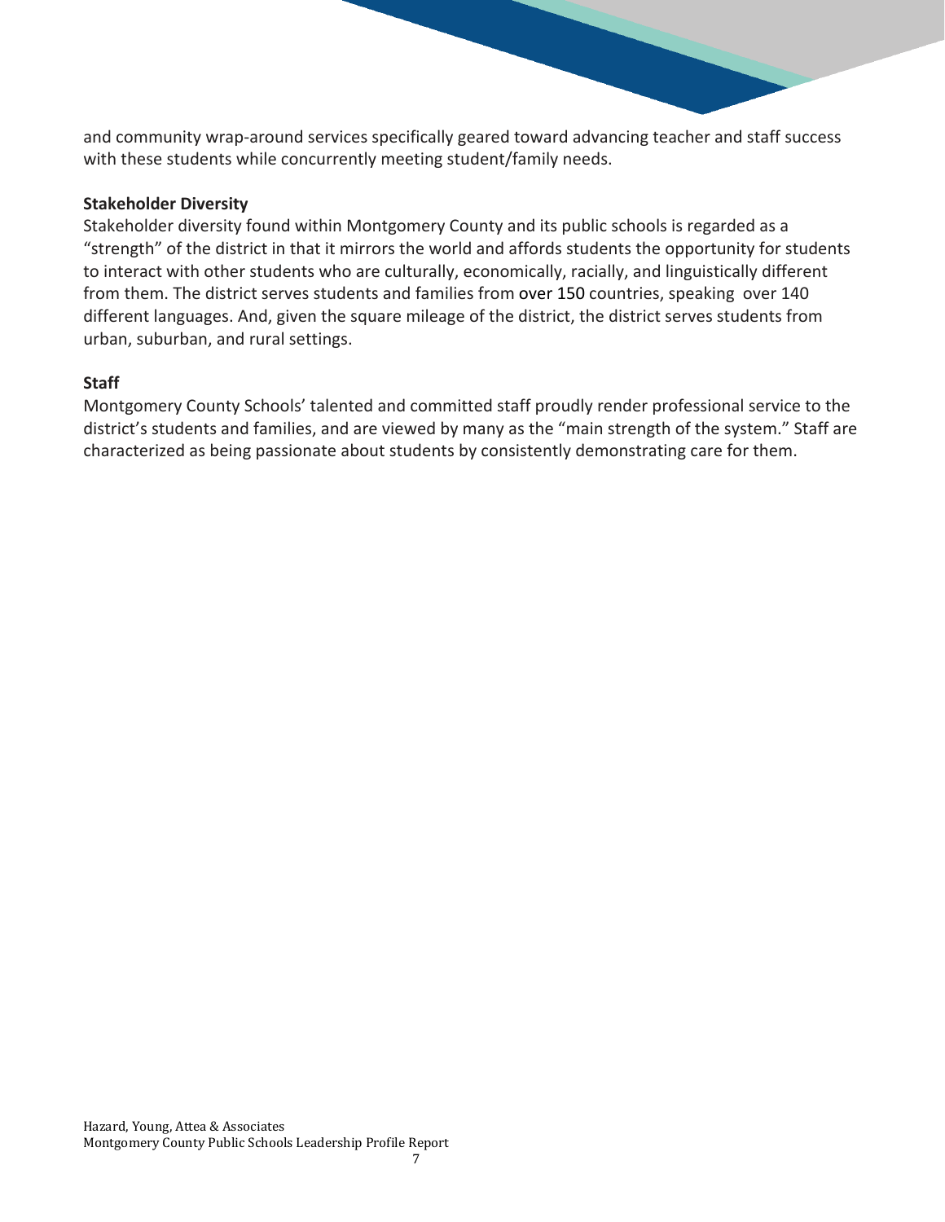and community wrap-around services specifically geared toward advancing teacher and staff success with these students while concurrently meeting student/family needs.

**Stakeholder Diversity**

Stakeholder diversity found within Montgomery County and its public schools is regarded as a "strength" of the district in that it mirrors the world and affords students the opportunity for students to interact with other students who are culturally, economically, racially, and linguistically different from them. The district serves students and families from over 150 countries, speaking over 140 different languages. And, given the square mileage of the district, the district serves students from urban, suburban, and rural settings.

**Staff**

Montgomery County Schools' talented and committed staff proudly render professional service to the district's students and families, and are viewed by many as the "main strength of the system." Staff are characterized as being passionate about students by consistently demonstrating care for them.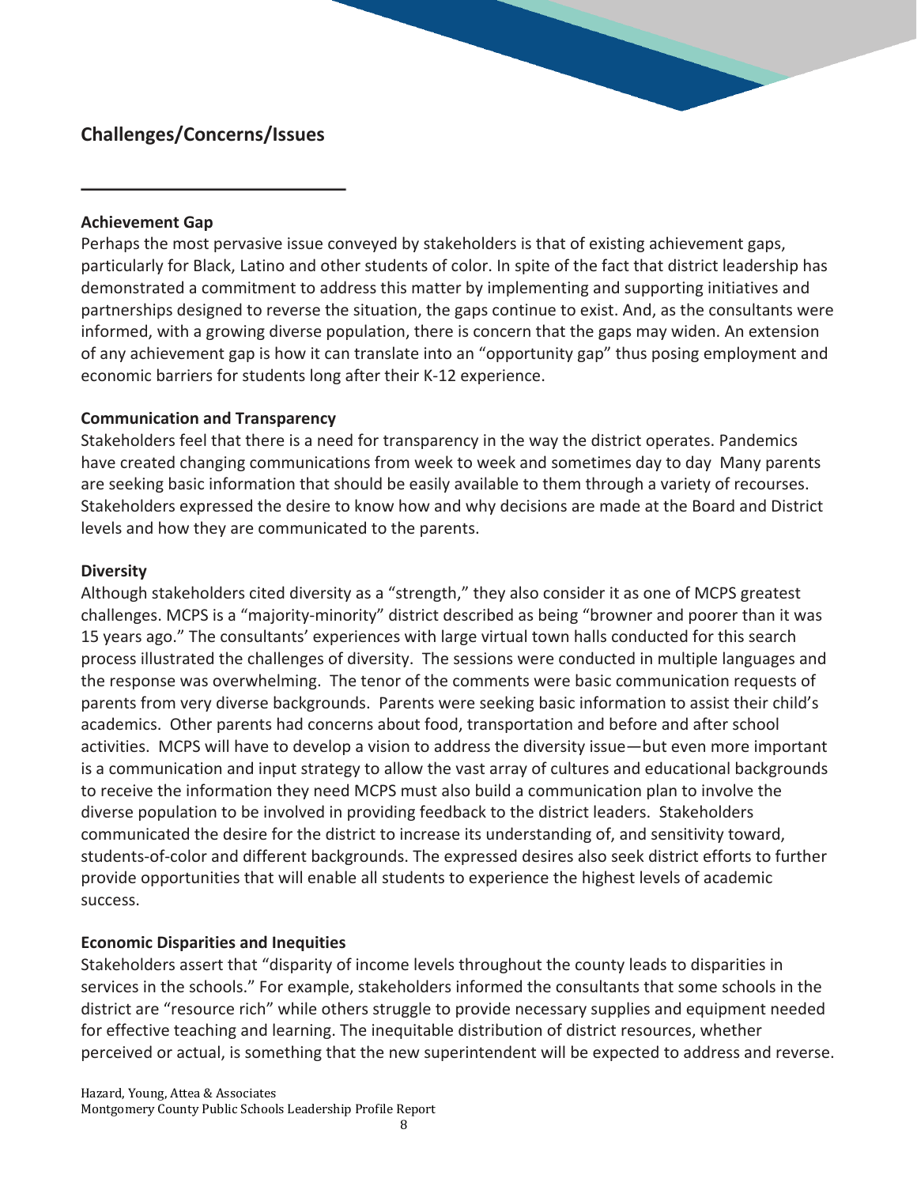## Challenges/Concerns/Issues

### Achievement Gap

Perhaps the most pervasive issue conveyed by stakeholders is that of existing achievement gaps, particularly for Black, Latino and other students of color. In spite of the fact that district leadership has demonstrated a commitment to address this matter by implementing and supporting initiatives and partnerships designed to reverse the situation, the gaps continue to exist. And, as the consultants were informed, with a growing diverse population, there is concern that the gaps may widen. An extension of any achievement gap is how it can translate into an "opportunity gap" thus posing employment and economic barriers for students long after their K-12 experience.

### Communication and Transparency

Stakeholders feel that there is a need for transparency in the way the district operates. Pandemics have created changing communications from week to week and sometimes day to day Many parents are seeking basic information that should be easily available to them through a variety of recourses. Stakeholders expressed the desire to know how and why decisions are made at the Board and District levels and how they are communicated to the parents.

### Diversity

Although stakeholders cited diversity as a "strength," they also consider it as one of MCPS greatest challenges. MCPS is a "majority-minority" district described as being "browner and poorer than it was 15 years ago." The consultants' experiences with large virtual town halls conducted for this search process illustrated the challenges of diversity. The sessions were conducted in multiple languages and the response was overwhelming. The tenor of the comments were basic communication requests of parents from very diverse backgrounds. Parents were seeking basic information to assist their child's academics. Other parents had concerns about food, transportation and before and after school activities. MCPS will have to develop a vision to address the diversity issue—but even more important is a communication and input strategy to allow the vast array of cultures and educational backgrounds to receive the information they need MCPS must also build a communication plan to involve the diverse population to be involved in providing feedback to the district leaders. Stakeholders communicated the desire for the district to increase its understanding of, and sensitivity toward, students-of-color and different backgrounds. The expressed desires also seek district efforts to further provide opportunities that will enable all students to experience the highest levels of academic success.

### Economic Disparities and Inequities

Stakeholders assert that "disparity of income levels throughout the county leads to disparities in services in the schools." For example, stakeholders informed the consultants that some schools in the district are "resource rich" while others struggle to provide necessary supplies and equipment needed for effective teaching and learning. The inequitable distribution of district resources, whether perceived or actual, is something that the new superintendent will be expected to address and reverse.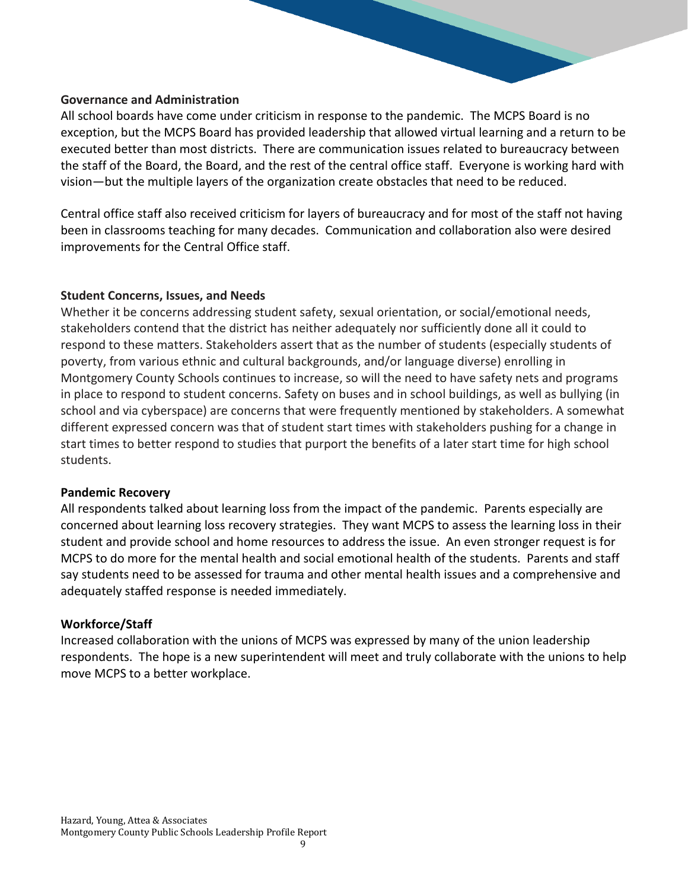**Governance and Administration**

All school boards have come under criticism in response to the pandemic. The MCPS Board is no exception, but the MCPS Board has provided leadership that allowed virtual learning and a return to be executed better than most districts. There are communication issues related to bureaucracy between the staff of the Board, the Board, and the rest of the central office staff. Everyone is working hard with vision—but the multiple layers of the organization create obstacles that need to be reduced.

Central office staff also received criticism for layers of bureaucracy and for most of the staff not having been in classrooms teaching for many decades. Communication and collaboration also were desired improvements for the Central Office staff.

**Student Concerns, Issues, and Needs**

Whether it be concerns addressing student safety, sexual orientation, or social/emotional needs, stakeholders contend that the district has neither adequately nor sufficiently done all it could to respond to these matters. Stakeholders assert that as the number of students (especially students of poverty, from various ethnic and cultural backgrounds, and/or language diverse) enrolling in Montgomery County Schools continues to increase, so will the need to have safety nets and programs in place to respond to student concerns. Safety on buses and in school buildings, as well as bullying (in school and via cyberspace) are concerns that were frequently mentioned by stakeholders. A somewhat different expressed concern was that of student start times with stakeholders pushing for a change in start times to better respond to studies that purport the benefits of a later start time for high school students.

**Pandemic Recovery**

All respondents talked about learning loss from the impact of the pandemic. Parents especially are concerned about learning loss recovery strategies. They want MCPS to assess the learning loss in their student and provide school and home resources to address the issue. An even stronger request is for MCPS to do more for the mental health and social emotional health of the students. Parents and staff say students need to be assessed for trauma and other mental health issues and a comprehensive and adequately staffed response is needed immediately.

**Workforce/Staff**

Increased collaboration with the unions of MCPS was expressed by many of the union leadership respondents. The hope is a new superintendent will meet and truly collaborate with the unions to help move MCPS to a better workplace.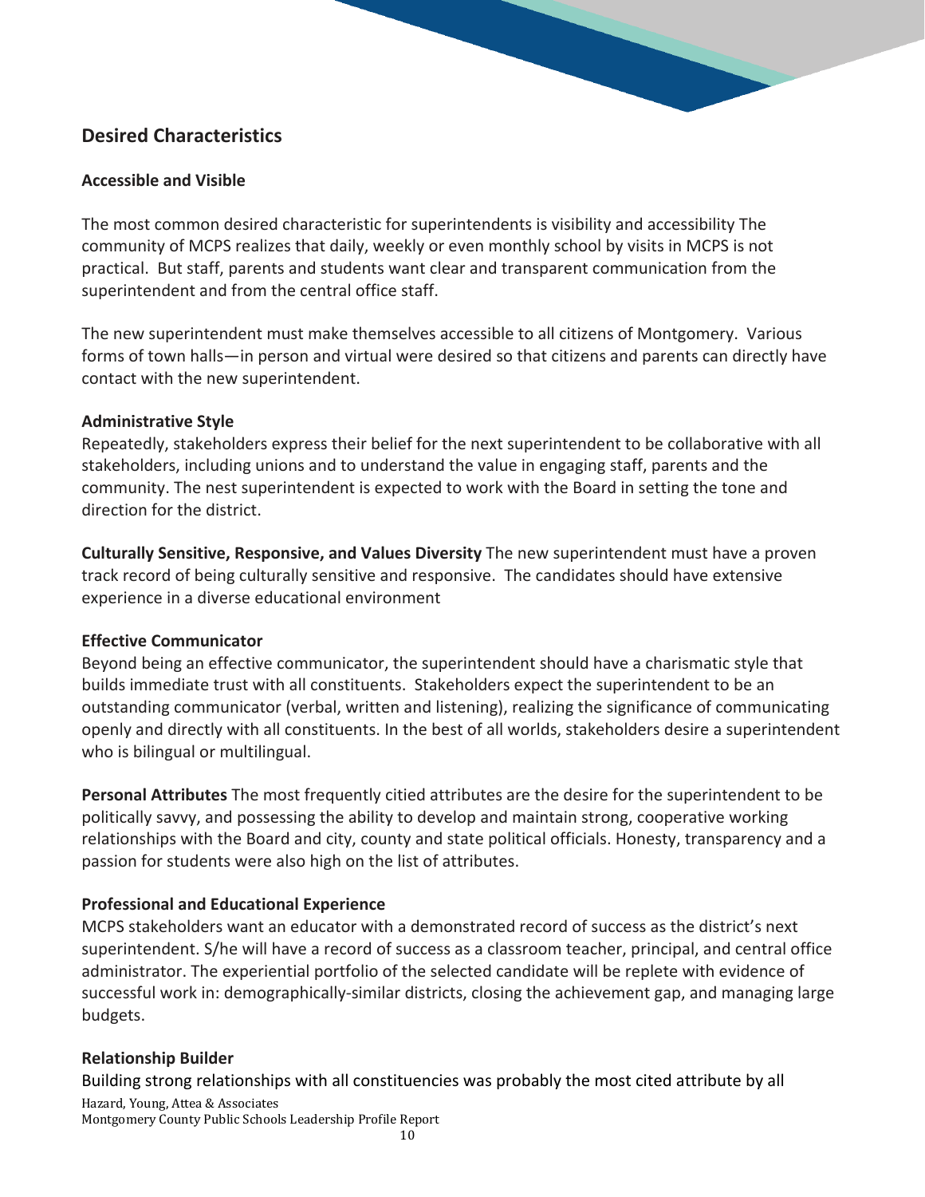## Desired Characteristics

### Accessible and Visible

The most common desired characteristic for superintendents is visibility and accessibility The community of MCPS realizes that daily, weekly or even monthly school by visits in MCPS is not practical. But staff, parents and students want clear and transparent communication from the superintendent and from the central office staff.

The new superintendent must make themselves accessible to all citizens of Montgomery. Various forms of town halls—in person and virtual were desired so that citizens and parents can directly have contact with the new superintendent.

### Administrative Style

Repeatedly, stakeholders express their belief for the next superintendent to be collaborative with all stakeholders, including unions and to understand the value in engaging staff, parents and the community. The nest superintendent is expected to work with the Board in setting the tone and direction for the district.

**Culturally Sensitive, Responsive, and Values Diversity** The new superintendent must have a proven track record of being culturally sensitive and responsive. The candidates should have extensive experience in a diverse educational environment

### Effective Communicator

Beyond being an effective communicator, the superintendent should have a charismatic style that builds immediate trust with all constituents. Stakeholders expect the superintendent to be an outstanding communicator (verbal, written and listening), realizing the significance of communicating openly and directly with all constituents. In the best of all worlds, stakeholders desire a superintendent who is bilingual or multilingual.

**Personal Attributes** The most frequently citied attributes are the desire for the superintendent to be politically savvy, and possessing the ability to develop and maintain strong, cooperative working relationships with the Board and city, county and state political officials. Honesty, transparency and a passion for students were also high on the list of attributes.

### Professional and Educational Experience

MCPS stakeholders want an educator with a demonstrated record of success as the district's next superintendent. S/he will have a record of success as a classroom teacher, principal, and central office administrator. The experiential portfolio of the selected candidate will be replete with evidence of successful work in: demographically-similar districts, closing the achievement gap, and managing large budgets.

### Relationship Builder

Building strong relationships with all constituencies was probably the most cited attribute by all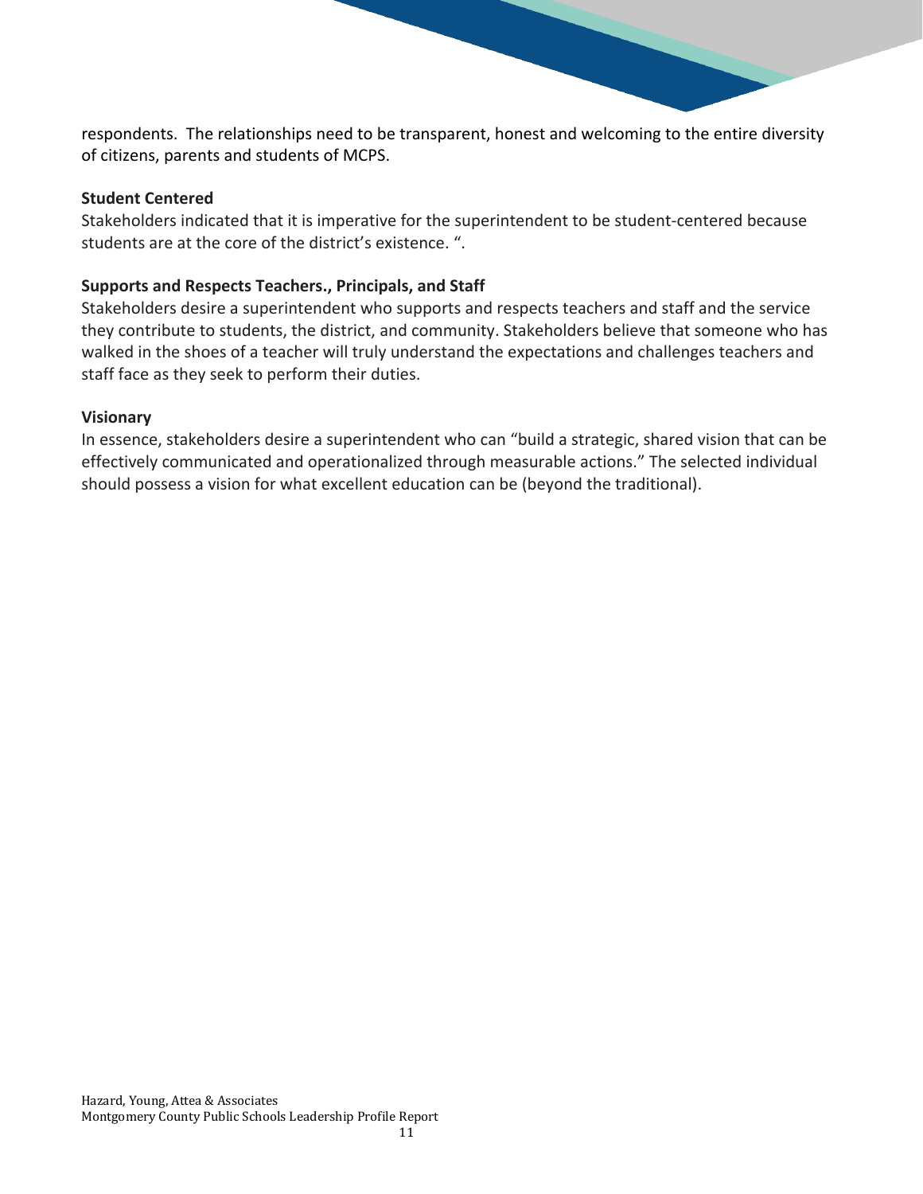respondents. The relationships need to be transparent, honest and welcoming to the entire diversity of citizens, parents and students of MCPS.

**Student Centered**

Stakeholders indicated that it is imperative for the superintendent to be student-centered because students are at the core of the district's existence. ".

**Supports and Respects Teachers., Principals, and Staff**

Stakeholders desire a superintendent who supports and respects teachers and staff and the service they contribute to students, the district, and community. Stakeholders believe that someone who has walked in the shoes of a teacher will truly understand the expectations and challenges teachers and staff face as they seek to perform their duties.

**Visionary**

In essence, stakeholders desire a superintendent who can "build a strategic, shared vision that can be effectively communicated and operationalized through measurable actions." The selected individual should possess a vision for what excellent education can be (beyond the traditional).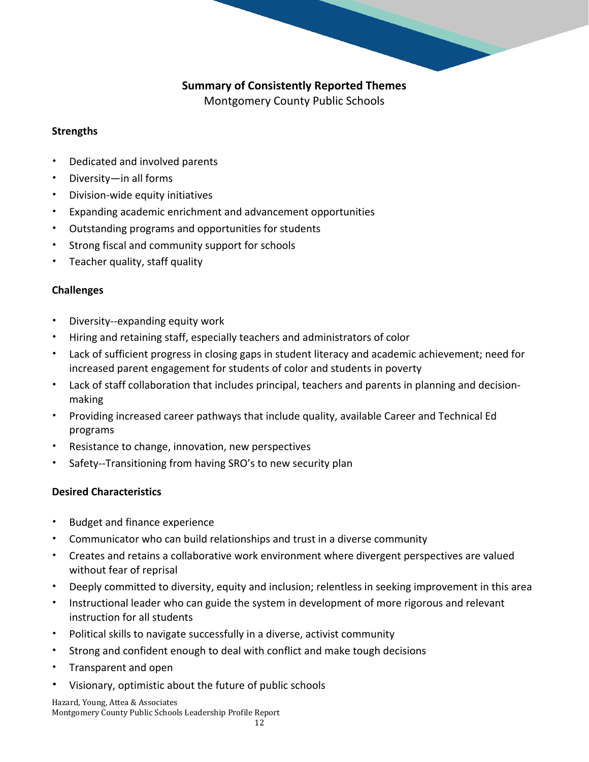## Summary of Consistently Reported Themes

Montgomery County Public Schools

### Strengths

- Dedicated and involved parents
- Diversity—in all forms
- Division-wide equity initiatives
- Expanding academic enrichment and advancement opportunities
- Outstanding programs and opportunities for students
- Strong fiscal and community support for schools
- Teacher quality, staff quality

### Challenges

- Diversity--expanding equity work
- Hiring and retaining staff, especially teachers and administrators of color
- Lack of sufficient progress in closing gaps in student literacy and academic achievement; need for increased parent engagement for students of color and students in poverty
- Lack of staff collaboration that includes principal, teachers and parents in planning and decision-making
- Providing increased career pathways that include quality, available Career and Technical Ed programs
- Resistance to change, innovation, new perspectives
- Safety--Transitioning from having SRO's to new security plan

### Desired Characteristics

- Budget and finance experience
- Communicator who can build relationships and trust in a diverse community
- Creates and retains a collaborative work environment where divergent perspectives are valued without fear of reprisal
- Deeply committed to diversity, equity and inclusion; relentless in seeking improvement in this area
- Instructional leader who can guide the system in development of more rigorous and relevant instruction for all students
- Political skills to navigate successfully in a diverse, activist community
- Strong and confident enough to deal with conflict and make tough decisions
- Transparent and open
- Visionary, optimistic about the future of public schools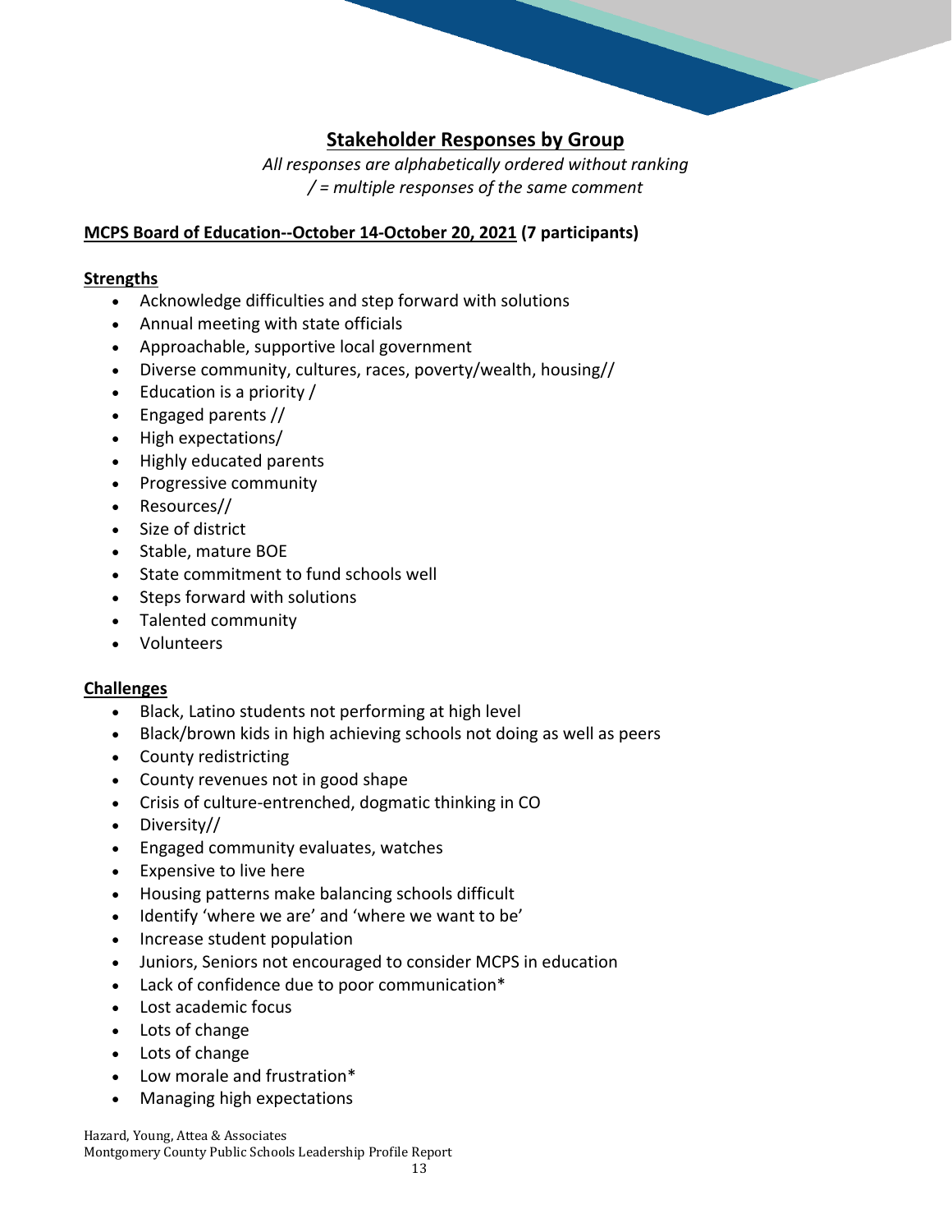## Stakeholder Responses by Group

*All responses are alphabetically ordered without ranking*
*/ = multiple responses of the same comment*

**MCPS Board of Education--October 14-October 20, 2021 (7 participants)**

### Strengths

- Acknowledge difficulties and step forward with solutions
- Annual meeting with state officials
- Approachable, supportive local government
- Diverse community, cultures, races, poverty/wealth, housing//
- Education is a priority /
- Engaged parents //
- High expectations/
- Highly educated parents
- Progressive community
- Resources//
- Size of district
- Stable, mature BOE
- State commitment to fund schools well
- Steps forward with solutions
- Talented community
- Volunteers

### Challenges

- Black, Latino students not performing at high level
- Black/brown kids in high achieving schools not doing as well as peers
- County redistricting
- County revenues not in good shape
- Crisis of culture-entrenched, dogmatic thinking in CO
- Diversity//
- Engaged community evaluates, watches
- Expensive to live here
- Housing patterns make balancing schools difficult
- Identify 'where we are' and 'where we want to be'
- Increase student population
- Juniors, Seniors not encouraged to consider MCPS in education
- Lack of confidence due to poor communication*
- Lost academic focus
- Lots of change
- Lots of change
- Low morale and frustration*
- Managing high expectations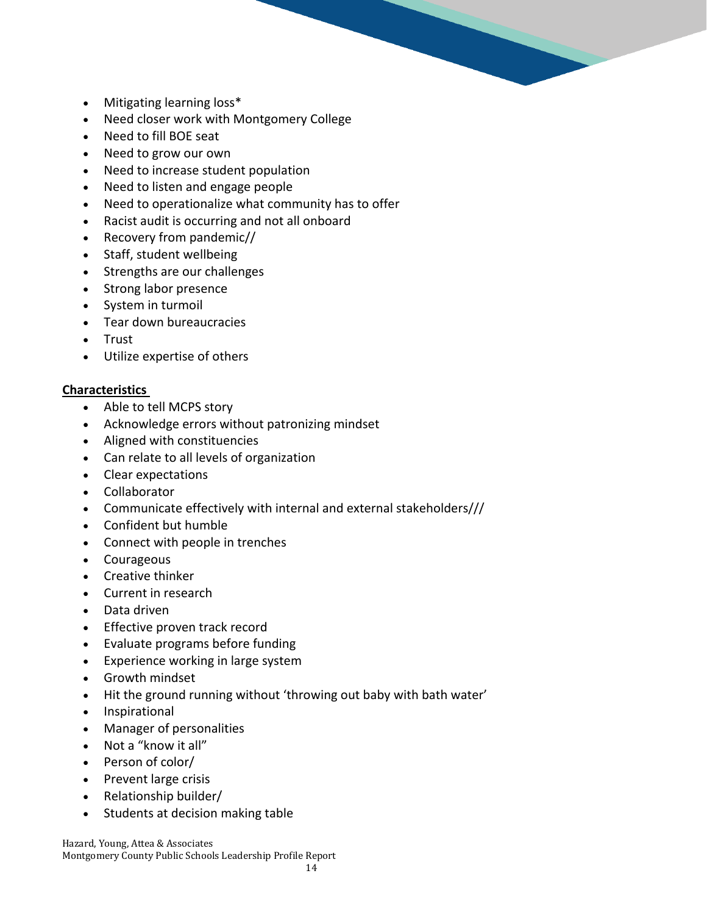- Mitigating learning loss*
- Need closer work with Montgomery College
- Need to fill BOE seat
- Need to grow our own
- Need to increase student population
- Need to listen and engage people
- Need to operationalize what community has to offer
- Racist audit is occurring and not all onboard
- Recovery from pandemic//
- Staff, student wellbeing
- Strengths are our challenges
- Strong labor presence
- System in turmoil
- Tear down bureaucracies
- Trust
- Utilize expertise of others

**Characteristics**

- Able to tell MCPS story
- Acknowledge errors without patronizing mindset
- Aligned with constituencies
- Can relate to all levels of organization
- Clear expectations
- Collaborator
- Communicate effectively with internal and external stakeholders///
- Confident but humble
- Connect with people in trenches
- Courageous
- Creative thinker
- Current in research
- Data driven
- Effective proven track record
- Evaluate programs before funding
- Experience working in large system
- Growth mindset
- Hit the ground running without 'throwing out baby with bath water'
- Inspirational
- Manager of personalities
- Not a "know it all"
- Person of color/
- Prevent large crisis
- Relationship builder/
- Students at decision making table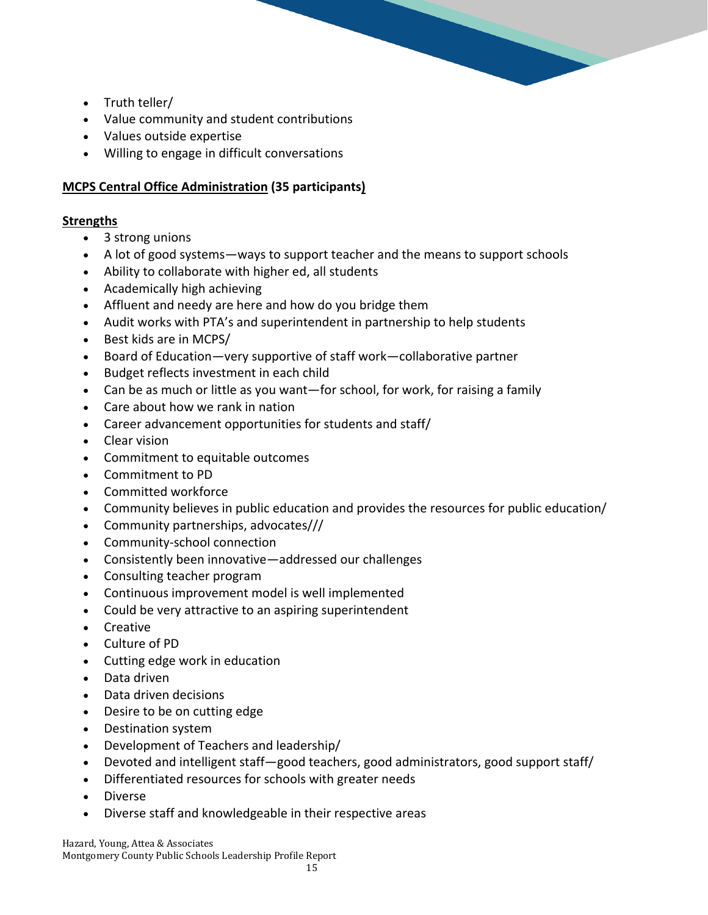- Truth teller/
- Value community and student contributions
- Values outside expertise
- Willing to engage in difficult conversations

**MCPS Central Office Administration (35 participants)**

**Strengths**

- 3 strong unions
- A lot of good systems—ways to support teacher and the means to support schools
- Ability to collaborate with higher ed, all students
- Academically high achieving
- Affluent and needy are here and how do you bridge them
- Audit works with PTA's and superintendent in partnership to help students
- Best kids are in MCPS/
- Board of Education—very supportive of staff work—collaborative partner
- Budget reflects investment in each child
- Can be as much or little as you want—for school, for work, for raising a family
- Care about how we rank in nation
- Career advancement opportunities for students and staff/
- Clear vision
- Commitment to equitable outcomes
- Commitment to PD
- Committed workforce
- Community believes in public education and provides the resources for public education/
- Community partnerships, advocates///
- Community-school connection
- Consistently been innovative—addressed our challenges
- Consulting teacher program
- Continuous improvement model is well implemented
- Could be very attractive to an aspiring superintendent
- Creative
- Culture of PD
- Cutting edge work in education
- Data driven
- Data driven decisions
- Desire to be on cutting edge
- Destination system
- Development of Teachers and leadership/
- Devoted and intelligent staff—good teachers, good administrators, good support staff/
- Differentiated resources for schools with greater needs
- Diverse
- Diverse staff and knowledgeable in their respective areas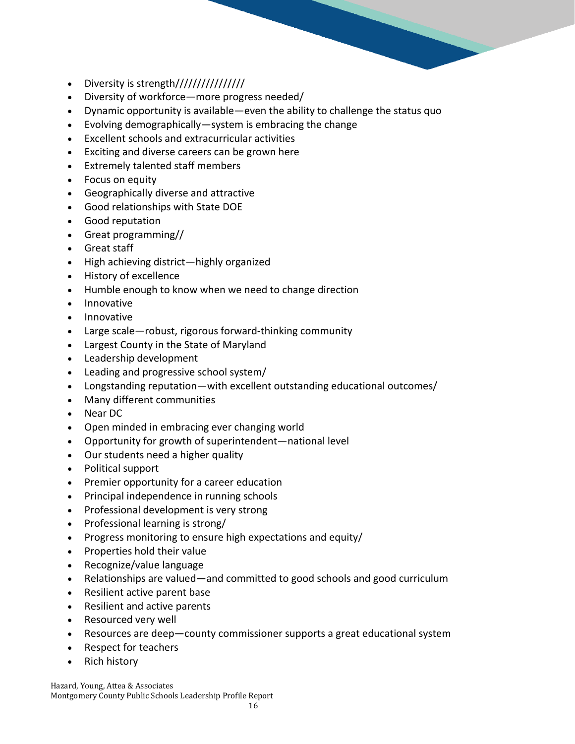- Diversity is strength////////////////
- Diversity of workforce—more progress needed/
- Dynamic opportunity is available—even the ability to challenge the status quo
- Evolving demographically—system is embracing the change
- Excellent schools and extracurricular activities
- Exciting and diverse careers can be grown here
- Extremely talented staff members
- Focus on equity
- Geographically diverse and attractive
- Good relationships with State DOE
- Good reputation
- Great programming//
- Great staff
- High achieving district—highly organized
- History of excellence
- Humble enough to know when we need to change direction
- Innovative
- Innovative
- Large scale—robust, rigorous forward-thinking community
- Largest County in the State of Maryland
- Leadership development
- Leading and progressive school system/
- Longstanding reputation—with excellent outstanding educational outcomes/
- Many different communities
- Near DC
- Open minded in embracing ever changing world
- Opportunity for growth of superintendent—national level
- Our students need a higher quality
- Political support
- Premier opportunity for a career education
- Principal independence in running schools
- Professional development is very strong
- Professional learning is strong/
- Progress monitoring to ensure high expectations and equity/
- Properties hold their value
- Recognize/value language
- Relationships are valued—and committed to good schools and good curriculum
- Resilient active parent base
- Resilient and active parents
- Resourced very well
- Resources are deep—county commissioner supports a great educational system
- Respect for teachers
- Rich history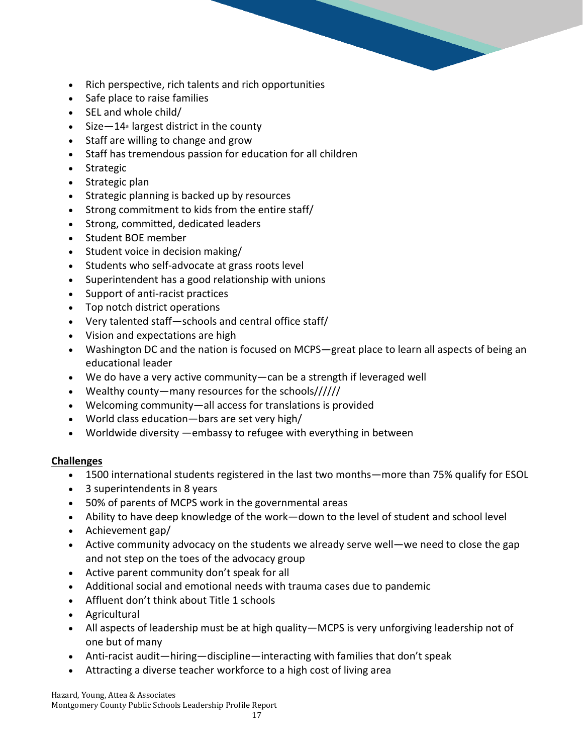- Rich perspective, rich talents and rich opportunities
- Safe place to raise families
- SEL and whole child/
- Size—14th largest district in the county
- Staff are willing to change and grow
- Staff has tremendous passion for education for all children
- Strategic
- Strategic plan
- Strategic planning is backed up by resources
- Strong commitment to kids from the entire staff/
- Strong, committed, dedicated leaders
- Student BOE member
- Student voice in decision making/
- Students who self-advocate at grass roots level
- Superintendent has a good relationship with unions
- Support of anti-racist practices
- Top notch district operations
- Very talented staff—schools and central office staff/
- Vision and expectations are high
- Washington DC and the nation is focused on MCPS—great place to learn all aspects of being an educational leader
- We do have a very active community—can be a strength if leveraged well
- Wealthy county—many resources for the schools//////
- Welcoming community—all access for translations is provided
- World class education—bars are set very high/
- Worldwide diversity —embassy to refugee with everything in between

**Challenges**

- 1500 international students registered in the last two months—more than 75% qualify for ESOL
- 3 superintendents in 8 years
- 50% of parents of MCPS work in the governmental areas
- Ability to have deep knowledge of the work—down to the level of student and school level
- Achievement gap/
- Active community advocacy on the students we already serve well—we need to close the gap and not step on the toes of the advocacy group
- Active parent community don't speak for all
- Additional social and emotional needs with trauma cases due to pandemic
- Affluent don't think about Title 1 schools
- Agricultural
- All aspects of leadership must be at high quality—MCPS is very unforgiving leadership not of one but of many
- Anti-racist audit—hiring—discipline—interacting with families that don't speak
- Attracting a diverse teacher workforce to a high cost of living area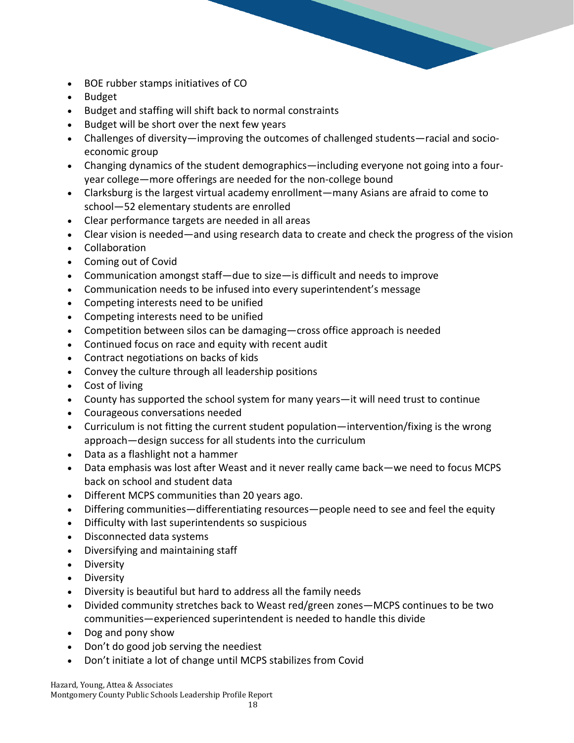- BOE rubber stamps initiatives of CO
- Budget
- Budget and staffing will shift back to normal constraints
- Budget will be short over the next few years
- Challenges of diversity—improving the outcomes of challenged students—racial and socio-economic group
- Changing dynamics of the student demographics—including everyone not going into a four-year college—more offerings are needed for the non-college bound
- Clarksburg is the largest virtual academy enrollment—many Asians are afraid to come to school—52 elementary students are enrolled
- Clear performance targets are needed in all areas
- Clear vision is needed—and using research data to create and check the progress of the vision
- Collaboration
- Coming out of Covid
- Communication amongst staff—due to size—is difficult and needs to improve
- Communication needs to be infused into every superintendent's message
- Competing interests need to be unified
- Competing interests need to be unified
- Competition between silos can be damaging—cross office approach is needed
- Continued focus on race and equity with recent audit
- Contract negotiations on backs of kids
- Convey the culture through all leadership positions
- Cost of living
- County has supported the school system for many years—it will need trust to continue
- Courageous conversations needed
- Curriculum is not fitting the current student population—intervention/fixing is the wrong approach—design success for all students into the curriculum
- Data as a flashlight not a hammer
- Data emphasis was lost after Weast and it never really came back—we need to focus MCPS back on school and student data
- Different MCPS communities than 20 years ago.
- Differing communities—differentiating resources—people need to see and feel the equity
- Difficulty with last superintendents so suspicious
- Disconnected data systems
- Diversifying and maintaining staff
- Diversity
- Diversity
- Diversity is beautiful but hard to address all the family needs
- Divided community stretches back to Weast red/green zones—MCPS continues to be two communities—experienced superintendent is needed to handle this divide
- Dog and pony show
- Don't do good job serving the neediest
- Don't initiate a lot of change until MCPS stabilizes from Covid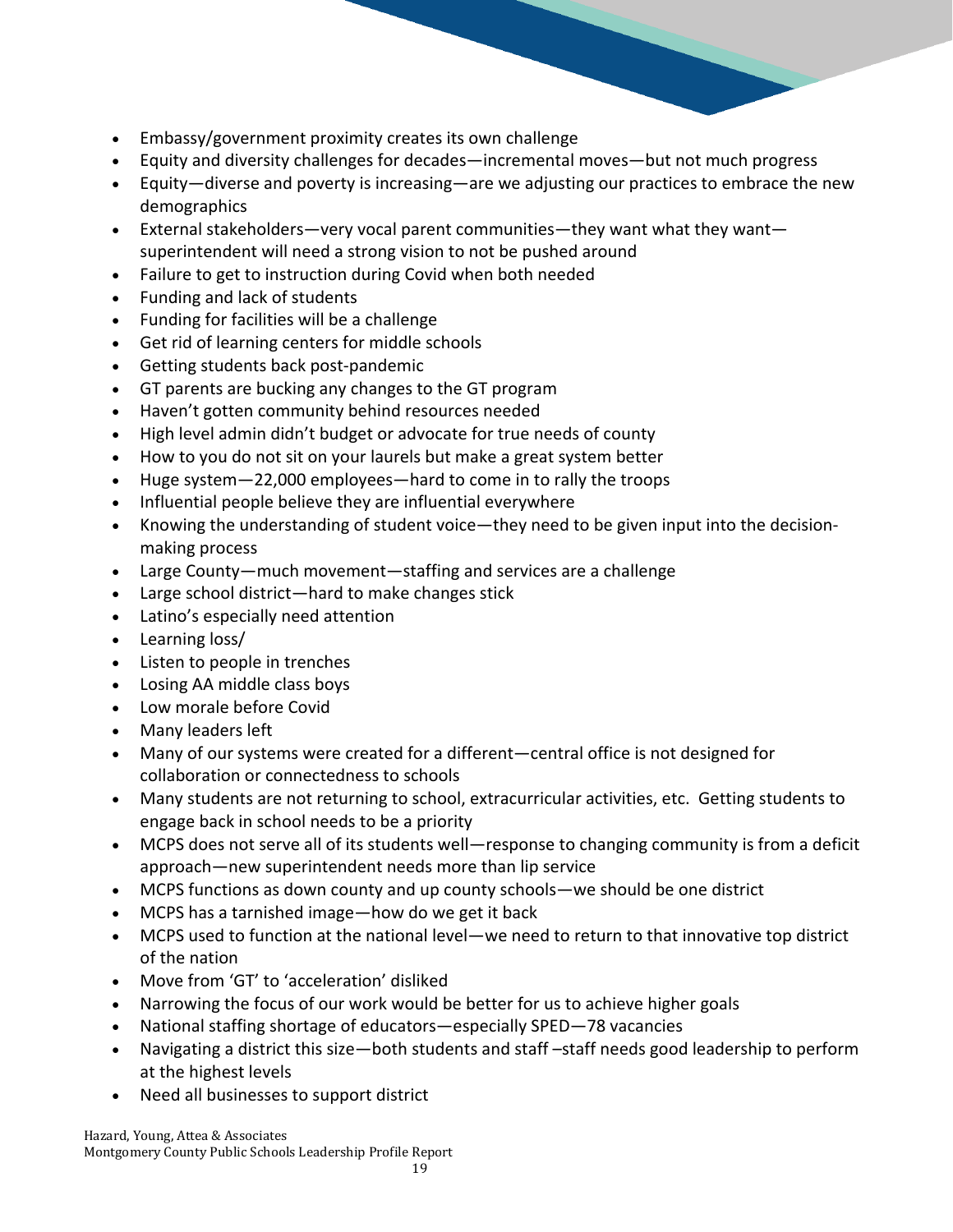- Embassy/government proximity creates its own challenge
- Equity and diversity challenges for decades—incremental moves—but not much progress
- Equity—diverse and poverty is increasing—are we adjusting our practices to embrace the new demographics
- External stakeholders—very vocal parent communities—they want what they want—superintendent will need a strong vision to not be pushed around
- Failure to get to instruction during Covid when both needed
- Funding and lack of students
- Funding for facilities will be a challenge
- Get rid of learning centers for middle schools
- Getting students back post-pandemic
- GT parents are bucking any changes to the GT program
- Haven't gotten community behind resources needed
- High level admin didn't budget or advocate for true needs of county
- How to you do not sit on your laurels but make a great system better
- Huge system—22,000 employees—hard to come in to rally the troops
- Influential people believe they are influential everywhere
- Knowing the understanding of student voice—they need to be given input into the decision-making process
- Large County—much movement—staffing and services are a challenge
- Large school district—hard to make changes stick
- Latino's especially need attention
- Learning loss/
- Listen to people in trenches
- Losing AA middle class boys
- Low morale before Covid
- Many leaders left
- Many of our systems were created for a different—central office is not designed for collaboration or connectedness to schools
- Many students are not returning to school, extracurricular activities, etc. Getting students to engage back in school needs to be a priority
- MCPS does not serve all of its students well—response to changing community is from a deficit approach—new superintendent needs more than lip service
- MCPS functions as down county and up county schools—we should be one district
- MCPS has a tarnished image—how do we get it back
- MCPS used to function at the national level—we need to return to that innovative top district of the nation
- Move from 'GT' to 'acceleration' disliked
- Narrowing the focus of our work would be better for us to achieve higher goals
- National staffing shortage of educators—especially SPED—78 vacancies
- Navigating a district this size—both students and staff –staff needs good leadership to perform at the highest levels
- Need all businesses to support district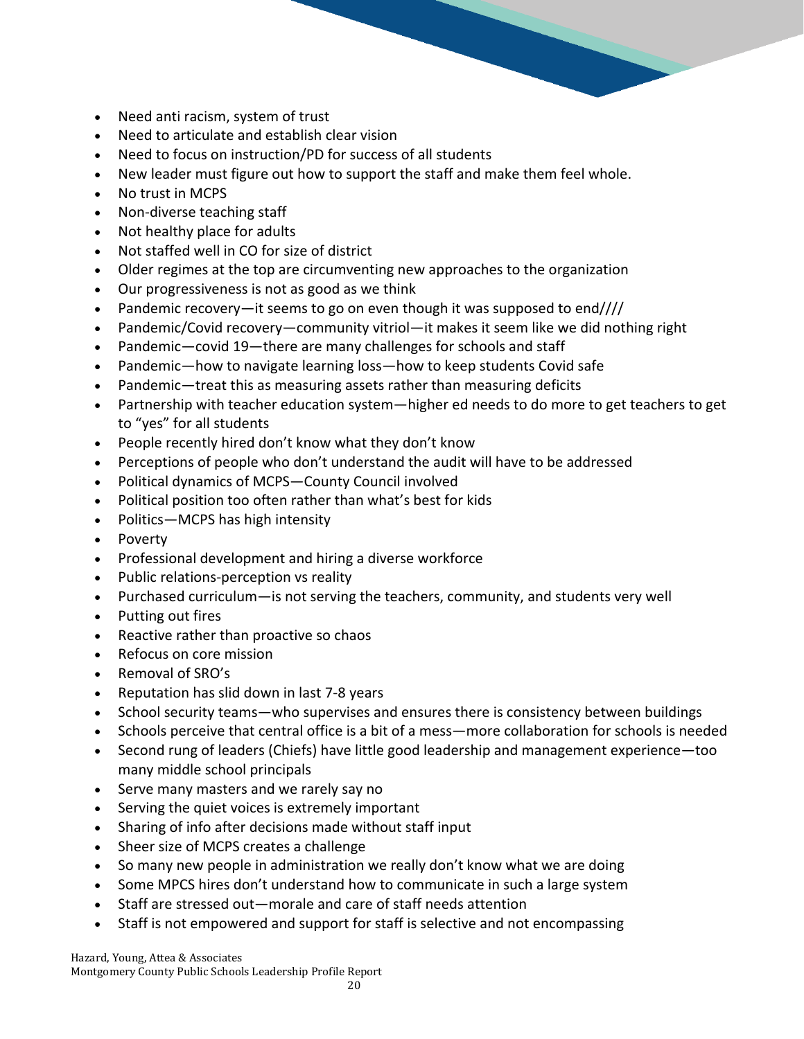- Need anti racism, system of trust
- Need to articulate and establish clear vision
- Need to focus on instruction/PD for success of all students
- New leader must figure out how to support the staff and make them feel whole.
- No trust in MCPS
- Non-diverse teaching staff
- Not healthy place for adults
- Not staffed well in CO for size of district
- Older regimes at the top are circumventing new approaches to the organization
- Our progressiveness is not as good as we think
- Pandemic recovery—it seems to go on even though it was supposed to end////
- Pandemic/Covid recovery—community vitriol—it makes it seem like we did nothing right
- Pandemic—covid 19—there are many challenges for schools and staff
- Pandemic—how to navigate learning loss—how to keep students Covid safe
- Pandemic—treat this as measuring assets rather than measuring deficits
- Partnership with teacher education system—higher ed needs to do more to get teachers to get to "yes" for all students
- People recently hired don't know what they don't know
- Perceptions of people who don't understand the audit will have to be addressed
- Political dynamics of MCPS—County Council involved
- Political position too often rather than what's best for kids
- Politics—MCPS has high intensity
- Poverty
- Professional development and hiring a diverse workforce
- Public relations-perception vs reality
- Purchased curriculum—is not serving the teachers, community, and students very well
- Putting out fires
- Reactive rather than proactive so chaos
- Refocus on core mission
- Removal of SRO's
- Reputation has slid down in last 7-8 years
- School security teams—who supervises and ensures there is consistency between buildings
- Schools perceive that central office is a bit of a mess—more collaboration for schools is needed
- Second rung of leaders (Chiefs) have little good leadership and management experience—too many middle school principals
- Serve many masters and we rarely say no
- Serving the quiet voices is extremely important
- Sharing of info after decisions made without staff input
- Sheer size of MCPS creates a challenge
- So many new people in administration we really don't know what we are doing
- Some MPCS hires don't understand how to communicate in such a large system
- Staff are stressed out—morale and care of staff needs attention
- Staff is not empowered and support for staff is selective and not encompassing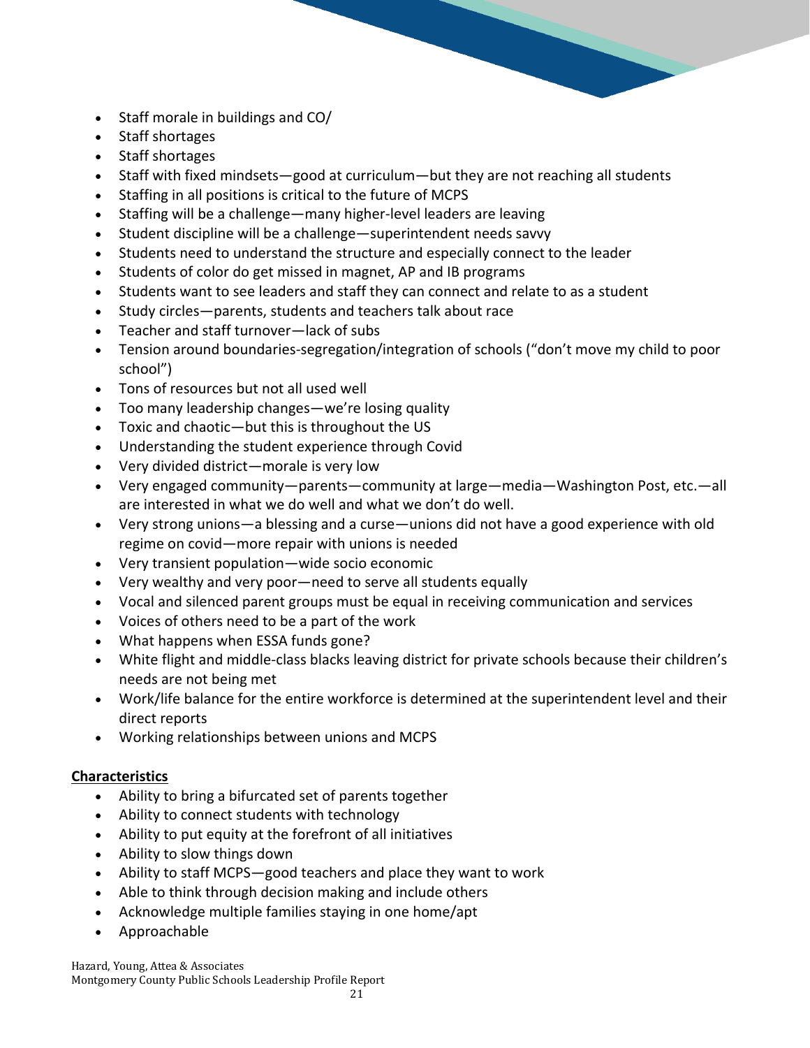- Staff morale in buildings and CO/
- Staff shortages
- Staff shortages
- Staff with fixed mindsets—good at curriculum—but they are not reaching all students
- Staffing in all positions is critical to the future of MCPS
- Staffing will be a challenge—many higher-level leaders are leaving
- Student discipline will be a challenge—superintendent needs savvy
- Students need to understand the structure and especially connect to the leader
- Students of color do get missed in magnet, AP and IB programs
- Students want to see leaders and staff they can connect and relate to as a student
- Study circles—parents, students and teachers talk about race
- Teacher and staff turnover—lack of subs
- Tension around boundaries-segregation/integration of schools ("don't move my child to poor school")
- Tons of resources but not all used well
- Too many leadership changes—we're losing quality
- Toxic and chaotic—but this is throughout the US
- Understanding the student experience through Covid
- Very divided district—morale is very low
- Very engaged community—parents—community at large—media—Washington Post, etc.—all are interested in what we do well and what we don't do well.
- Very strong unions—a blessing and a curse—unions did not have a good experience with old regime on covid—more repair with unions is needed
- Very transient population—wide socio economic
- Very wealthy and very poor—need to serve all students equally
- Vocal and silenced parent groups must be equal in receiving communication and services
- Voices of others need to be a part of the work
- What happens when ESSA funds gone?
- White flight and middle-class blacks leaving district for private schools because their children's needs are not being met
- Work/life balance for the entire workforce is determined at the superintendent level and their direct reports
- Working relationships between unions and MCPS

**Characteristics**

- Ability to bring a bifurcated set of parents together
- Ability to connect students with technology
- Ability to put equity at the forefront of all initiatives
- Ability to slow things down
- Ability to staff MCPS—good teachers and place they want to work
- Able to think through decision making and include others
- Acknowledge multiple families staying in one home/apt
- Approachable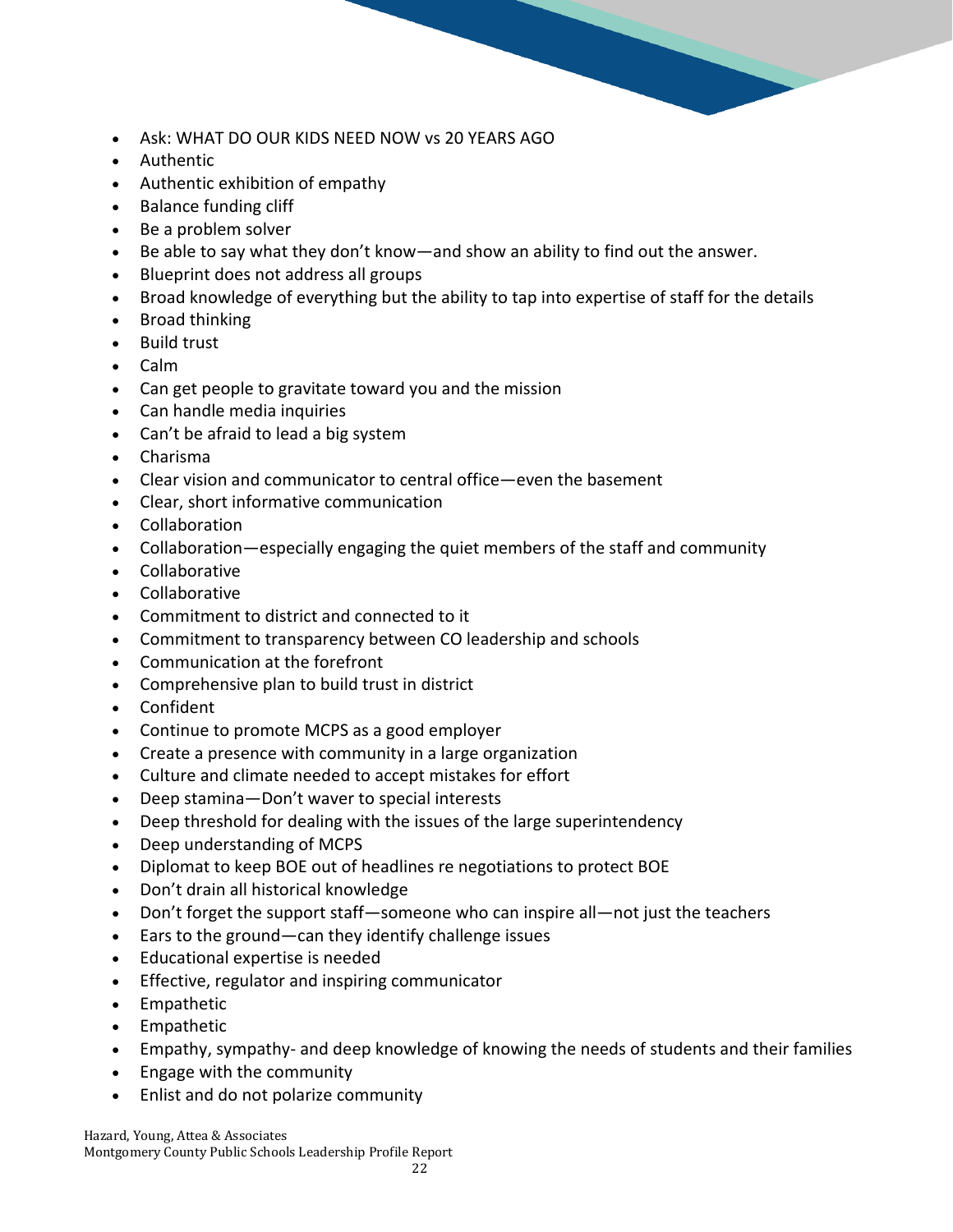- Ask: WHAT DO OUR KIDS NEED NOW vs 20 YEARS AGO
- Authentic
- Authentic exhibition of empathy
- Balance funding cliff
- Be a problem solver
- Be able to say what they don't know—and show an ability to find out the answer.
- Blueprint does not address all groups
- Broad knowledge of everything but the ability to tap into expertise of staff for the details
- Broad thinking
- Build trust
- Calm
- Can get people to gravitate toward you and the mission
- Can handle media inquiries
- Can't be afraid to lead a big system
- Charisma
- Clear vision and communicator to central office—even the basement
- Clear, short informative communication
- Collaboration
- Collaboration—especially engaging the quiet members of the staff and community
- Collaborative
- Collaborative
- Commitment to district and connected to it
- Commitment to transparency between CO leadership and schools
- Communication at the forefront
- Comprehensive plan to build trust in district
- Confident
- Continue to promote MCPS as a good employer
- Create a presence with community in a large organization
- Culture and climate needed to accept mistakes for effort
- Deep stamina—Don't waver to special interests
- Deep threshold for dealing with the issues of the large superintendency
- Deep understanding of MCPS
- Diplomat to keep BOE out of headlines re negotiations to protect BOE
- Don't drain all historical knowledge
- Don't forget the support staff—someone who can inspire all—not just the teachers
- Ears to the ground—can they identify challenge issues
- Educational expertise is needed
- Effective, regulator and inspiring communicator
- Empathetic
- Empathetic
- Empathy, sympathy- and deep knowledge of knowing the needs of students and their families
- Engage with the community
- Enlist and do not polarize community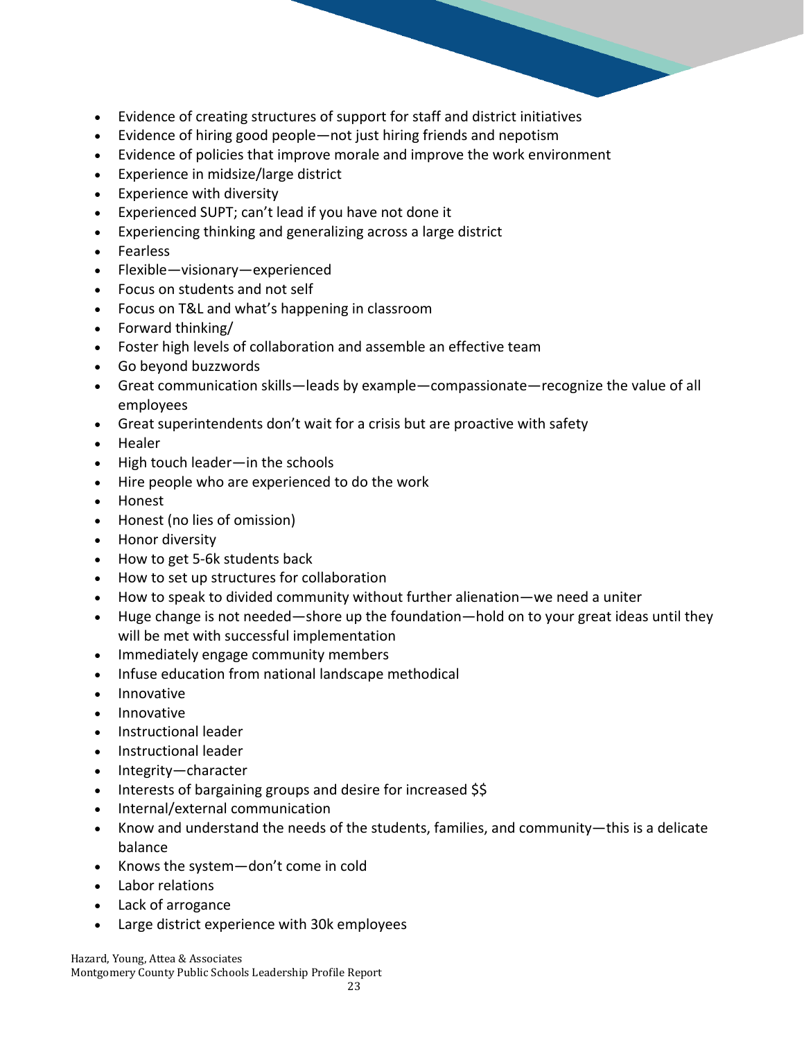- Evidence of creating structures of support for staff and district initiatives
- Evidence of hiring good people—not just hiring friends and nepotism
- Evidence of policies that improve morale and improve the work environment
- Experience in midsize/large district
- Experience with diversity
- Experienced SUPT; can't lead if you have not done it
- Experiencing thinking and generalizing across a large district
- Fearless
- Flexible—visionary—experienced
- Focus on students and not self
- Focus on T&L and what's happening in classroom
- Forward thinking/
- Foster high levels of collaboration and assemble an effective team
- Go beyond buzzwords
- Great communication skills—leads by example—compassionate—recognize the value of all employees
- Great superintendents don't wait for a crisis but are proactive with safety
- Healer
- High touch leader—in the schools
- Hire people who are experienced to do the work
- Honest
- Honest (no lies of omission)
- Honor diversity
- How to get 5-6k students back
- How to set up structures for collaboration
- How to speak to divided community without further alienation—we need a uniter
- Huge change is not needed—shore up the foundation—hold on to your great ideas until they will be met with successful implementation
- Immediately engage community members
- Infuse education from national landscape methodical
- Innovative
- Innovative
- Instructional leader
- Instructional leader
- Integrity—character
- Interests of bargaining groups and desire for increased $$
- Internal/external communication
- Know and understand the needs of the students, families, and community—this is a delicate balance
- Knows the system—don't come in cold
- Labor relations
- Lack of arrogance
- Large district experience with 30k employees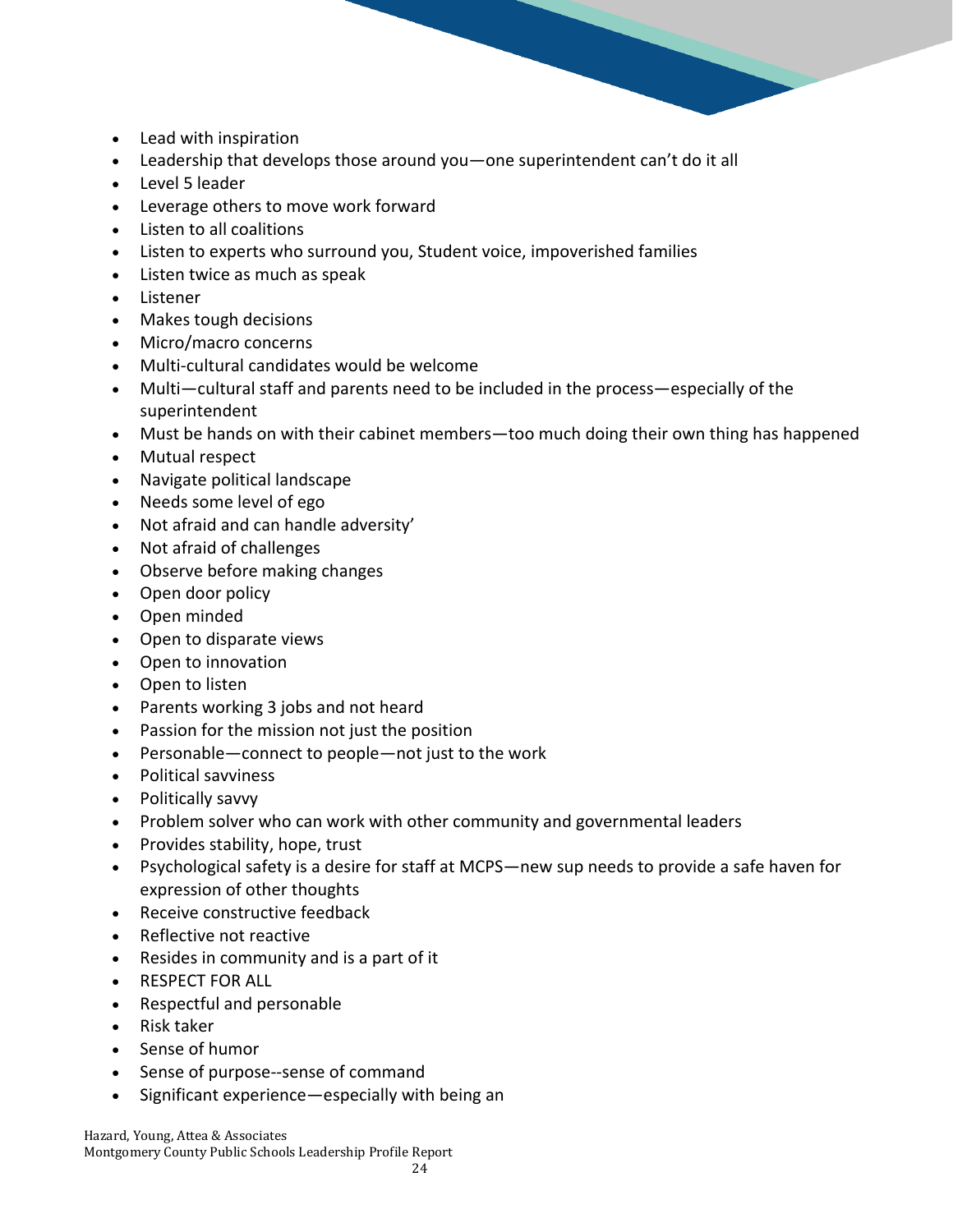- Lead with inspiration
- Leadership that develops those around you—one superintendent can't do it all
- Level 5 leader
- Leverage others to move work forward
- Listen to all coalitions
- Listen to experts who surround you, Student voice, impoverished families
- Listen twice as much as speak
- Listener
- Makes tough decisions
- Micro/macro concerns
- Multi-cultural candidates would be welcome
- Multi—cultural staff and parents need to be included in the process—especially of the superintendent
- Must be hands on with their cabinet members—too much doing their own thing has happened
- Mutual respect
- Navigate political landscape
- Needs some level of ego
- Not afraid and can handle adversity'
- Not afraid of challenges
- Observe before making changes
- Open door policy
- Open minded
- Open to disparate views
- Open to innovation
- Open to listen
- Parents working 3 jobs and not heard
- Passion for the mission not just the position
- Personable—connect to people—not just to the work
- Political savviness
- Politically savvy
- Problem solver who can work with other community and governmental leaders
- Provides stability, hope, trust
- Psychological safety is a desire for staff at MCPS—new sup needs to provide a safe haven for expression of other thoughts
- Receive constructive feedback
- Reflective not reactive
- Resides in community and is a part of it
- RESPECT FOR ALL
- Respectful and personable
- Risk taker
- Sense of humor
- Sense of purpose--sense of command
- Significant experience—especially with being an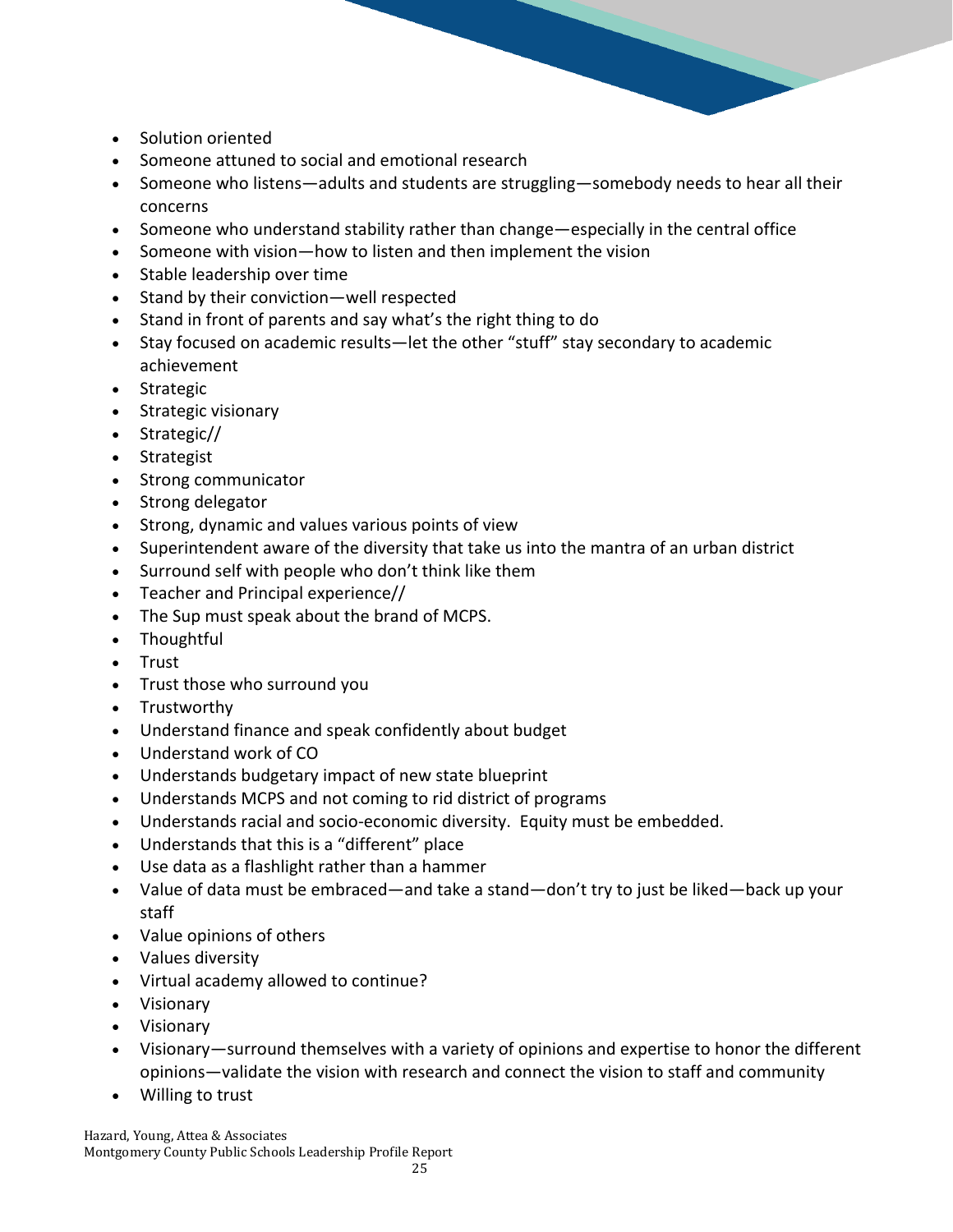- Solution oriented
- Someone attuned to social and emotional research
- Someone who listens—adults and students are struggling—somebody needs to hear all their concerns
- Someone who understand stability rather than change—especially in the central office
- Someone with vision—how to listen and then implement the vision
- Stable leadership over time
- Stand by their conviction—well respected
- Stand in front of parents and say what's the right thing to do
- Stay focused on academic results—let the other "stuff" stay secondary to academic achievement
- Strategic
- Strategic visionary
- Strategic//
- Strategist
- Strong communicator
- Strong delegator
- Strong, dynamic and values various points of view
- Superintendent aware of the diversity that take us into the mantra of an urban district
- Surround self with people who don't think like them
- Teacher and Principal experience//
- The Sup must speak about the brand of MCPS.
- Thoughtful
- Trust
- Trust those who surround you
- Trustworthy
- Understand finance and speak confidently about budget
- Understand work of CO
- Understands budgetary impact of new state blueprint
- Understands MCPS and not coming to rid district of programs
- Understands racial and socio-economic diversity.  Equity must be embedded.
- Understands that this is a "different" place
- Use data as a flashlight rather than a hammer
- Value of data must be embraced—and take a stand—don't try to just be liked—back up your staff
- Value opinions of others
- Values diversity
- Virtual academy allowed to continue?
- Visionary
- Visionary
- Visionary—surround themselves with a variety of opinions and expertise to honor the different opinions—validate the vision with research and connect the vision to staff and community
- Willing to trust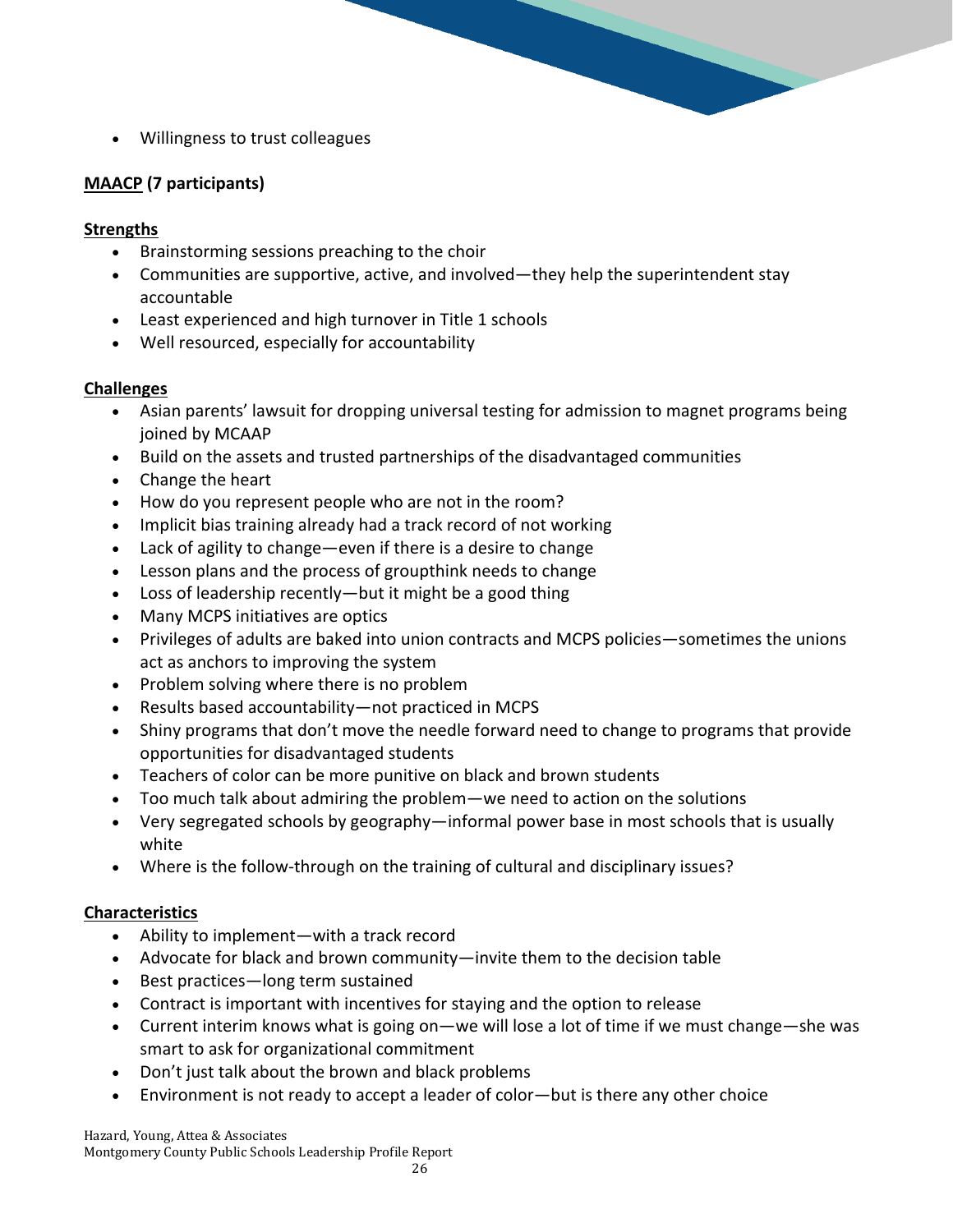- Willingness to trust colleagues

**MAACP (7 participants)**

**Strengths**

- Brainstorming sessions preaching to the choir
- Communities are supportive, active, and involved—they help the superintendent stay accountable
- Least experienced and high turnover in Title 1 schools
- Well resourced, especially for accountability

**Challenges**

- Asian parents' lawsuit for dropping universal testing for admission to magnet programs being joined by MCAAP
- Build on the assets and trusted partnerships of the disadvantaged communities
- Change the heart
- How do you represent people who are not in the room?
- Implicit bias training already had a track record of not working
- Lack of agility to change—even if there is a desire to change
- Lesson plans and the process of groupthink needs to change
- Loss of leadership recently—but it might be a good thing
- Many MCPS initiatives are optics
- Privileges of adults are baked into union contracts and MCPS policies—sometimes the unions act as anchors to improving the system
- Problem solving where there is no problem
- Results based accountability—not practiced in MCPS
- Shiny programs that don't move the needle forward need to change to programs that provide opportunities for disadvantaged students
- Teachers of color can be more punitive on black and brown students
- Too much talk about admiring the problem—we need to action on the solutions
- Very segregated schools by geography—informal power base in most schools that is usually white
- Where is the follow-through on the training of cultural and disciplinary issues?

**Characteristics**

- Ability to implement—with a track record
- Advocate for black and brown community—invite them to the decision table
- Best practices—long term sustained
- Contract is important with incentives for staying and the option to release
- Current interim knows what is going on—we will lose a lot of time if we must change—she was smart to ask for organizational commitment
- Don't just talk about the brown and black problems
- Environment is not ready to accept a leader of color—but is there any other choice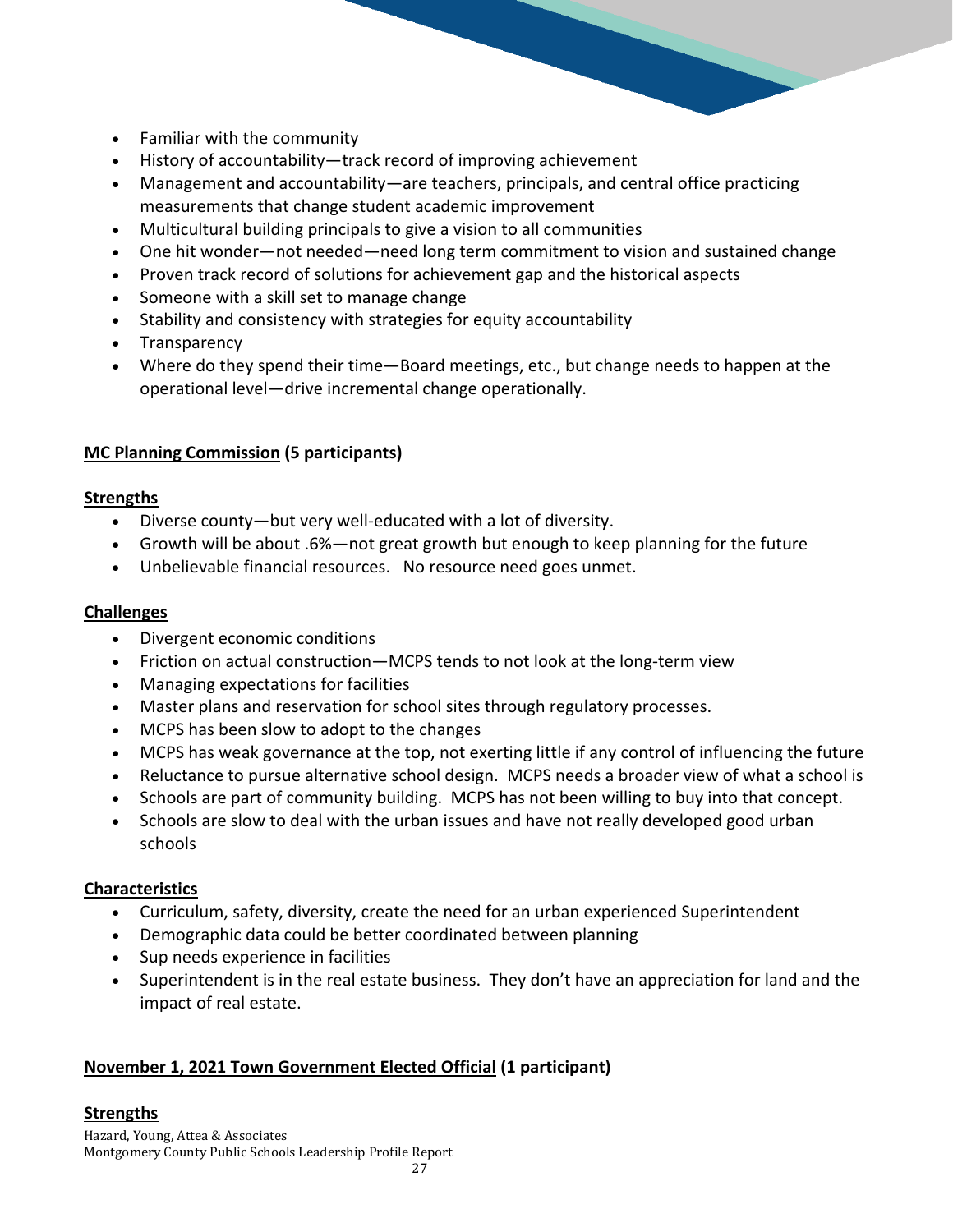- Familiar with the community
- History of accountability—track record of improving achievement
- Management and accountability—are teachers, principals, and central office practicing measurements that change student academic improvement
- Multicultural building principals to give a vision to all communities
- One hit wonder—not needed—need long term commitment to vision and sustained change
- Proven track record of solutions for achievement gap and the historical aspects
- Someone with a skill set to manage change
- Stability and consistency with strategies for equity accountability
- Transparency
- Where do they spend their time—Board meetings, etc., but change needs to happen at the operational level—drive incremental change operationally.

**MC Planning Commission (5 participants)**

**Strengths**

- Diverse county—but very well-educated with a lot of diversity.
- Growth will be about .6%—not great growth but enough to keep planning for the future
- Unbelievable financial resources. No resource need goes unmet.

**Challenges**

- Divergent economic conditions
- Friction on actual construction—MCPS tends to not look at the long-term view
- Managing expectations for facilities
- Master plans and reservation for school sites through regulatory processes.
- MCPS has been slow to adopt to the changes
- MCPS has weak governance at the top, not exerting little if any control of influencing the future
- Reluctance to pursue alternative school design. MCPS needs a broader view of what a school is
- Schools are part of community building. MCPS has not been willing to buy into that concept.
- Schools are slow to deal with the urban issues and have not really developed good urban schools

**Characteristics**

- Curriculum, safety, diversity, create the need for an urban experienced Superintendent
- Demographic data could be better coordinated between planning
- Sup needs experience in facilities
- Superintendent is in the real estate business. They don't have an appreciation for land and the impact of real estate.

**November 1, 2021 Town Government Elected Official (1 participant)**

**Strengths**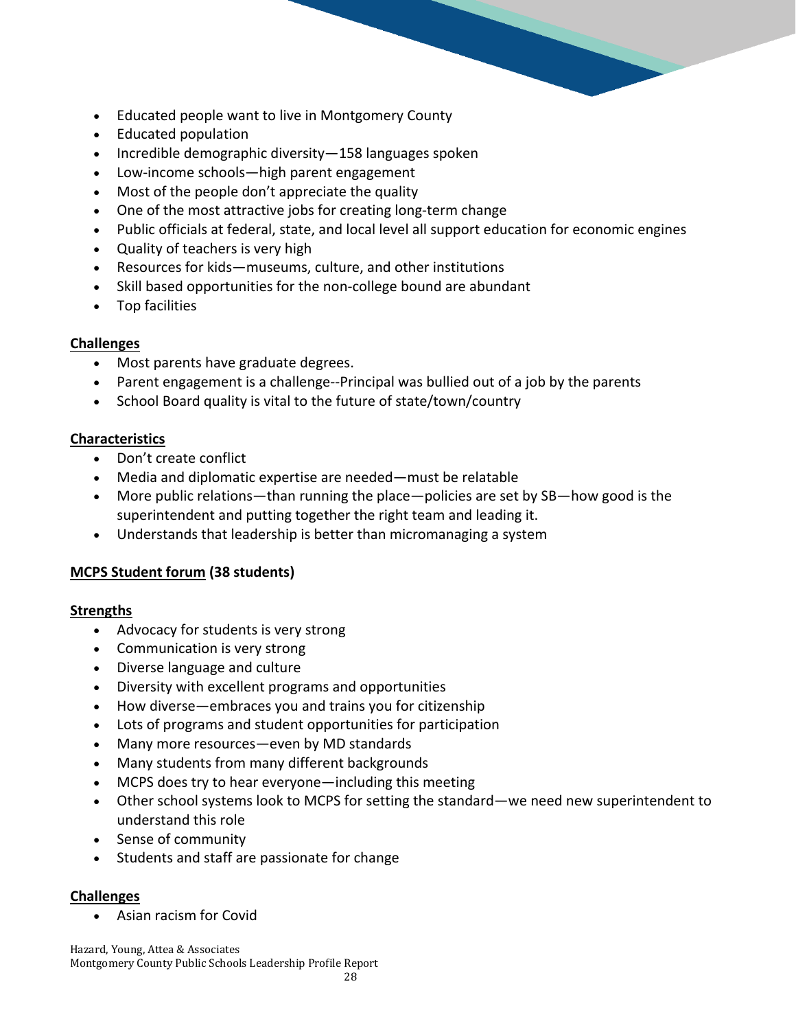- Educated people want to live in Montgomery County
- Educated population
- Incredible demographic diversity—158 languages spoken
- Low-income schools—high parent engagement
- Most of the people don't appreciate the quality
- One of the most attractive jobs for creating long-term change
- Public officials at federal, state, and local level all support education for economic engines
- Quality of teachers is very high
- Resources for kids—museums, culture, and other institutions
- Skill based opportunities for the non-college bound are abundant
- Top facilities

**Challenges**

- Most parents have graduate degrees.
- Parent engagement is a challenge--Principal was bullied out of a job by the parents
- School Board quality is vital to the future of state/town/country

**Characteristics**

- Don't create conflict
- Media and diplomatic expertise are needed—must be relatable
- More public relations—than running the place—policies are set by SB—how good is the superintendent and putting together the right team and leading it.
- Understands that leadership is better than micromanaging a system

**MCPS Student forum (38 students)**

**Strengths**

- Advocacy for students is very strong
- Communication is very strong
- Diverse language and culture
- Diversity with excellent programs and opportunities
- How diverse—embraces you and trains you for citizenship
- Lots of programs and student opportunities for participation
- Many more resources—even by MD standards
- Many students from many different backgrounds
- MCPS does try to hear everyone—including this meeting
- Other school systems look to MCPS for setting the standard—we need new superintendent to understand this role
- Sense of community
- Students and staff are passionate for change

**Challenges**

- Asian racism for Covid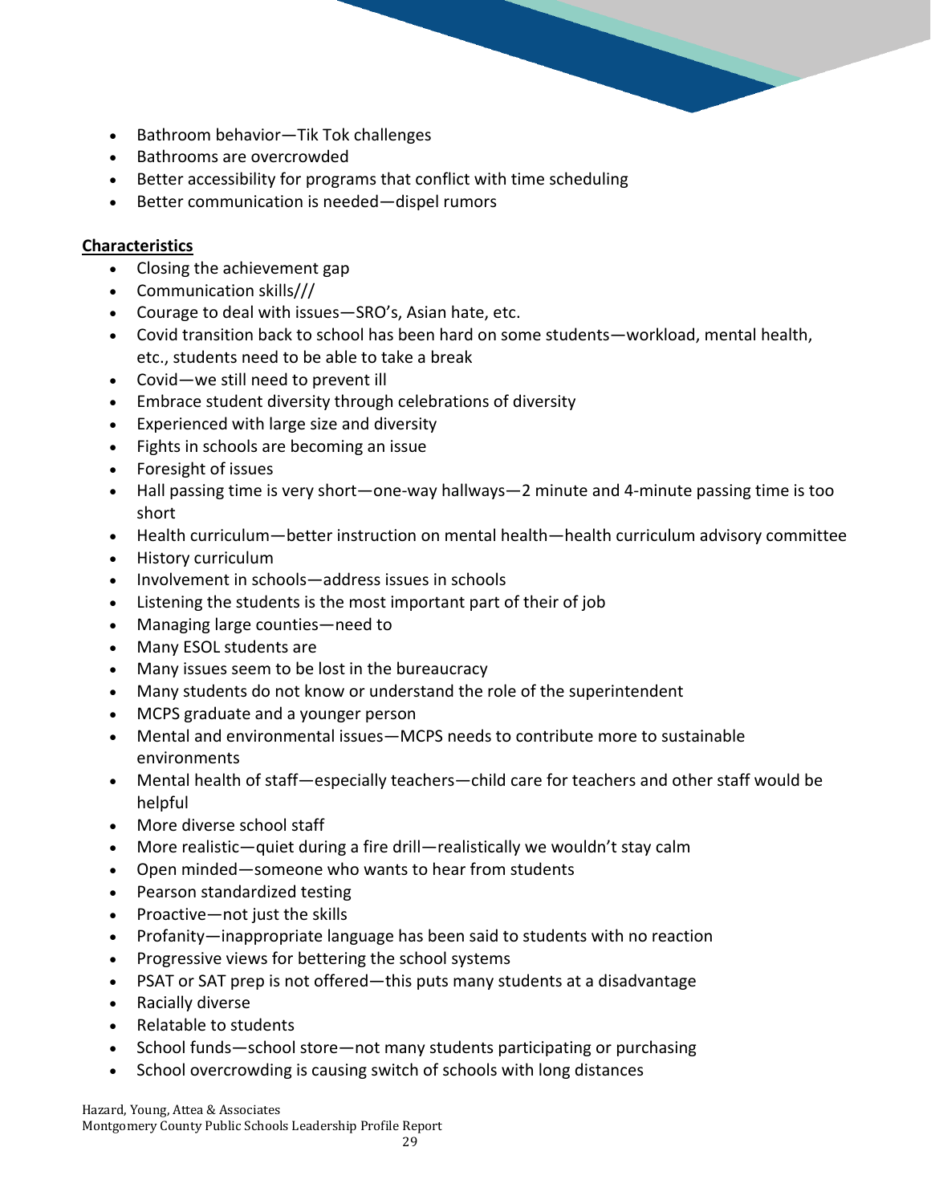- Bathroom behavior—Tik Tok challenges
- Bathrooms are overcrowded
- Better accessibility for programs that conflict with time scheduling
- Better communication is needed—dispel rumors

**Characteristics**

- Closing the achievement gap
- Communication skills///
- Courage to deal with issues—SRO's, Asian hate, etc.
- Covid transition back to school has been hard on some students—workload, mental health, etc., students need to be able to take a break
- Covid—we still need to prevent ill
- Embrace student diversity through celebrations of diversity
- Experienced with large size and diversity
- Fights in schools are becoming an issue
- Foresight of issues
- Hall passing time is very short—one-way hallways—2 minute and 4-minute passing time is too short
- Health curriculum—better instruction on mental health—health curriculum advisory committee
- History curriculum
- Involvement in schools—address issues in schools
- Listening the students is the most important part of their of job
- Managing large counties—need to
- Many ESOL students are
- Many issues seem to be lost in the bureaucracy
- Many students do not know or understand the role of the superintendent
- MCPS graduate and a younger person
- Mental and environmental issues—MCPS needs to contribute more to sustainable environments
- Mental health of staff—especially teachers—child care for teachers and other staff would be helpful
- More diverse school staff
- More realistic—quiet during a fire drill—realistically we wouldn't stay calm
- Open minded—someone who wants to hear from students
- Pearson standardized testing
- Proactive—not just the skills
- Profanity—inappropriate language has been said to students with no reaction
- Progressive views for bettering the school systems
- PSAT or SAT prep is not offered—this puts many students at a disadvantage
- Racially diverse
- Relatable to students
- School funds—school store—not many students participating or purchasing
- School overcrowding is causing switch of schools with long distances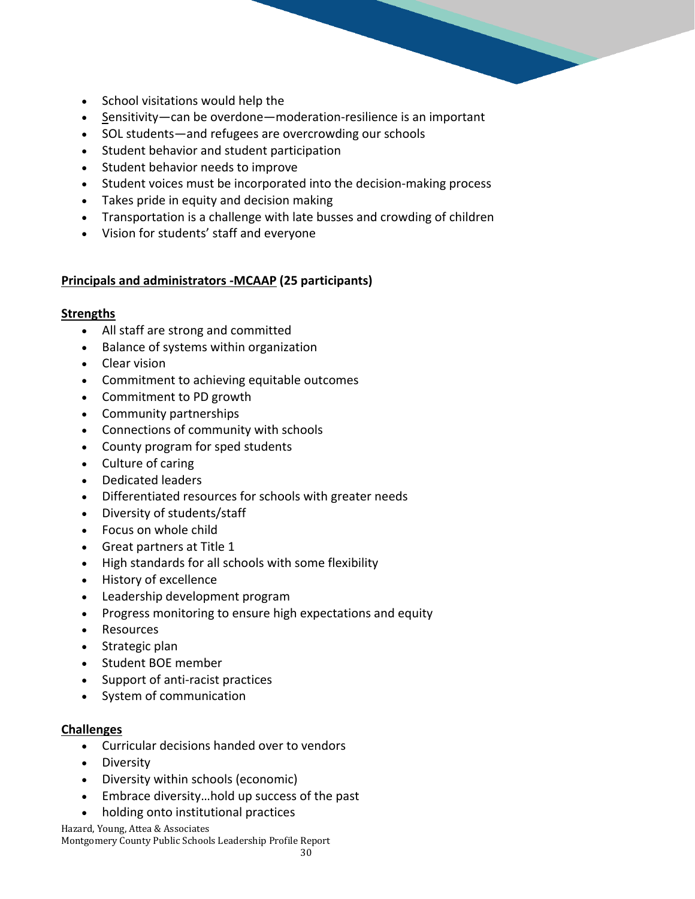- School visitations would help the
- Sensitivity—can be overdone—moderation-resilience is an important
- SOL students—and refugees are overcrowding our schools
- Student behavior and student participation
- Student behavior needs to improve
- Student voices must be incorporated into the decision-making process
- Takes pride in equity and decision making
- Transportation is a challenge with late busses and crowding of children
- Vision for students' staff and everyone

**Principals and administrators -MCAAP (25 participants)**

**Strengths**

- All staff are strong and committed
- Balance of systems within organization
- Clear vision
- Commitment to achieving equitable outcomes
- Commitment to PD growth
- Community partnerships
- Connections of community with schools
- County program for sped students
- Culture of caring
- Dedicated leaders
- Differentiated resources for schools with greater needs
- Diversity of students/staff
- Focus on whole child
- Great partners at Title 1
- High standards for all schools with some flexibility
- History of excellence
- Leadership development program
- Progress monitoring to ensure high expectations and equity
- Resources
- Strategic plan
- Student BOE member
- Support of anti-racist practices
- System of communication

**Challenges**

- Curricular decisions handed over to vendors
- Diversity
- Diversity within schools (economic)
- Embrace diversity…hold up success of the past
- holding onto institutional practices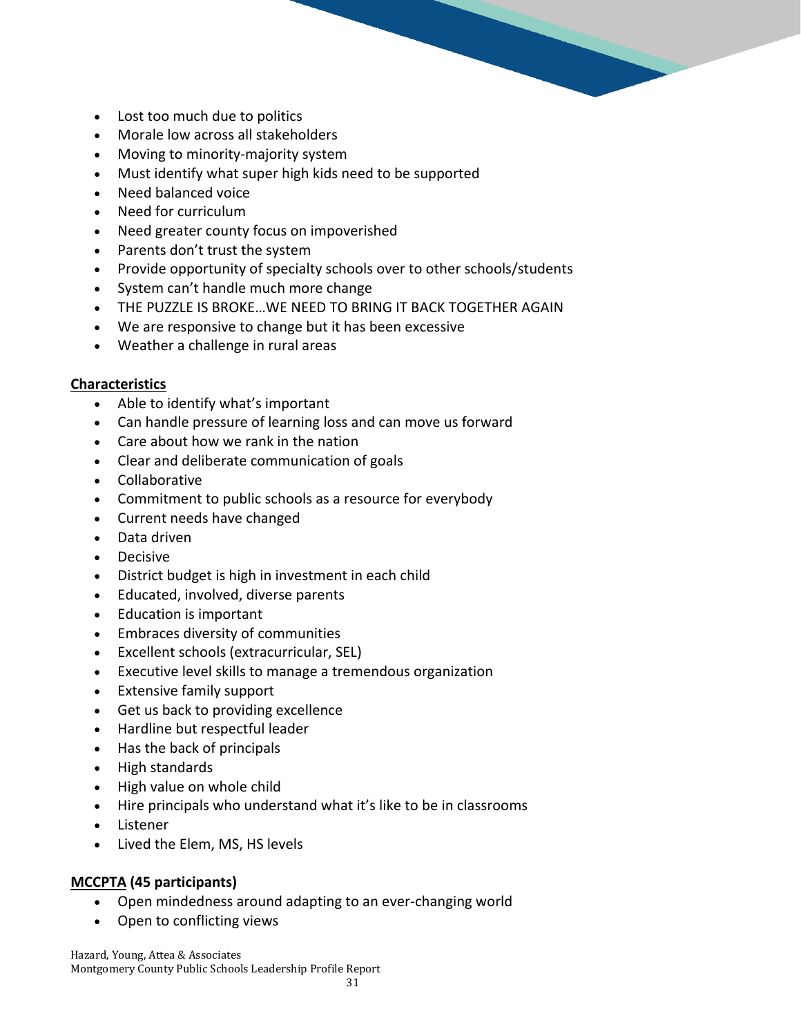- Lost too much due to politics
- Morale low across all stakeholders
- Moving to minority-majority system
- Must identify what super high kids need to be supported
- Need balanced voice
- Need for curriculum
- Need greater county focus on impoverished
- Parents don't trust the system
- Provide opportunity of specialty schools over to other schools/students
- System can't handle much more change
- THE PUZZLE IS BROKE…WE NEED TO BRING IT BACK TOGETHER AGAIN
- We are responsive to change but it has been excessive
- Weather a challenge in rural areas

**Characteristics**

- Able to identify what's important
- Can handle pressure of learning loss and can move us forward
- Care about how we rank in the nation
- Clear and deliberate communication of goals
- Collaborative
- Commitment to public schools as a resource for everybody
- Current needs have changed
- Data driven
- Decisive
- District budget is high in investment in each child
- Educated, involved, diverse parents
- Education is important
- Embraces diversity of communities
- Excellent schools (extracurricular, SEL)
- Executive level skills to manage a tremendous organization
- Extensive family support
- Get us back to providing excellence
- Hardline but respectful leader
- Has the back of principals
- High standards
- High value on whole child
- Hire principals who understand what it's like to be in classrooms
- Listener
- Lived the Elem, MS, HS levels

**MCCPTA (45 participants)**

- Open mindedness around adapting to an ever-changing world
- Open to conflicting views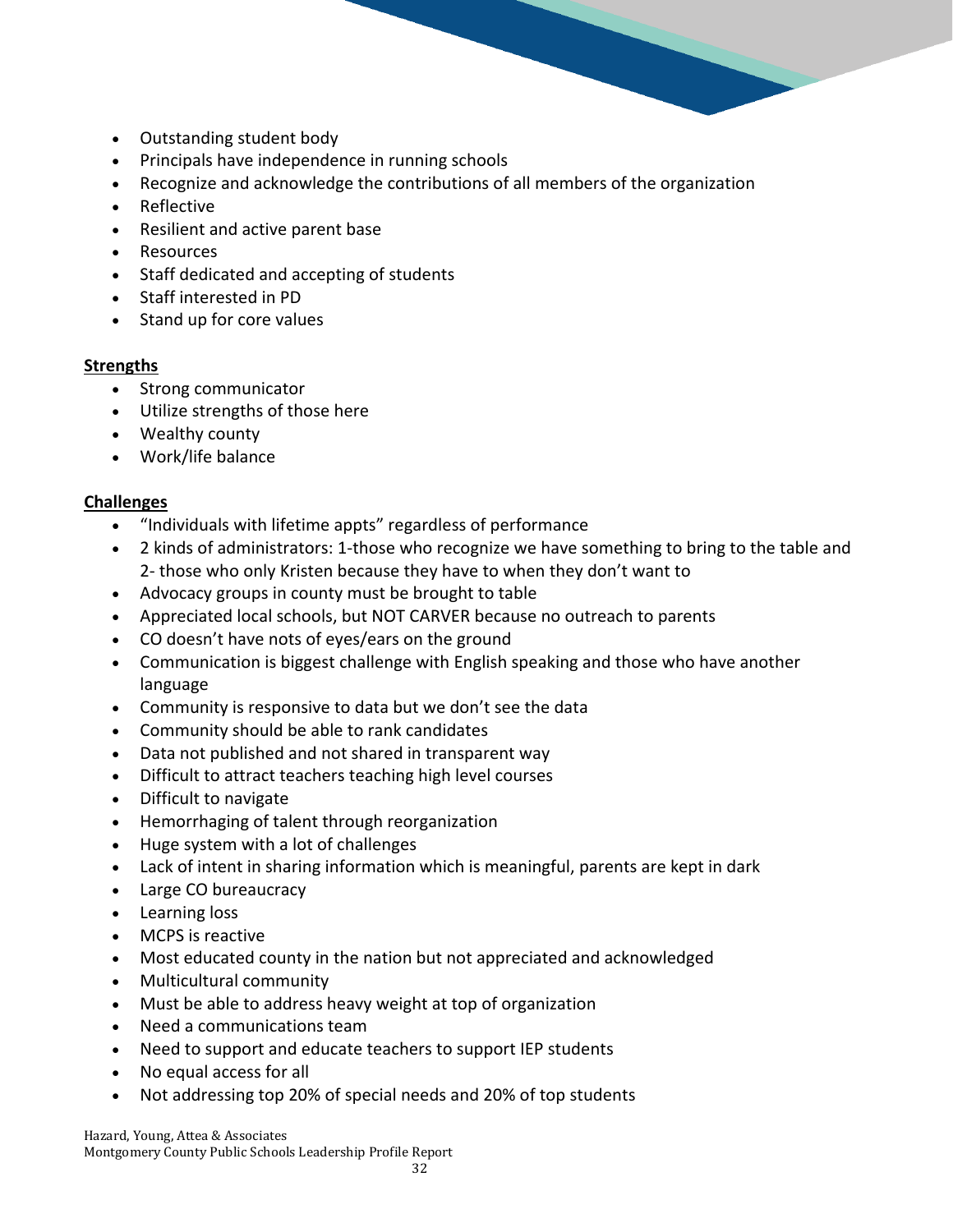- Outstanding student body
- Principals have independence in running schools
- Recognize and acknowledge the contributions of all members of the organization
- Reflective
- Resilient and active parent base
- Resources
- Staff dedicated and accepting of students
- Staff interested in PD
- Stand up for core values

**Strengths**

- Strong communicator
- Utilize strengths of those here
- Wealthy county
- Work/life balance

**Challenges**

- "Individuals with lifetime appts" regardless of performance
- 2 kinds of administrators: 1-those who recognize we have something to bring to the table and 2- those who only Kristen because they have to when they don't want to
- Advocacy groups in county must be brought to table
- Appreciated local schools, but NOT CARVER because no outreach to parents
- CO doesn't have nots of eyes/ears on the ground
- Communication is biggest challenge with English speaking and those who have another language
- Community is responsive to data but we don't see the data
- Community should be able to rank candidates
- Data not published and not shared in transparent way
- Difficult to attract teachers teaching high level courses
- Difficult to navigate
- Hemorrhaging of talent through reorganization
- Huge system with a lot of challenges
- Lack of intent in sharing information which is meaningful, parents are kept in dark
- Large CO bureaucracy
- Learning loss
- MCPS is reactive
- Most educated county in the nation but not appreciated and acknowledged
- Multicultural community
- Must be able to address heavy weight at top of organization
- Need a communications team
- Need to support and educate teachers to support IEP students
- No equal access for all
- Not addressing top 20% of special needs and 20% of top students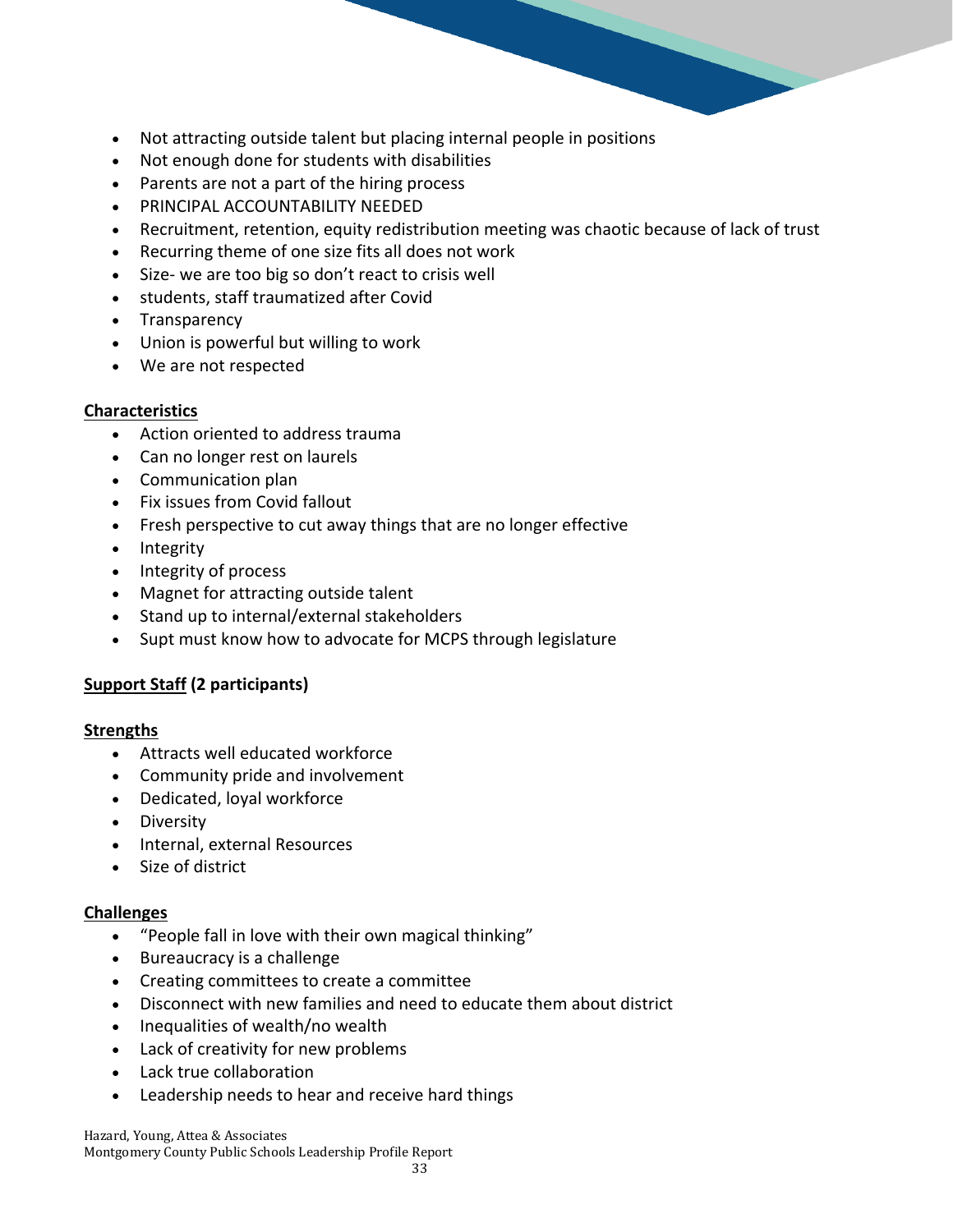- Not attracting outside talent but placing internal people in positions
- Not enough done for students with disabilities
- Parents are not a part of the hiring process
- PRINCIPAL ACCOUNTABILITY NEEDED
- Recruitment, retention, equity redistribution meeting was chaotic because of lack of trust
- Recurring theme of one size fits all does not work
- Size- we are too big so don't react to crisis well
- students, staff traumatized after Covid
- Transparency
- Union is powerful but willing to work
- We are not respected

**<u>Characteristics</u>**

- Action oriented to address trauma
- Can no longer rest on laurels
- Communication plan
- Fix issues from Covid fallout
- Fresh perspective to cut away things that are no longer effective
- Integrity
- Integrity of process
- Magnet for attracting outside talent
- Stand up to internal/external stakeholders
- Supt must know how to advocate for MCPS through legislature

**<u>Support Staff</u> (2 participants)**

**<u>Strengths</u>**

- Attracts well educated workforce
- Community pride and involvement
- Dedicated, loyal workforce
- Diversity
- Internal, external Resources
- Size of district

**<u>Challenges</u>**

- "People fall in love with their own magical thinking"
- Bureaucracy is a challenge
- Creating committees to create a committee
- Disconnect with new families and need to educate them about district
- Inequalities of wealth/no wealth
- Lack of creativity for new problems
- Lack true collaboration
- Leadership needs to hear and receive hard things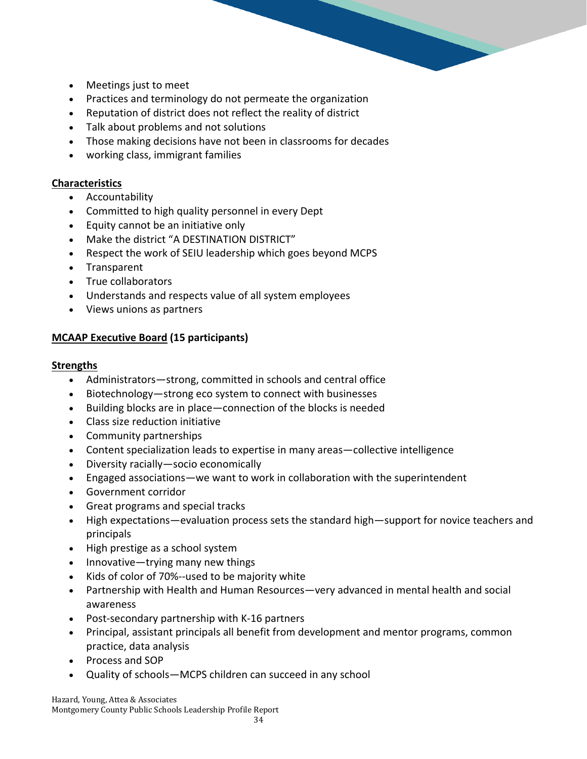- Meetings just to meet
- Practices and terminology do not permeate the organization
- Reputation of district does not reflect the reality of district
- Talk about problems and not solutions
- Those making decisions have not been in classrooms for decades
- working class, immigrant families

**Characteristics**

- Accountability
- Committed to high quality personnel in every Dept
- Equity cannot be an initiative only
- Make the district "A DESTINATION DISTRICT"
- Respect the work of SEIU leadership which goes beyond MCPS
- Transparent
- True collaborators
- Understands and respects value of all system employees
- Views unions as partners

**MCAAP Executive Board (15 participants)**

**Strengths**

- Administrators—strong, committed in schools and central office
- Biotechnology—strong eco system to connect with businesses
- Building blocks are in place—connection of the blocks is needed
- Class size reduction initiative
- Community partnerships
- Content specialization leads to expertise in many areas—collective intelligence
- Diversity racially—socio economically
- Engaged associations—we want to work in collaboration with the superintendent
- Government corridor
- Great programs and special tracks
- High expectations—evaluation process sets the standard high—support for novice teachers and principals
- High prestige as a school system
- Innovative—trying many new things
- Kids of color of 70%--used to be majority white
- Partnership with Health and Human Resources—very advanced in mental health and social awareness
- Post-secondary partnership with K-16 partners
- Principal, assistant principals all benefit from development and mentor programs, common practice, data analysis
- Process and SOP
- Quality of schools—MCPS children can succeed in any school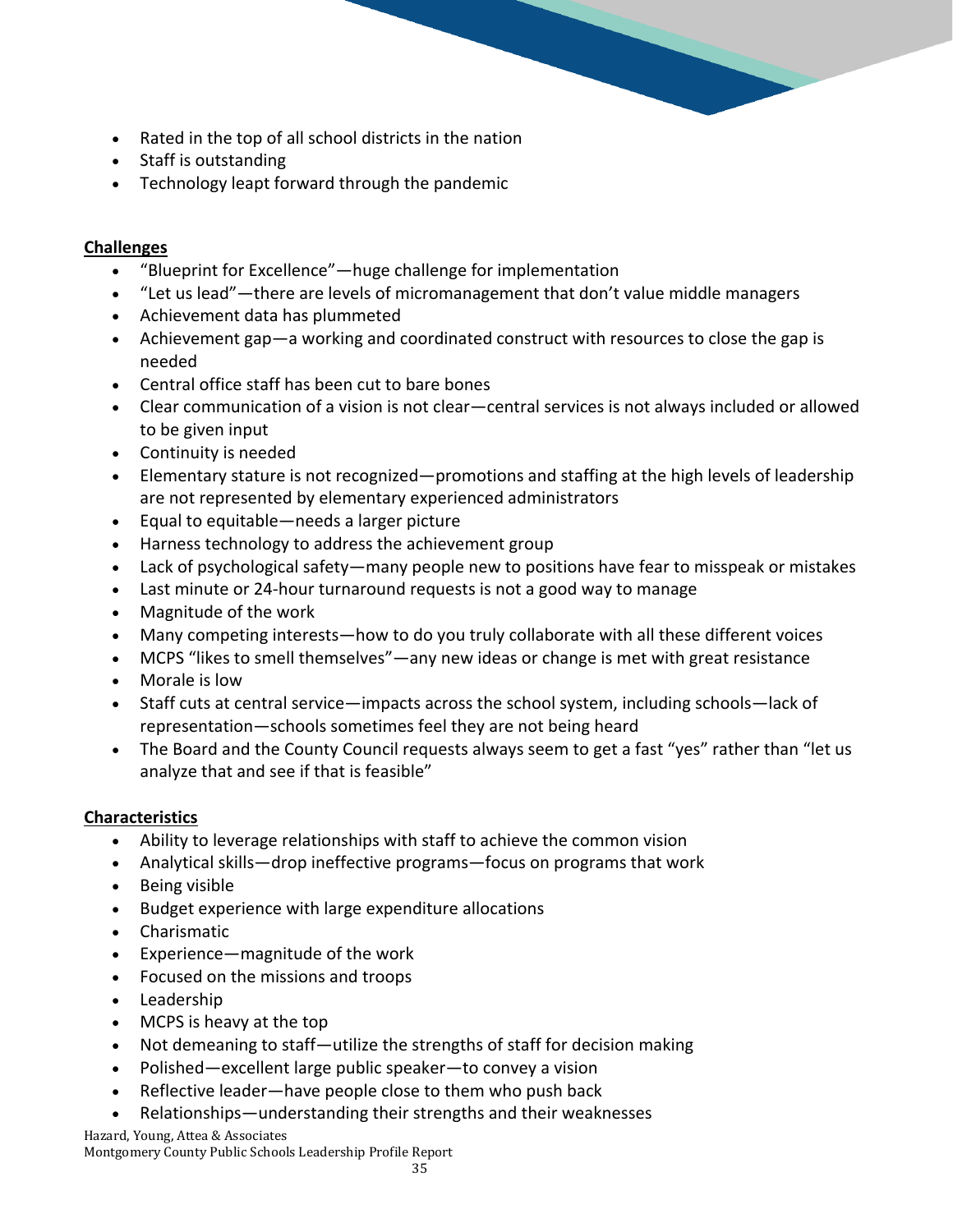- Rated in the top of all school districts in the nation
- Staff is outstanding
- Technology leapt forward through the pandemic

**Challenges**

- "Blueprint for Excellence"—huge challenge for implementation
- "Let us lead"—there are levels of micromanagement that don't value middle managers
- Achievement data has plummeted
- Achievement gap—a working and coordinated construct with resources to close the gap is needed
- Central office staff has been cut to bare bones
- Clear communication of a vision is not clear—central services is not always included or allowed to be given input
- Continuity is needed
- Elementary stature is not recognized—promotions and staffing at the high levels of leadership are not represented by elementary experienced administrators
- Equal to equitable—needs a larger picture
- Harness technology to address the achievement group
- Lack of psychological safety—many people new to positions have fear to misspeak or mistakes
- Last minute or 24-hour turnaround requests is not a good way to manage
- Magnitude of the work
- Many competing interests—how to do you truly collaborate with all these different voices
- MCPS "likes to smell themselves"—any new ideas or change is met with great resistance
- Morale is low
- Staff cuts at central service—impacts across the school system, including schools—lack of representation—schools sometimes feel they are not being heard
- The Board and the County Council requests always seem to get a fast "yes" rather than "let us analyze that and see if that is feasible"

**Characteristics**

- Ability to leverage relationships with staff to achieve the common vision
- Analytical skills—drop ineffective programs—focus on programs that work
- Being visible
- Budget experience with large expenditure allocations
- Charismatic
- Experience—magnitude of the work
- Focused on the missions and troops
- Leadership
- MCPS is heavy at the top
- Not demeaning to staff—utilize the strengths of staff for decision making
- Polished—excellent large public speaker—to convey a vision
- Reflective leader—have people close to them who push back
- Relationships—understanding their strengths and their weaknesses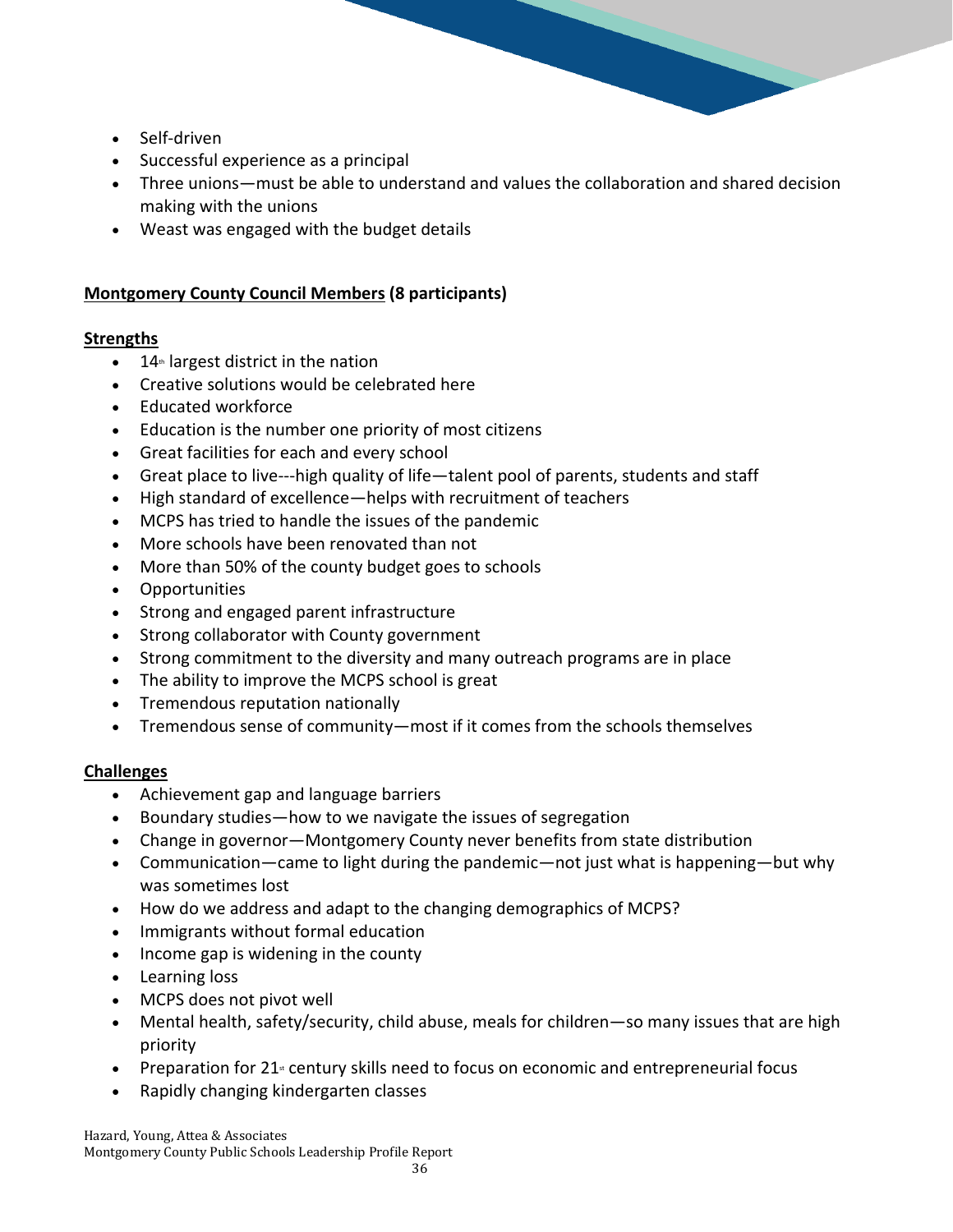- Self-driven
- Successful experience as a principal
- Three unions—must be able to understand and values the collaboration and shared decision making with the unions
- Weast was engaged with the budget details

**Montgomery County Council Members (8 participants)**

**Strengths**

- 14th largest district in the nation
- Creative solutions would be celebrated here
- Educated workforce
- Education is the number one priority of most citizens
- Great facilities for each and every school
- Great place to live---high quality of life—talent pool of parents, students and staff
- High standard of excellence—helps with recruitment of teachers
- MCPS has tried to handle the issues of the pandemic
- More schools have been renovated than not
- More than 50% of the county budget goes to schools
- Opportunities
- Strong and engaged parent infrastructure
- Strong collaborator with County government
- Strong commitment to the diversity and many outreach programs are in place
- The ability to improve the MCPS school is great
- Tremendous reputation nationally
- Tremendous sense of community—most if it comes from the schools themselves

**Challenges**

- Achievement gap and language barriers
- Boundary studies—how to we navigate the issues of segregation
- Change in governor—Montgomery County never benefits from state distribution
- Communication—came to light during the pandemic—not just what is happening—but why was sometimes lost
- How do we address and adapt to the changing demographics of MCPS?
- Immigrants without formal education
- Income gap is widening in the county
- Learning loss
- MCPS does not pivot well
- Mental health, safety/security, child abuse, meals for children—so many issues that are high priority
- Preparation for 21st century skills need to focus on economic and entrepreneurial focus
- Rapidly changing kindergarten classes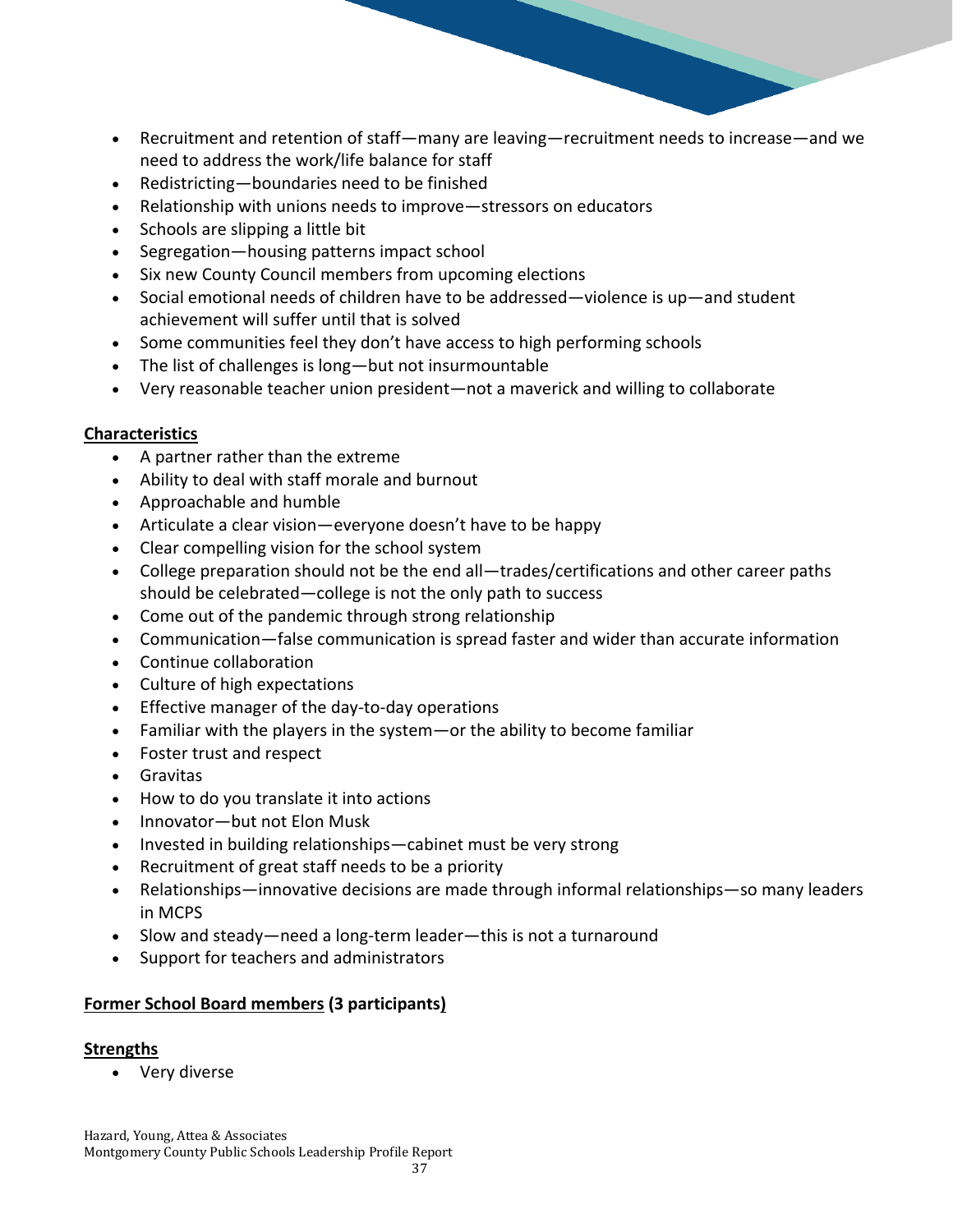- Recruitment and retention of staff—many are leaving—recruitment needs to increase—and we need to address the work/life balance for staff
- Redistricting—boundaries need to be finished
- Relationship with unions needs to improve—stressors on educators
- Schools are slipping a little bit
- Segregation—housing patterns impact school
- Six new County Council members from upcoming elections
- Social emotional needs of children have to be addressed—violence is up—and student achievement will suffer until that is solved
- Some communities feel they don't have access to high performing schools
- The list of challenges is long—but not insurmountable
- Very reasonable teacher union president—not a maverick and willing to collaborate

**Characteristics**

- A partner rather than the extreme
- Ability to deal with staff morale and burnout
- Approachable and humble
- Articulate a clear vision—everyone doesn't have to be happy
- Clear compelling vision for the school system
- College preparation should not be the end all—trades/certifications and other career paths should be celebrated—college is not the only path to success
- Come out of the pandemic through strong relationship
- Communication—false communication is spread faster and wider than accurate information
- Continue collaboration
- Culture of high expectations
- Effective manager of the day-to-day operations
- Familiar with the players in the system—or the ability to become familiar
- Foster trust and respect
- Gravitas
- How to do you translate it into actions
- Innovator—but not Elon Musk
- Invested in building relationships—cabinet must be very strong
- Recruitment of great staff needs to be a priority
- Relationships—innovative decisions are made through informal relationships—so many leaders in MCPS
- Slow and steady—need a long-term leader—this is not a turnaround
- Support for teachers and administrators

**Former School Board members (3 participants)**

**Strengths**

- Very diverse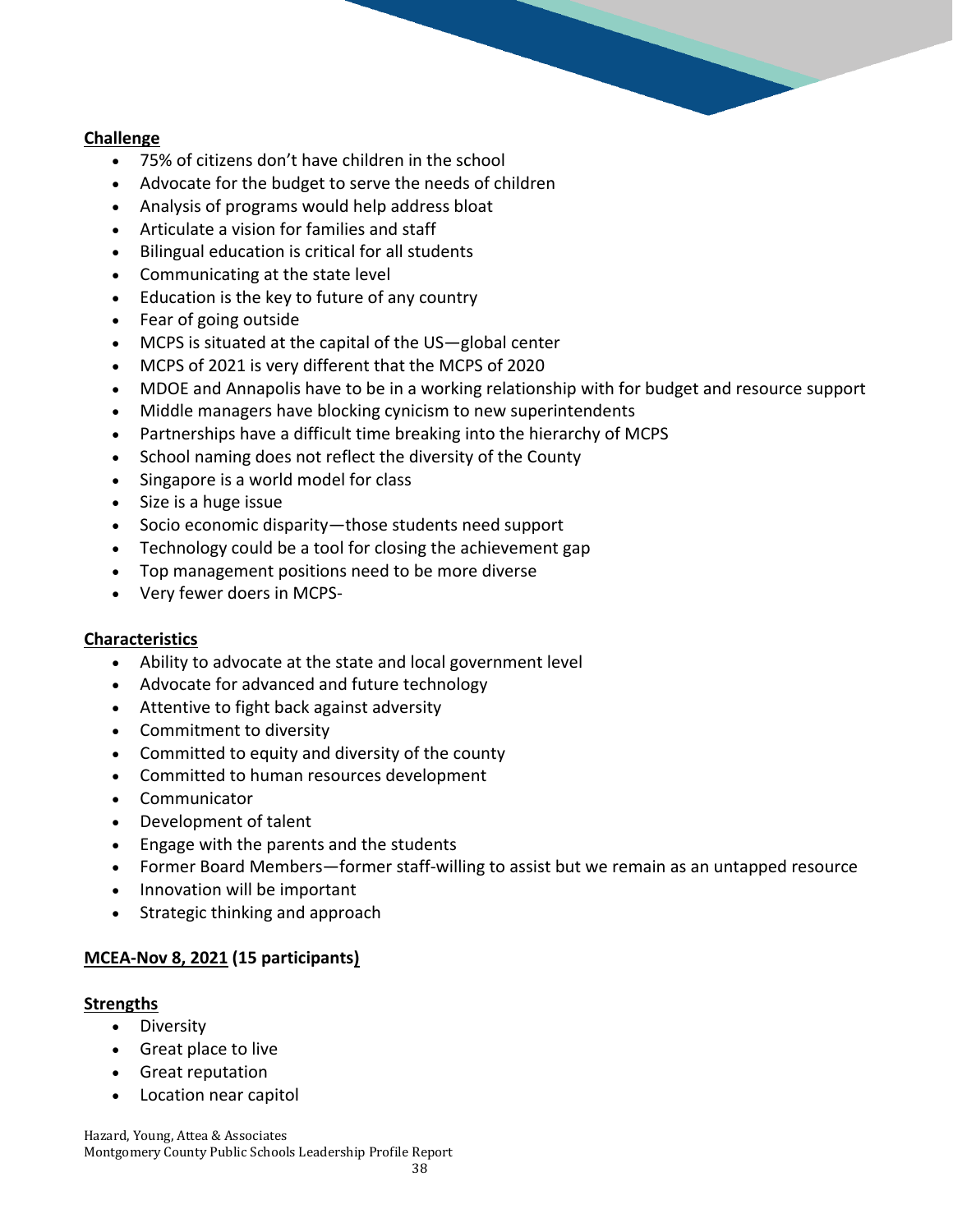**Challenge**

- 75% of citizens don't have children in the school
- Advocate for the budget to serve the needs of children
- Analysis of programs would help address bloat
- Articulate a vision for families and staff
- Bilingual education is critical for all students
- Communicating at the state level
- Education is the key to future of any country
- Fear of going outside
- MCPS is situated at the capital of the US—global center
- MCPS of 2021 is very different that the MCPS of 2020
- MDOE and Annapolis have to be in a working relationship with for budget and resource support
- Middle managers have blocking cynicism to new superintendents
- Partnerships have a difficult time breaking into the hierarchy of MCPS
- School naming does not reflect the diversity of the County
- Singapore is a world model for class
- Size is a huge issue
- Socio economic disparity—those students need support
- Technology could be a tool for closing the achievement gap
- Top management positions need to be more diverse
- Very fewer doers in MCPS-

**Characteristics**

- Ability to advocate at the state and local government level
- Advocate for advanced and future technology
- Attentive to fight back against adversity
- Commitment to diversity
- Committed to equity and diversity of the county
- Committed to human resources development
- Communicator
- Development of talent
- Engage with the parents and the students
- Former Board Members—former staff-willing to assist but we remain as an untapped resource
- Innovation will be important
- Strategic thinking and approach

**MCEA-Nov 8, 2021 (15 participants)**

**Strengths**

- Diversity
- Great place to live
- Great reputation
- Location near capitol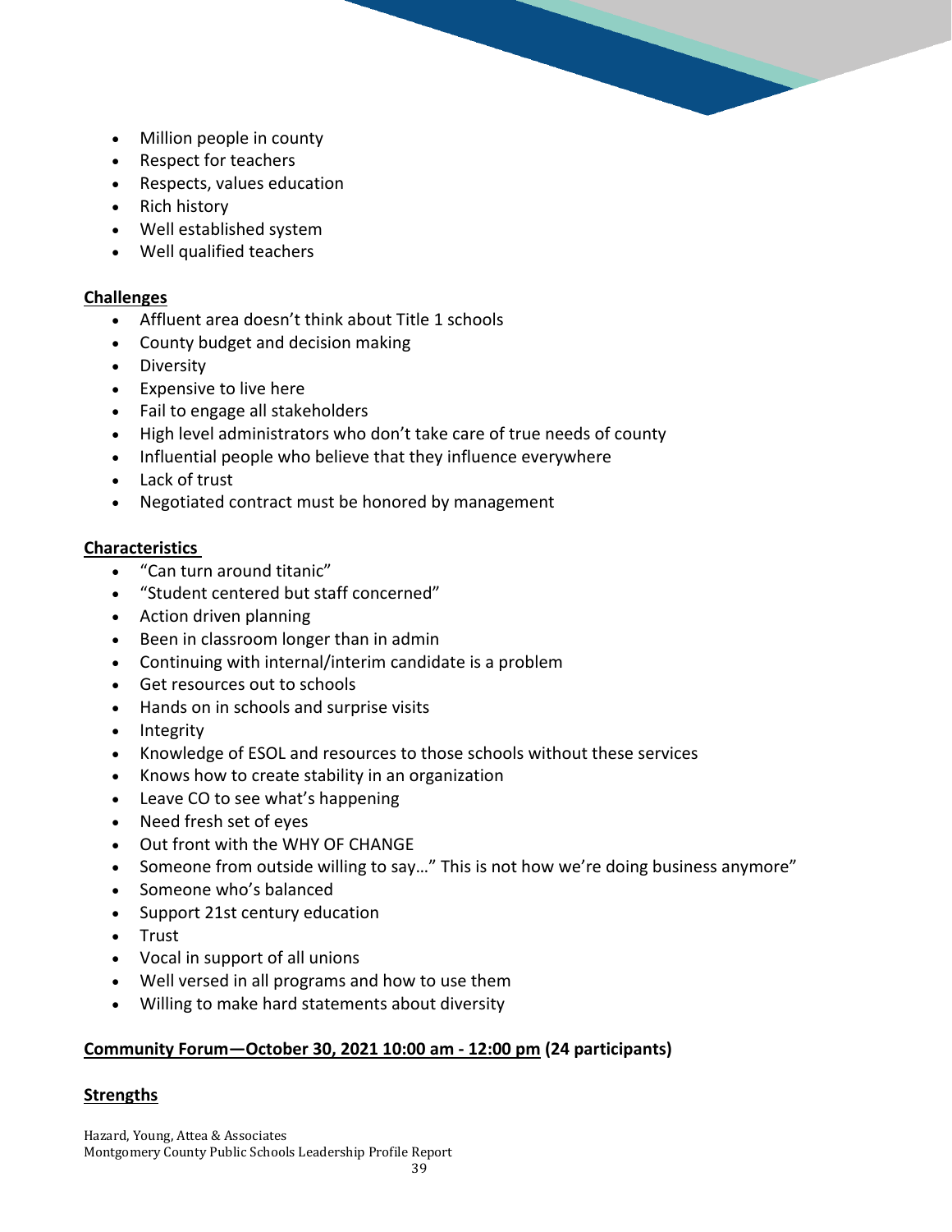- Million people in county
- Respect for teachers
- Respects, values education
- Rich history
- Well established system
- Well qualified teachers

**Challenges**

- Affluent area doesn't think about Title 1 schools
- County budget and decision making
- Diversity
- Expensive to live here
- Fail to engage all stakeholders
- High level administrators who don't take care of true needs of county
- Influential people who believe that they influence everywhere
- Lack of trust
- Negotiated contract must be honored by management

**Characteristics**

- "Can turn around titanic"
- "Student centered but staff concerned"
- Action driven planning
- Been in classroom longer than in admin
- Continuing with internal/interim candidate is a problem
- Get resources out to schools
- Hands on in schools and surprise visits
- Integrity
- Knowledge of ESOL and resources to those schools without these services
- Knows how to create stability in an organization
- Leave CO to see what's happening
- Need fresh set of eyes
- Out front with the WHY OF CHANGE
- Someone from outside willing to say…" This is not how we're doing business anymore"
- Someone who's balanced
- Support 21st century education
- Trust
- Vocal in support of all unions
- Well versed in all programs and how to use them
- Willing to make hard statements about diversity

## Community Forum—October 30, 2021 10:00 am - 12:00 pm (24 participants)

**Strengths**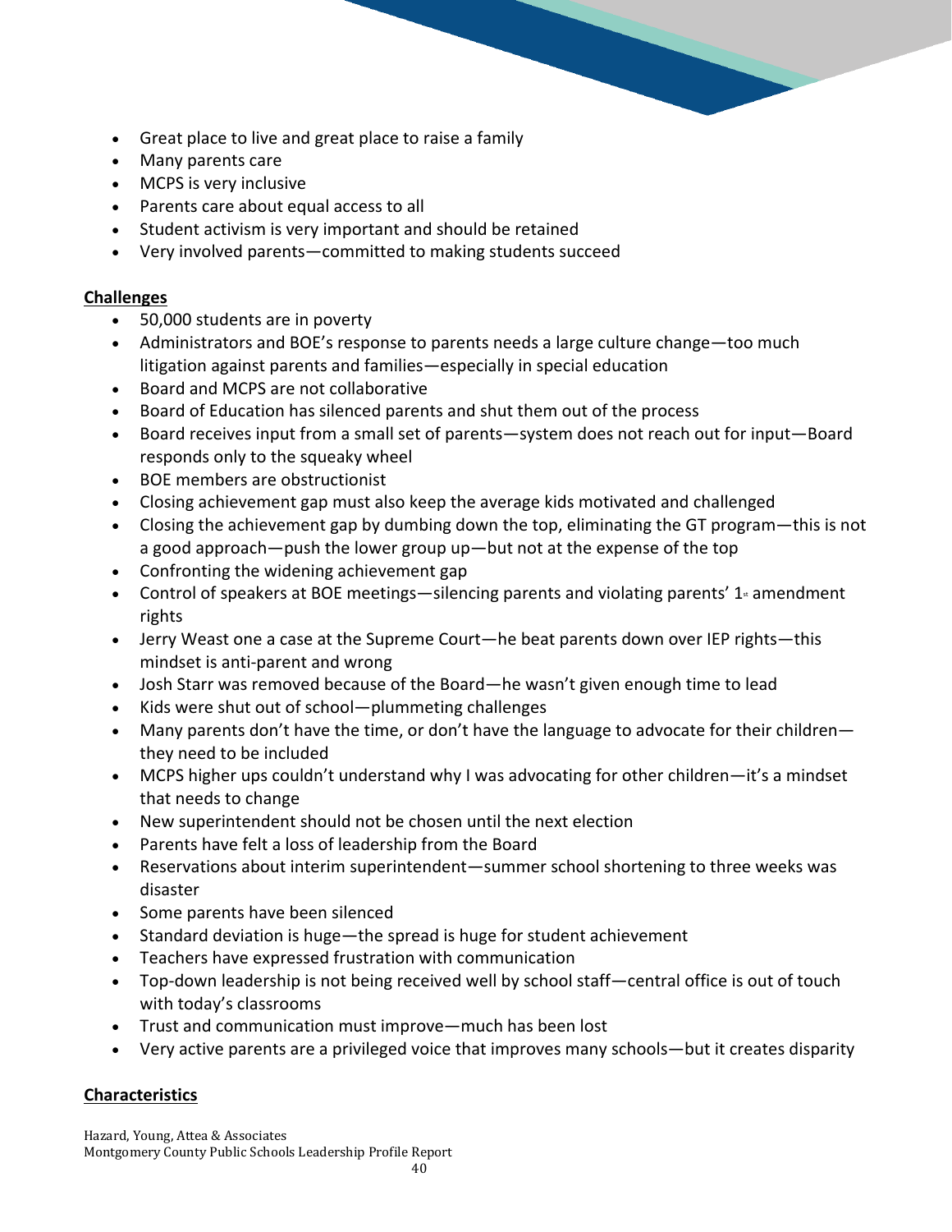- Great place to live and great place to raise a family
- Many parents care
- MCPS is very inclusive
- Parents care about equal access to all
- Student activism is very important and should be retained
- Very involved parents—committed to making students succeed

**Challenges**

- 50,000 students are in poverty
- Administrators and BOE's response to parents needs a large culture change—too much litigation against parents and families—especially in special education
- Board and MCPS are not collaborative
- Board of Education has silenced parents and shut them out of the process
- Board receives input from a small set of parents—system does not reach out for input—Board responds only to the squeaky wheel
- BOE members are obstructionist
- Closing achievement gap must also keep the average kids motivated and challenged
- Closing the achievement gap by dumbing down the top, eliminating the GT program—this is not a good approach—push the lower group up—but not at the expense of the top
- Confronting the widening achievement gap
- Control of speakers at BOE meetings—silencing parents and violating parents' 1st amendment rights
- Jerry Weast one a case at the Supreme Court—he beat parents down over IEP rights—this mindset is anti-parent and wrong
- Josh Starr was removed because of the Board—he wasn't given enough time to lead
- Kids were shut out of school—plummeting challenges
- Many parents don't have the time, or don't have the language to advocate for their children—they need to be included
- MCPS higher ups couldn't understand why I was advocating for other children—it's a mindset that needs to change
- New superintendent should not be chosen until the next election
- Parents have felt a loss of leadership from the Board
- Reservations about interim superintendent—summer school shortening to three weeks was disaster
- Some parents have been silenced
- Standard deviation is huge—the spread is huge for student achievement
- Teachers have expressed frustration with communication
- Top-down leadership is not being received well by school staff—central office is out of touch with today's classrooms
- Trust and communication must improve—much has been lost
- Very active parents are a privileged voice that improves many schools—but it creates disparity

**Characteristics**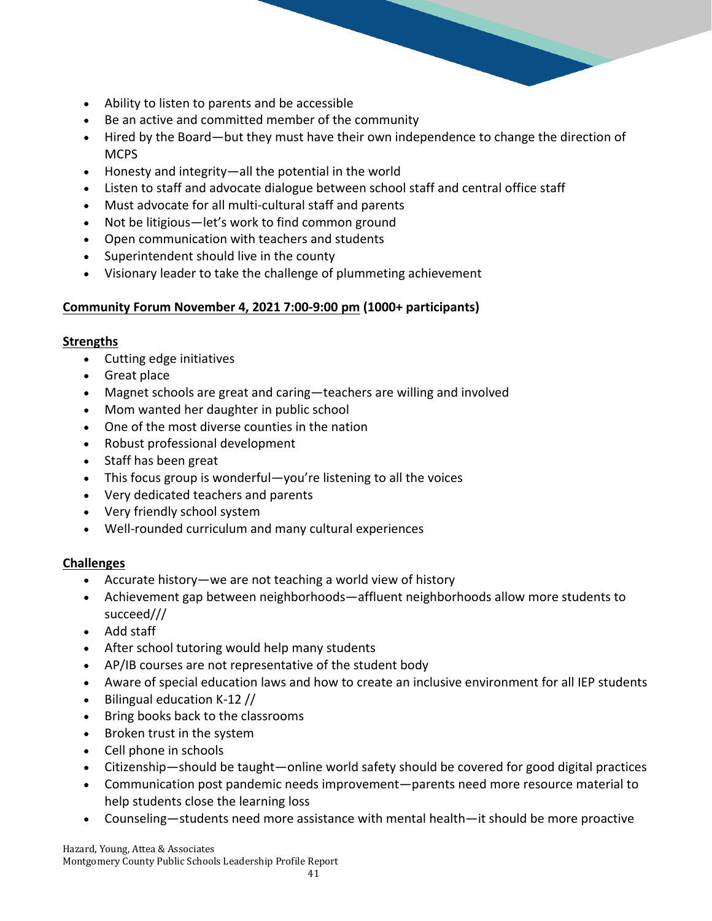- Ability to listen to parents and be accessible
- Be an active and committed member of the community
- Hired by the Board—but they must have their own independence to change the direction of MCPS
- Honesty and integrity—all the potential in the world
- Listen to staff and advocate dialogue between school staff and central office staff
- Must advocate for all multi-cultural staff and parents
- Not be litigious—let's work to find common ground
- Open communication with teachers and students
- Superintendent should live in the county
- Visionary leader to take the challenge of plummeting achievement

**<u>Community Forum November 4, 2021 7:00-9:00 pm</u> (1000+ participants)**

**<u>Strengths</u>**

- Cutting edge initiatives
- Great place
- Magnet schools are great and caring—teachers are willing and involved
- Mom wanted her daughter in public school
- One of the most diverse counties in the nation
- Robust professional development
- Staff has been great
- This focus group is wonderful—you're listening to all the voices
- Very dedicated teachers and parents
- Very friendly school system
- Well-rounded curriculum and many cultural experiences

**<u>Challenges</u>**

- Accurate history—we are not teaching a world view of history
- Achievement gap between neighborhoods—affluent neighborhoods allow more students to succeed///
- Add staff
- After school tutoring would help many students
- AP/IB courses are not representative of the student body
- Aware of special education laws and how to create an inclusive environment for all IEP students
- Bilingual education K-12 //
- Bring books back to the classrooms
- Broken trust in the system
- Cell phone in schools
- Citizenship—should be taught—online world safety should be covered for good digital practices
- Communication post pandemic needs improvement—parents need more resource material to help students close the learning loss
- Counseling—students need more assistance with mental health—it should be more proactive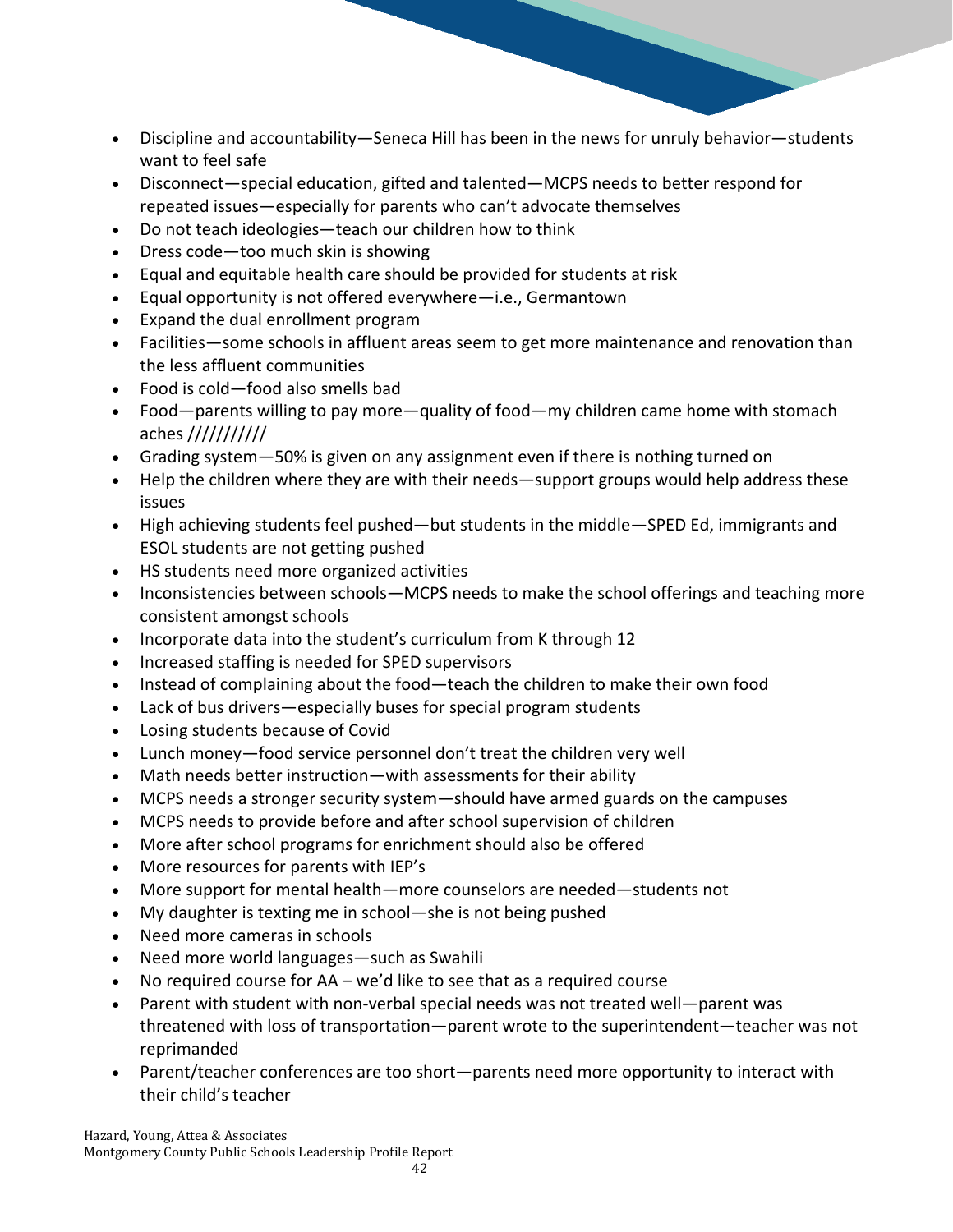- Discipline and accountability—Seneca Hill has been in the news for unruly behavior—students want to feel safe
- Disconnect—special education, gifted and talented—MCPS needs to better respond for repeated issues—especially for parents who can't advocate themselves
- Do not teach ideologies—teach our children how to think
- Dress code—too much skin is showing
- Equal and equitable health care should be provided for students at risk
- Equal opportunity is not offered everywhere—i.e., Germantown
- Expand the dual enrollment program
- Facilities—some schools in affluent areas seem to get more maintenance and renovation than the less affluent communities
- Food is cold—food also smells bad
- Food—parents willing to pay more—quality of food—my children came home with stomach aches ///////////
- Grading system—50% is given on any assignment even if there is nothing turned on
- Help the children where they are with their needs—support groups would help address these issues
- High achieving students feel pushed—but students in the middle—SPED Ed, immigrants and ESOL students are not getting pushed
- HS students need more organized activities
- Inconsistencies between schools—MCPS needs to make the school offerings and teaching more consistent amongst schools
- Incorporate data into the student's curriculum from K through 12
- Increased staffing is needed for SPED supervisors
- Instead of complaining about the food—teach the children to make their own food
- Lack of bus drivers—especially buses for special program students
- Losing students because of Covid
- Lunch money—food service personnel don't treat the children very well
- Math needs better instruction—with assessments for their ability
- MCPS needs a stronger security system—should have armed guards on the campuses
- MCPS needs to provide before and after school supervision of children
- More after school programs for enrichment should also be offered
- More resources for parents with IEP's
- More support for mental health—more counselors are needed—students not
- My daughter is texting me in school—she is not being pushed
- Need more cameras in schools
- Need more world languages—such as Swahili
- No required course for AA – we'd like to see that as a required course
- Parent with student with non-verbal special needs was not treated well—parent was threatened with loss of transportation—parent wrote to the superintendent—teacher was not reprimanded
- Parent/teacher conferences are too short—parents need more opportunity to interact with their child's teacher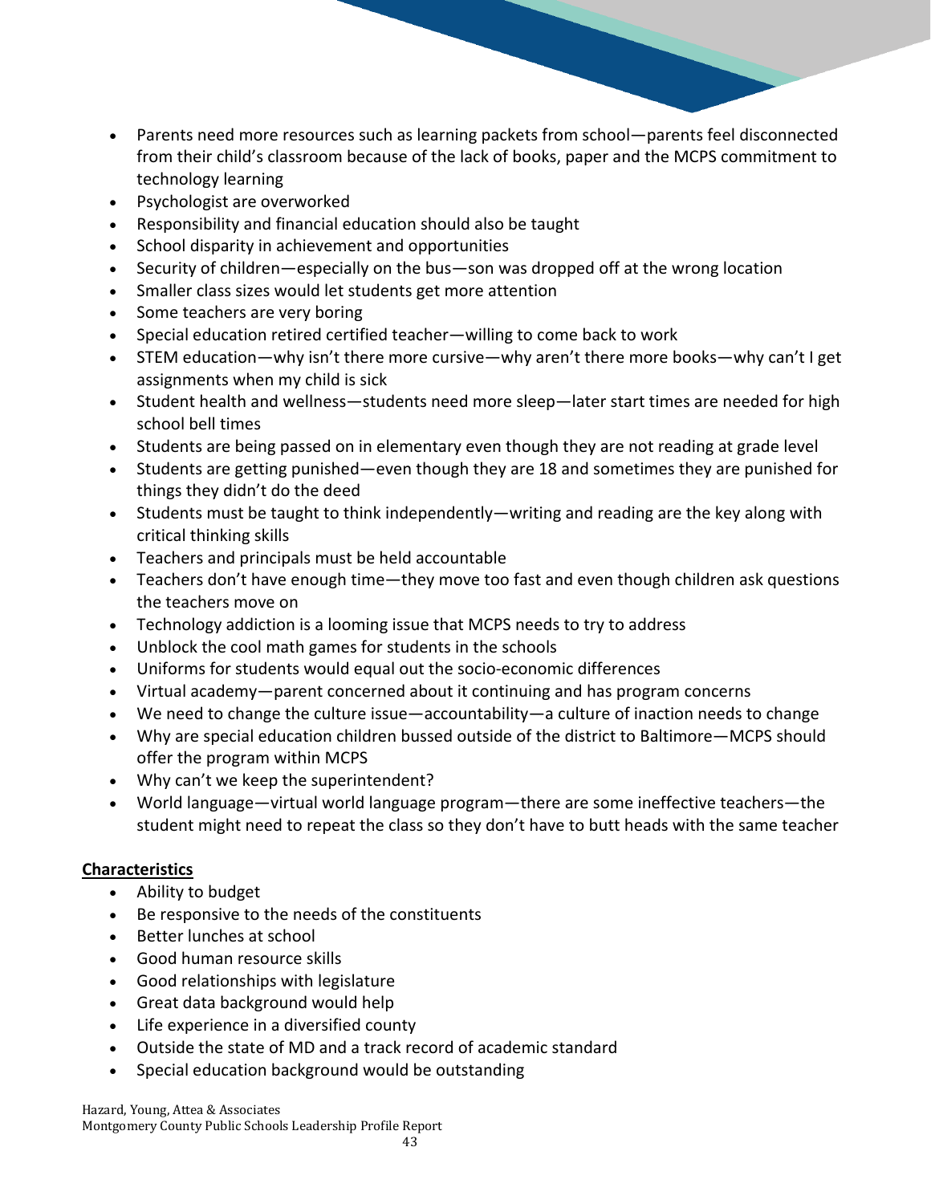- Parents need more resources such as learning packets from school—parents feel disconnected from their child's classroom because of the lack of books, paper and the MCPS commitment to technology learning
- Psychologist are overworked
- Responsibility and financial education should also be taught
- School disparity in achievement and opportunities
- Security of children—especially on the bus—son was dropped off at the wrong location
- Smaller class sizes would let students get more attention
- Some teachers are very boring
- Special education retired certified teacher—willing to come back to work
- STEM education—why isn't there more cursive—why aren't there more books—why can't I get assignments when my child is sick
- Student health and wellness—students need more sleep—later start times are needed for high school bell times
- Students are being passed on in elementary even though they are not reading at grade level
- Students are getting punished—even though they are 18 and sometimes they are punished for things they didn't do the deed
- Students must be taught to think independently—writing and reading are the key along with critical thinking skills
- Teachers and principals must be held accountable
- Teachers don't have enough time—they move too fast and even though children ask questions the teachers move on
- Technology addiction is a looming issue that MCPS needs to try to address
- Unblock the cool math games for students in the schools
- Uniforms for students would equal out the socio-economic differences
- Virtual academy—parent concerned about it continuing and has program concerns
- We need to change the culture issue—accountability—a culture of inaction needs to change
- Why are special education children bussed outside of the district to Baltimore—MCPS should offer the program within MCPS
- Why can't we keep the superintendent?
- World language—virtual world language program—there are some ineffective teachers—the student might need to repeat the class so they don't have to butt heads with the same teacher

**Characteristics**

- Ability to budget
- Be responsive to the needs of the constituents
- Better lunches at school
- Good human resource skills
- Good relationships with legislature
- Great data background would help
- Life experience in a diversified county
- Outside the state of MD and a track record of academic standard
- Special education background would be outstanding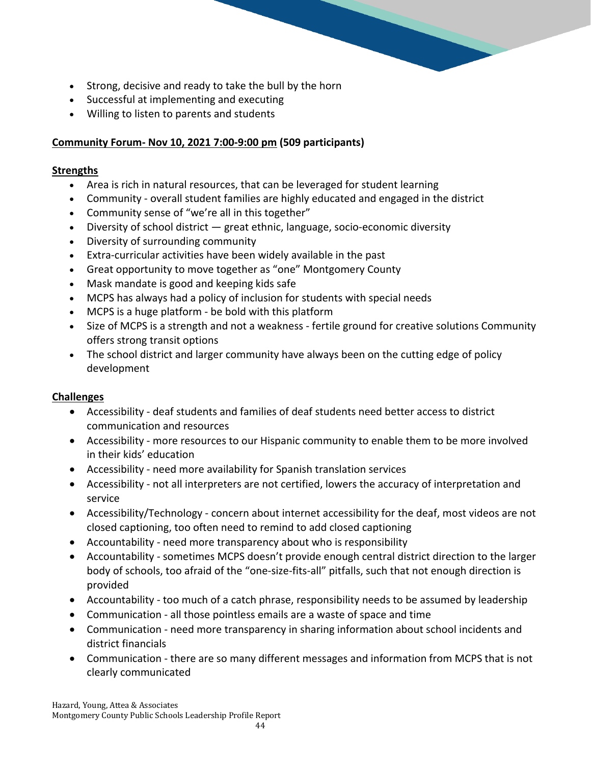- Strong, decisive and ready to take the bull by the horn
- Successful at implementing and executing
- Willing to listen to parents and students

**Community Forum- Nov 10, 2021 7:00-9:00 pm (509 participants)**

**Strengths**

- Area is rich in natural resources, that can be leveraged for student learning
- Community - overall student families are highly educated and engaged in the district
- Community sense of "we're all in this together"
- Diversity of school district — great ethnic, language, socio-economic diversity
- Diversity of surrounding community
- Extra-curricular activities have been widely available in the past
- Great opportunity to move together as "one" Montgomery County
- Mask mandate is good and keeping kids safe
- MCPS has always had a policy of inclusion for students with special needs
- MCPS is a huge platform - be bold with this platform
- Size of MCPS is a strength and not a weakness - fertile ground for creative solutions Community offers strong transit options
- The school district and larger community have always been on the cutting edge of policy development

**Challenges**

- Accessibility - deaf students and families of deaf students need better access to district communication and resources
- Accessibility - more resources to our Hispanic community to enable them to be more involved in their kids' education
- Accessibility - need more availability for Spanish translation services
- Accessibility - not all interpreters are not certified, lowers the accuracy of interpretation and service
- Accessibility/Technology - concern about internet accessibility for the deaf, most videos are not closed captioning, too often need to remind to add closed captioning
- Accountability - need more transparency about who is responsibility
- Accountability - sometimes MCPS doesn't provide enough central district direction to the larger body of schools, too afraid of the "one-size-fits-all" pitfalls, such that not enough direction is provided
- Accountability - too much of a catch phrase, responsibility needs to be assumed by leadership
- Communication - all those pointless emails are a waste of space and time
- Communication - need more transparency in sharing information about school incidents and district financials
- Communication - there are so many different messages and information from MCPS that is not clearly communicated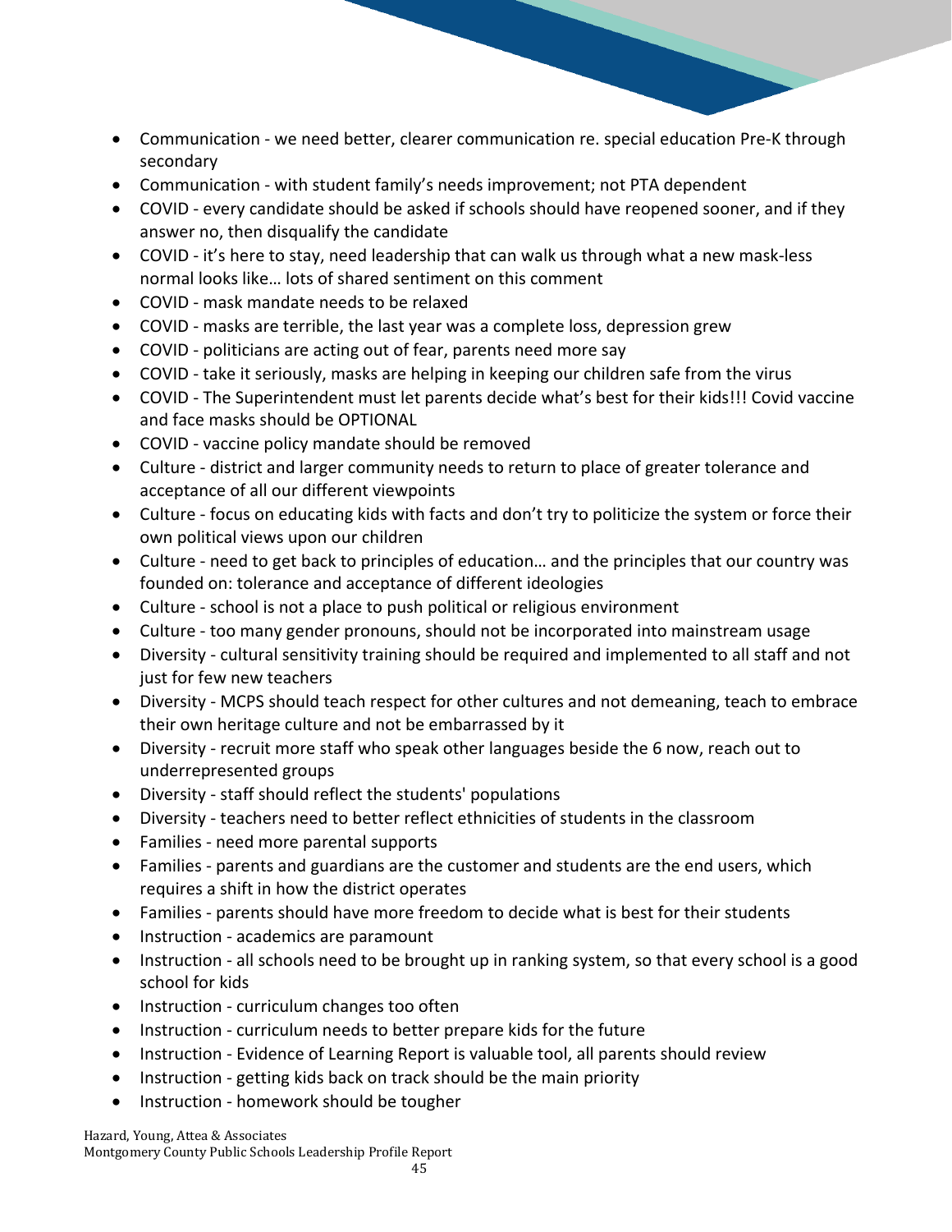- Communication - we need better, clearer communication re. special education Pre-K through secondary
- Communication - with student family's needs improvement; not PTA dependent
- COVID - every candidate should be asked if schools should have reopened sooner, and if they answer no, then disqualify the candidate
- COVID - it's here to stay, need leadership that can walk us through what a new mask-less normal looks like… lots of shared sentiment on this comment
- COVID - mask mandate needs to be relaxed
- COVID - masks are terrible, the last year was a complete loss, depression grew
- COVID - politicians are acting out of fear, parents need more say
- COVID - take it seriously, masks are helping in keeping our children safe from the virus
- COVID - The Superintendent must let parents decide what's best for their kids!!! Covid vaccine and face masks should be OPTIONAL
- COVID - vaccine policy mandate should be removed
- Culture - district and larger community needs to return to place of greater tolerance and acceptance of all our different viewpoints
- Culture - focus on educating kids with facts and don't try to politicize the system or force their own political views upon our children
- Culture - need to get back to principles of education… and the principles that our country was founded on: tolerance and acceptance of different ideologies
- Culture - school is not a place to push political or religious environment
- Culture - too many gender pronouns, should not be incorporated into mainstream usage
- Diversity - cultural sensitivity training should be required and implemented to all staff and not just for few new teachers
- Diversity - MCPS should teach respect for other cultures and not demeaning, teach to embrace their own heritage culture and not be embarrassed by it
- Diversity - recruit more staff who speak other languages beside the 6 now, reach out to underrepresented groups
- Diversity - staff should reflect the students' populations
- Diversity - teachers need to better reflect ethnicities of students in the classroom
- Families - need more parental supports
- Families - parents and guardians are the customer and students are the end users, which requires a shift in how the district operates
- Families - parents should have more freedom to decide what is best for their students
- Instruction - academics are paramount
- Instruction - all schools need to be brought up in ranking system, so that every school is a good school for kids
- Instruction - curriculum changes too often
- Instruction - curriculum needs to better prepare kids for the future
- Instruction - Evidence of Learning Report is valuable tool, all parents should review
- Instruction - getting kids back on track should be the main priority
- Instruction - homework should be tougher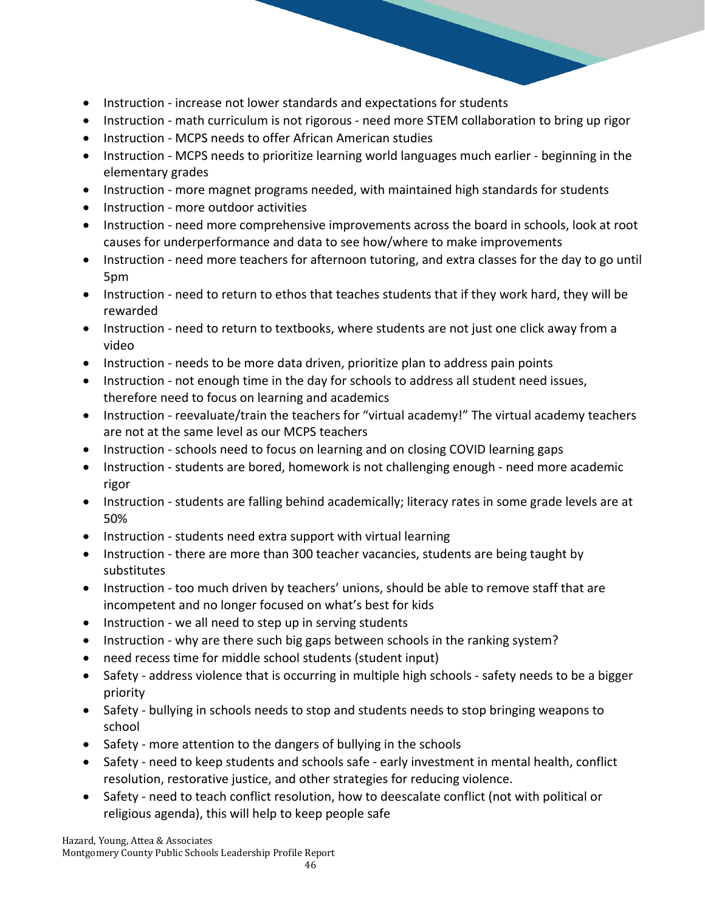- Instruction - increase not lower standards and expectations for students
- Instruction - math curriculum is not rigorous - need more STEM collaboration to bring up rigor
- Instruction - MCPS needs to offer African American studies
- Instruction - MCPS needs to prioritize learning world languages much earlier - beginning in the elementary grades
- Instruction - more magnet programs needed, with maintained high standards for students
- Instruction - more outdoor activities
- Instruction - need more comprehensive improvements across the board in schools, look at root causes for underperformance and data to see how/where to make improvements
- Instruction - need more teachers for afternoon tutoring, and extra classes for the day to go until 5pm
- Instruction - need to return to ethos that teaches students that if they work hard, they will be rewarded
- Instruction - need to return to textbooks, where students are not just one click away from a video
- Instruction - needs to be more data driven, prioritize plan to address pain points
- Instruction - not enough time in the day for schools to address all student need issues, therefore need to focus on learning and academics
- Instruction - reevaluate/train the teachers for "virtual academy!" The virtual academy teachers are not at the same level as our MCPS teachers
- Instruction - schools need to focus on learning and on closing COVID learning gaps
- Instruction - students are bored, homework is not challenging enough - need more academic rigor
- Instruction - students are falling behind academically; literacy rates in some grade levels are at 50%
- Instruction - students need extra support with virtual learning
- Instruction - there are more than 300 teacher vacancies, students are being taught by substitutes
- Instruction - too much driven by teachers' unions, should be able to remove staff that are incompetent and no longer focused on what's best for kids
- Instruction - we all need to step up in serving students
- Instruction - why are there such big gaps between schools in the ranking system?
- need recess time for middle school students (student input)
- Safety - address violence that is occurring in multiple high schools - safety needs to be a bigger priority
- Safety - bullying in schools needs to stop and students needs to stop bringing weapons to school
- Safety - more attention to the dangers of bullying in the schools
- Safety - need to keep students and schools safe - early investment in mental health, conflict resolution, restorative justice, and other strategies for reducing violence.
- Safety - need to teach conflict resolution, how to deescalate conflict (not with political or religious agenda), this will help to keep people safe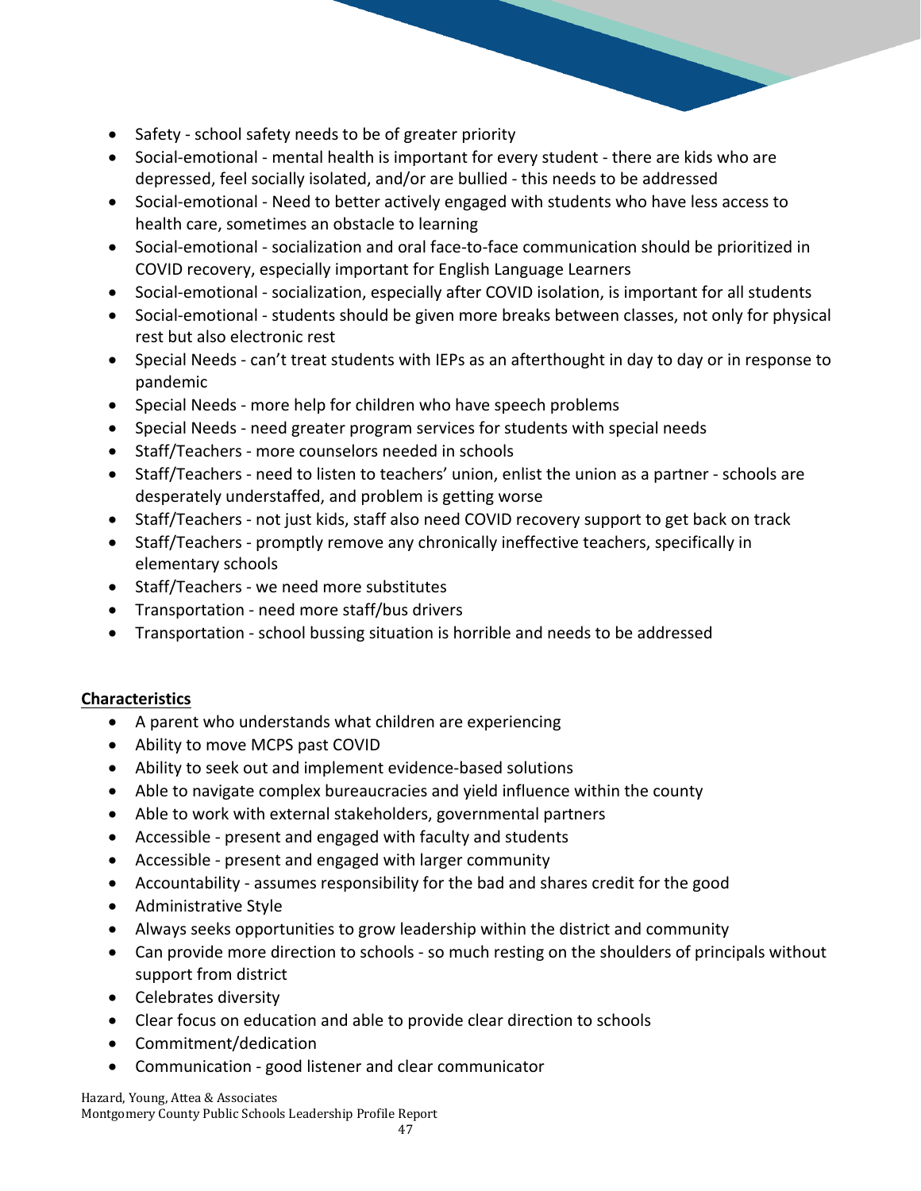- Safety - school safety needs to be of greater priority
- Social-emotional - mental health is important for every student - there are kids who are depressed, feel socially isolated, and/or are bullied - this needs to be addressed
- Social-emotional - Need to better actively engaged with students who have less access to health care, sometimes an obstacle to learning
- Social-emotional - socialization and oral face-to-face communication should be prioritized in COVID recovery, especially important for English Language Learners
- Social-emotional - socialization, especially after COVID isolation, is important for all students
- Social-emotional - students should be given more breaks between classes, not only for physical rest but also electronic rest
- Special Needs - can't treat students with IEPs as an afterthought in day to day or in response to pandemic
- Special Needs - more help for children who have speech problems
- Special Needs - need greater program services for students with special needs
- Staff/Teachers - more counselors needed in schools
- Staff/Teachers - need to listen to teachers' union, enlist the union as a partner - schools are desperately understaffed, and problem is getting worse
- Staff/Teachers - not just kids, staff also need COVID recovery support to get back on track
- Staff/Teachers - promptly remove any chronically ineffective teachers, specifically in elementary schools
- Staff/Teachers - we need more substitutes
- Transportation - need more staff/bus drivers
- Transportation - school bussing situation is horrible and needs to be addressed

**Characteristics**

- A parent who understands what children are experiencing
- Ability to move MCPS past COVID
- Ability to seek out and implement evidence-based solutions
- Able to navigate complex bureaucracies and yield influence within the county
- Able to work with external stakeholders, governmental partners
- Accessible - present and engaged with faculty and students
- Accessible - present and engaged with larger community
- Accountability - assumes responsibility for the bad and shares credit for the good
- Administrative Style
- Always seeks opportunities to grow leadership within the district and community
- Can provide more direction to schools - so much resting on the shoulders of principals without support from district
- Celebrates diversity
- Clear focus on education and able to provide clear direction to schools
- Commitment/dedication
- Communication - good listener and clear communicator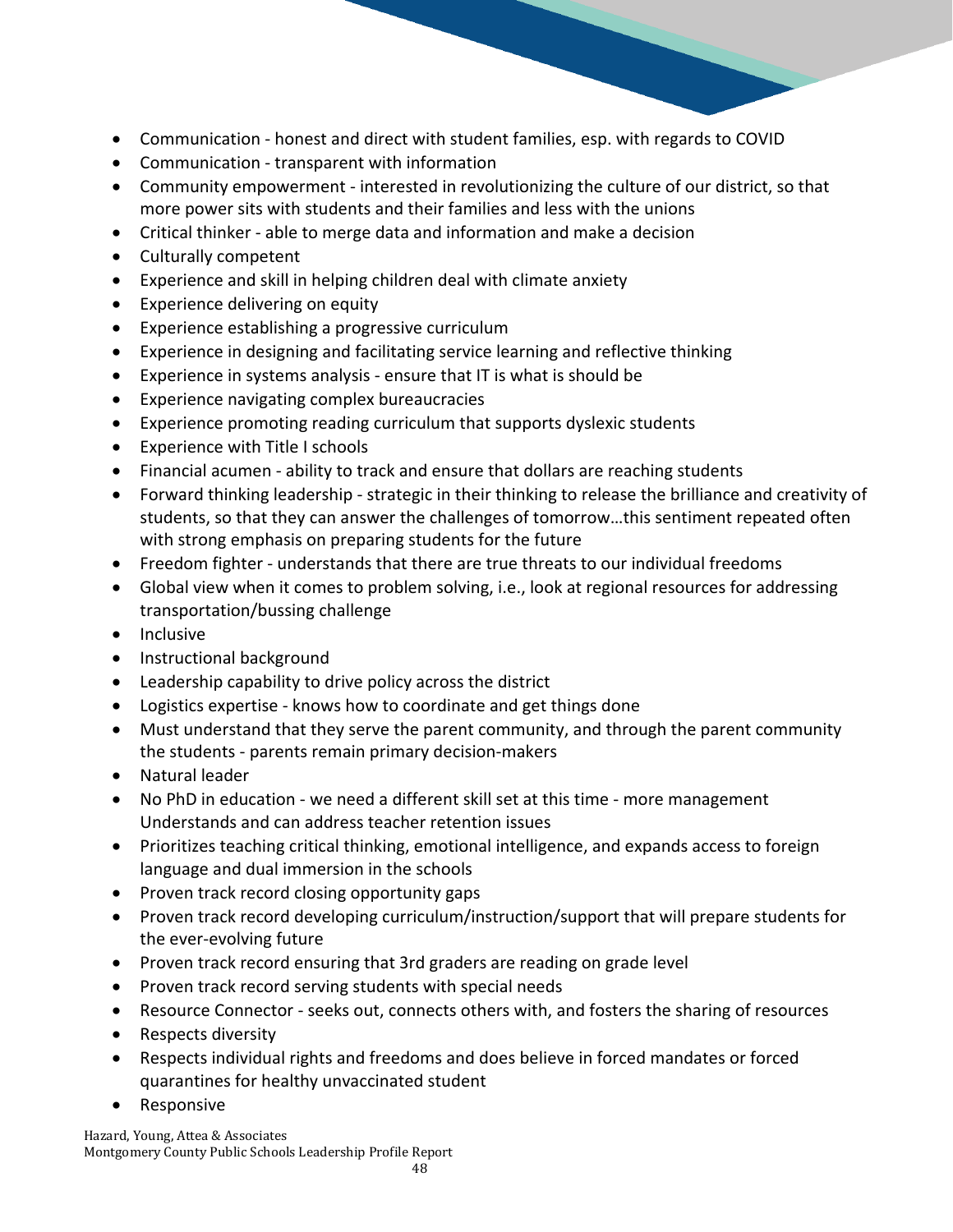- Communication - honest and direct with student families, esp. with regards to COVID
- Communication - transparent with information
- Community empowerment - interested in revolutionizing the culture of our district, so that more power sits with students and their families and less with the unions
- Critical thinker - able to merge data and information and make a decision
- Culturally competent
- Experience and skill in helping children deal with climate anxiety
- Experience delivering on equity
- Experience establishing a progressive curriculum
- Experience in designing and facilitating service learning and reflective thinking
- Experience in systems analysis - ensure that IT is what is should be
- Experience navigating complex bureaucracies
- Experience promoting reading curriculum that supports dyslexic students
- Experience with Title I schools
- Financial acumen - ability to track and ensure that dollars are reaching students
- Forward thinking leadership - strategic in their thinking to release the brilliance and creativity of students, so that they can answer the challenges of tomorrow…this sentiment repeated often with strong emphasis on preparing students for the future
- Freedom fighter - understands that there are true threats to our individual freedoms
- Global view when it comes to problem solving, i.e., look at regional resources for addressing transportation/bussing challenge
- Inclusive
- Instructional background
- Leadership capability to drive policy across the district
- Logistics expertise - knows how to coordinate and get things done
- Must understand that they serve the parent community, and through the parent community the students - parents remain primary decision-makers
- Natural leader
- No PhD in education - we need a different skill set at this time - more management Understands and can address teacher retention issues
- Prioritizes teaching critical thinking, emotional intelligence, and expands access to foreign language and dual immersion in the schools
- Proven track record closing opportunity gaps
- Proven track record developing curriculum/instruction/support that will prepare students for the ever-evolving future
- Proven track record ensuring that 3rd graders are reading on grade level
- Proven track record serving students with special needs
- Resource Connector - seeks out, connects others with, and fosters the sharing of resources
- Respects diversity
- Respects individual rights and freedoms and does believe in forced mandates or forced quarantines for healthy unvaccinated student
- Responsive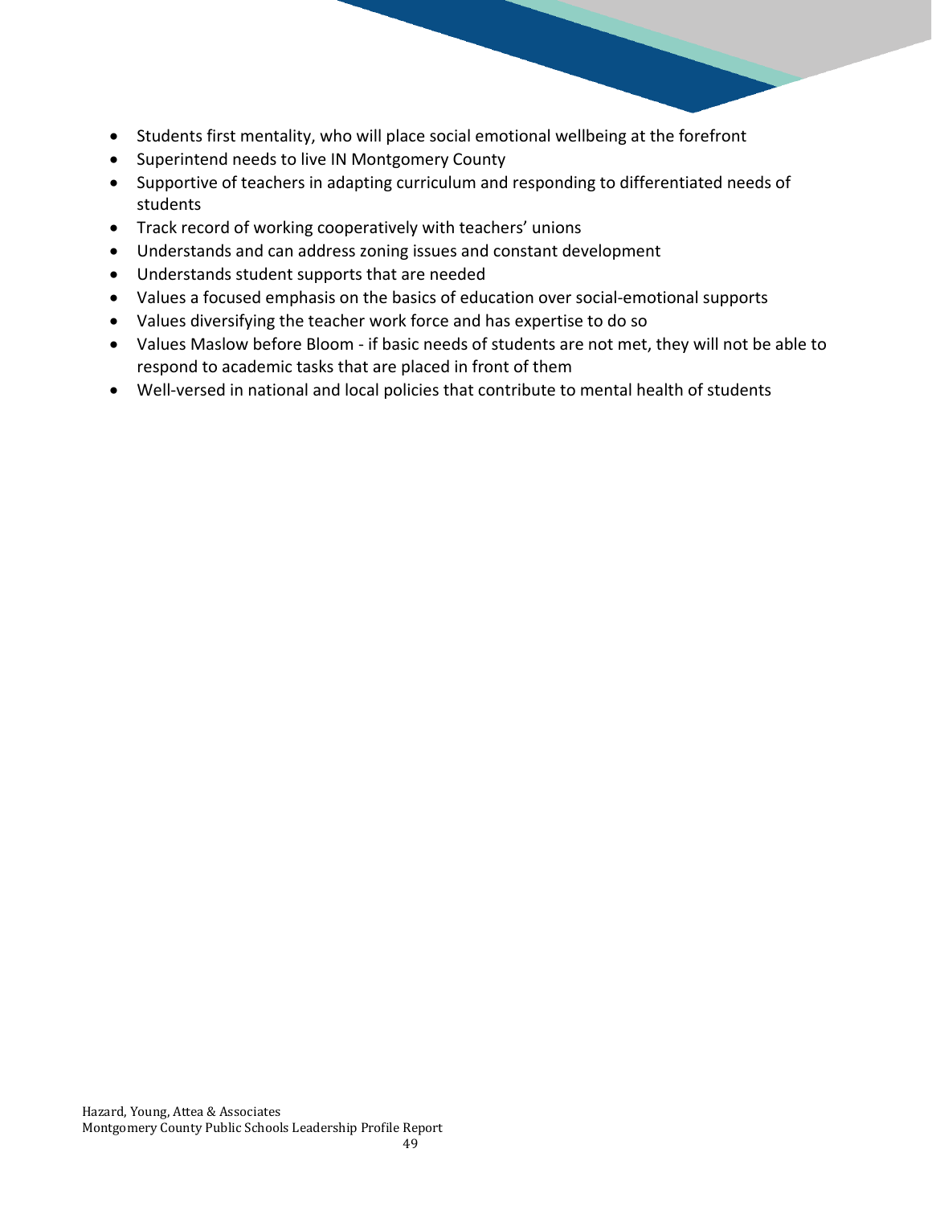- Students first mentality, who will place social emotional wellbeing at the forefront
- Superintend needs to live IN Montgomery County
- Supportive of teachers in adapting curriculum and responding to differentiated needs of students
- Track record of working cooperatively with teachers' unions
- Understands and can address zoning issues and constant development
- Understands student supports that are needed
- Values a focused emphasis on the basics of education over social-emotional supports
- Values diversifying the teacher work force and has expertise to do so
- Values Maslow before Bloom - if basic needs of students are not met, they will not be able to respond to academic tasks that are placed in front of them
- Well-versed in national and local policies that contribute to mental health of students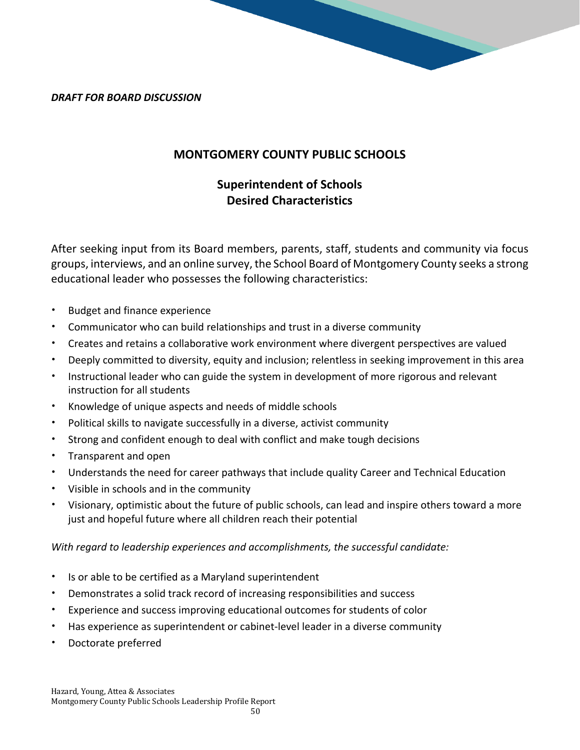*DRAFT FOR BOARD DISCUSSION*

# MONTGOMERY COUNTY PUBLIC SCHOOLS

## Superintendent of Schools
## Desired Characteristics

After seeking input from its Board members, parents, staff, students and community via focus groups, interviews, and an online survey, the School Board of Montgomery County seeks a strong educational leader who possesses the following characteristics:

- Budget and finance experience
- Communicator who can build relationships and trust in a diverse community
- Creates and retains a collaborative work environment where divergent perspectives are valued
- Deeply committed to diversity, equity and inclusion; relentless in seeking improvement in this area
- Instructional leader who can guide the system in development of more rigorous and relevant instruction for all students
- Knowledge of unique aspects and needs of middle schools
- Political skills to navigate successfully in a diverse, activist community
- Strong and confident enough to deal with conflict and make tough decisions
- Transparent and open
- Understands the need for career pathways that include quality Career and Technical Education
- Visible in schools and in the community
- Visionary, optimistic about the future of public schools, can lead and inspire others toward a more just and hopeful future where all children reach their potential

*With regard to leadership experiences and accomplishments, the successful candidate:*

- Is or able to be certified as a Maryland superintendent
- Demonstrates a solid track record of increasing responsibilities and success
- Experience and success improving educational outcomes for students of color
- Has experience as superintendent or cabinet-level leader in a diverse community
- Doctorate preferred